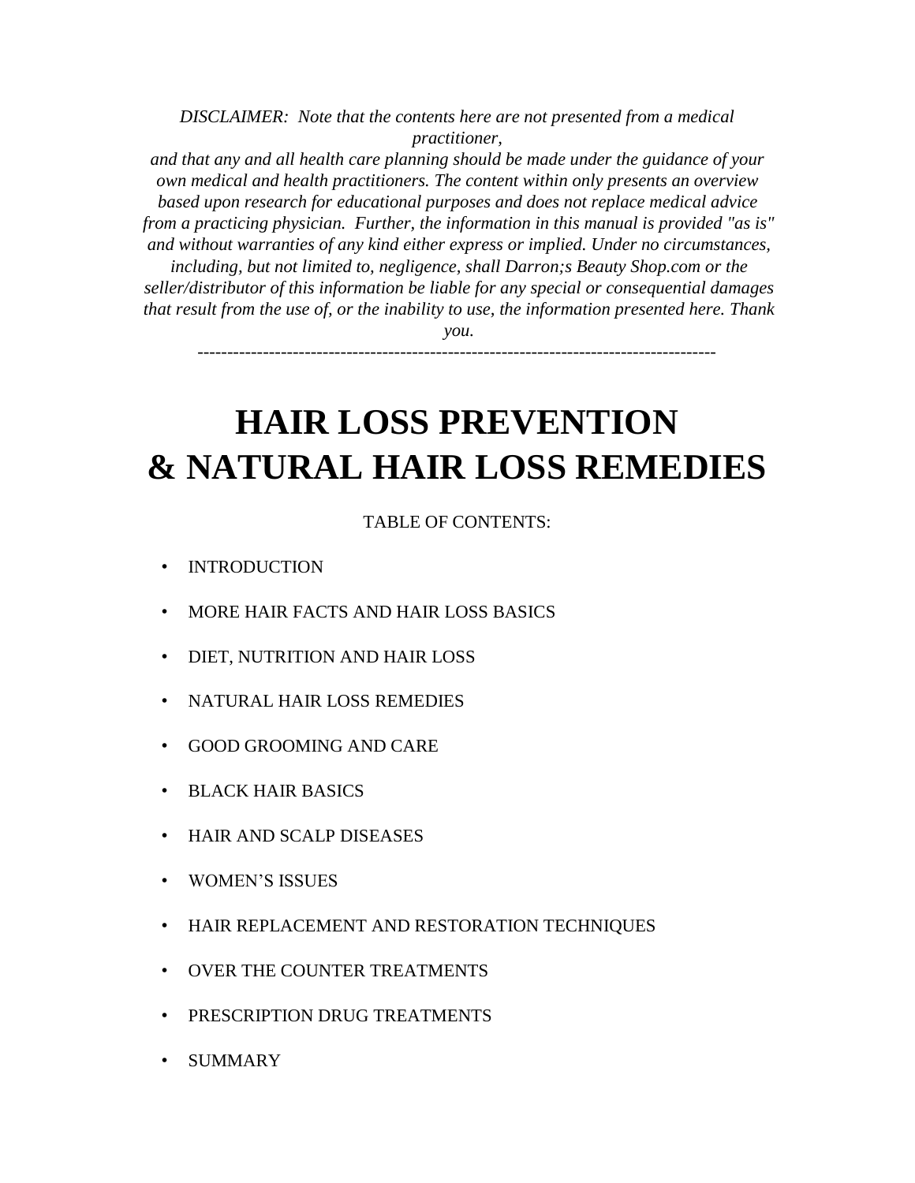*DISCLAIMER: Note that the contents here are not presented from a medical practitioner, and that any and all health care planning should be made under the guidance of your own medical and health practitioners. The content within only presents an overview based upon research for educational purposes and does not replace medical advice from a practicing physician. Further, the information in this manual is provided "as is" and without warranties of any kind either express or implied. Under no circumstances, including, but not limited to, negligence, shall Darron;s Beauty Shop.com or the seller/distributor of this information be liable for any special or consequential damages that result from the use of, or the inability to use, the information presented here. Thank you.*

---

# HAIR LOSS PREVENTION & NATURAL HAIR LOSS REMEDIES

TABLE OF CONTENTS:

- INTRODUCTION
- MORE HAIR FACTS AND HAIR LOSS BASICS
- DIET, NUTRITION AND HAIR LOSS
- NATURAL HAIR LOSS REMEDIES
- GOOD GROOMING AND CARE
- BLACK HAIR BASICS
- HAIR AND SCALP DISEASES
- WOMEN'S ISSUES
- HAIR REPLACEMENT AND RESTORATION TECHNIQUES
- OVER THE COUNTER TREATMENTS
- PRESCRIPTION DRUG TREATMENTS
- SUMMARY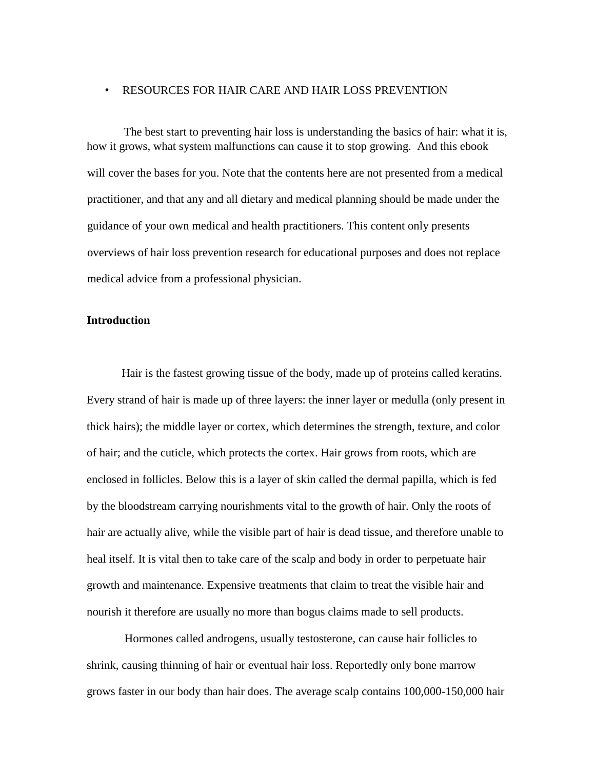- RESOURCES FOR HAIR CARE AND HAIR LOSS PREVENTION

The best start to preventing hair loss is understanding the basics of hair: what it is, how it grows, what system malfunctions can cause it to stop growing. And this ebook will cover the bases for you. Note that the contents here are not presented from a medical practitioner, and that any and all dietary and medical planning should be made under the guidance of your own medical and health practitioners. This content only presents overviews of hair loss prevention research for educational purposes and does not replace medical advice from a professional physician.

**Introduction**

Hair is the fastest growing tissue of the body, made up of proteins called keratins. Every strand of hair is made up of three layers: the inner layer or medulla (only present in thick hairs); the middle layer or cortex, which determines the strength, texture, and color of hair; and the cuticle, which protects the cortex. Hair grows from roots, which are enclosed in follicles. Below this is a layer of skin called the dermal papilla, which is fed by the bloodstream carrying nourishments vital to the growth of hair. Only the roots of hair are actually alive, while the visible part of hair is dead tissue, and therefore unable to heal itself. It is vital then to take care of the scalp and body in order to perpetuate hair growth and maintenance. Expensive treatments that claim to treat the visible hair and nourish it therefore are usually no more than bogus claims made to sell products.

Hormones called androgens, usually testosterone, can cause hair follicles to shrink, causing thinning of hair or eventual hair loss. Reportedly only bone marrow grows faster in our body than hair does. The average scalp contains 100,000-150,000 hair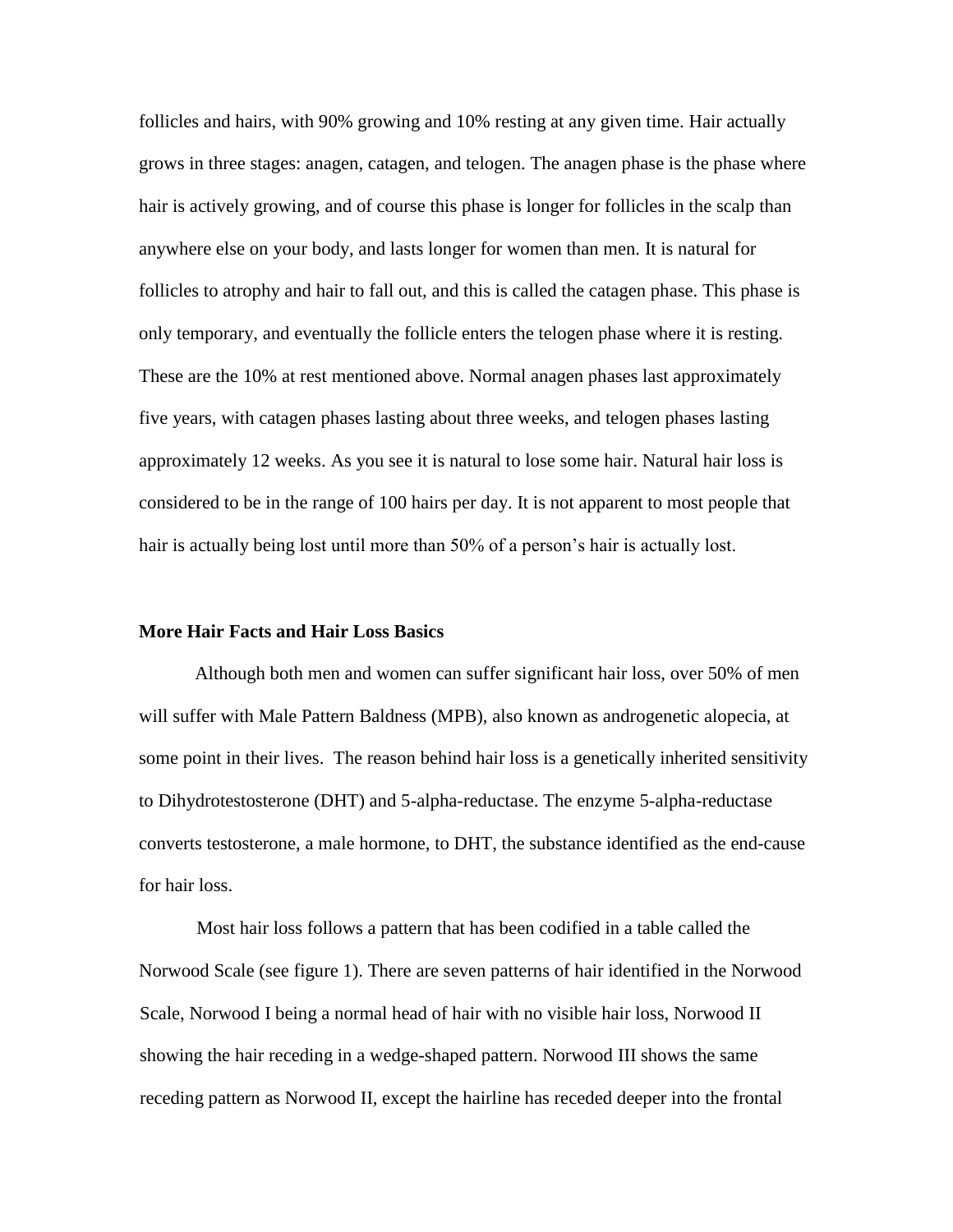follicles and hairs, with 90% growing and 10% resting at any given time. Hair actually grows in three stages: anagen, catagen, and telogen. The anagen phase is the phase where hair is actively growing, and of course this phase is longer for follicles in the scalp than anywhere else on your body, and lasts longer for women than men. It is natural for follicles to atrophy and hair to fall out, and this is called the catagen phase. This phase is only temporary, and eventually the follicle enters the telogen phase where it is resting. These are the 10% at rest mentioned above. Normal anagen phases last approximately five years, with catagen phases lasting about three weeks, and telogen phases lasting approximately 12 weeks. As you see it is natural to lose some hair. Natural hair loss is considered to be in the range of 100 hairs per day. It is not apparent to most people that hair is actually being lost until more than 50% of a person's hair is actually lost.

**More Hair Facts and Hair Loss Basics**

Although both men and women can suffer significant hair loss, over 50% of men will suffer with Male Pattern Baldness (MPB), also known as androgenetic alopecia, at some point in their lives. The reason behind hair loss is a genetically inherited sensitivity to Dihydrotestosterone (DHT) and 5-alpha-reductase. The enzyme 5-alpha-reductase converts testosterone, a male hormone, to DHT, the substance identified as the end-cause for hair loss.

Most hair loss follows a pattern that has been codified in a table called the Norwood Scale (see figure 1). There are seven patterns of hair identified in the Norwood Scale, Norwood I being a normal head of hair with no visible hair loss, Norwood II showing the hair receding in a wedge-shaped pattern. Norwood III shows the same receding pattern as Norwood II, except the hairline has receded deeper into the frontal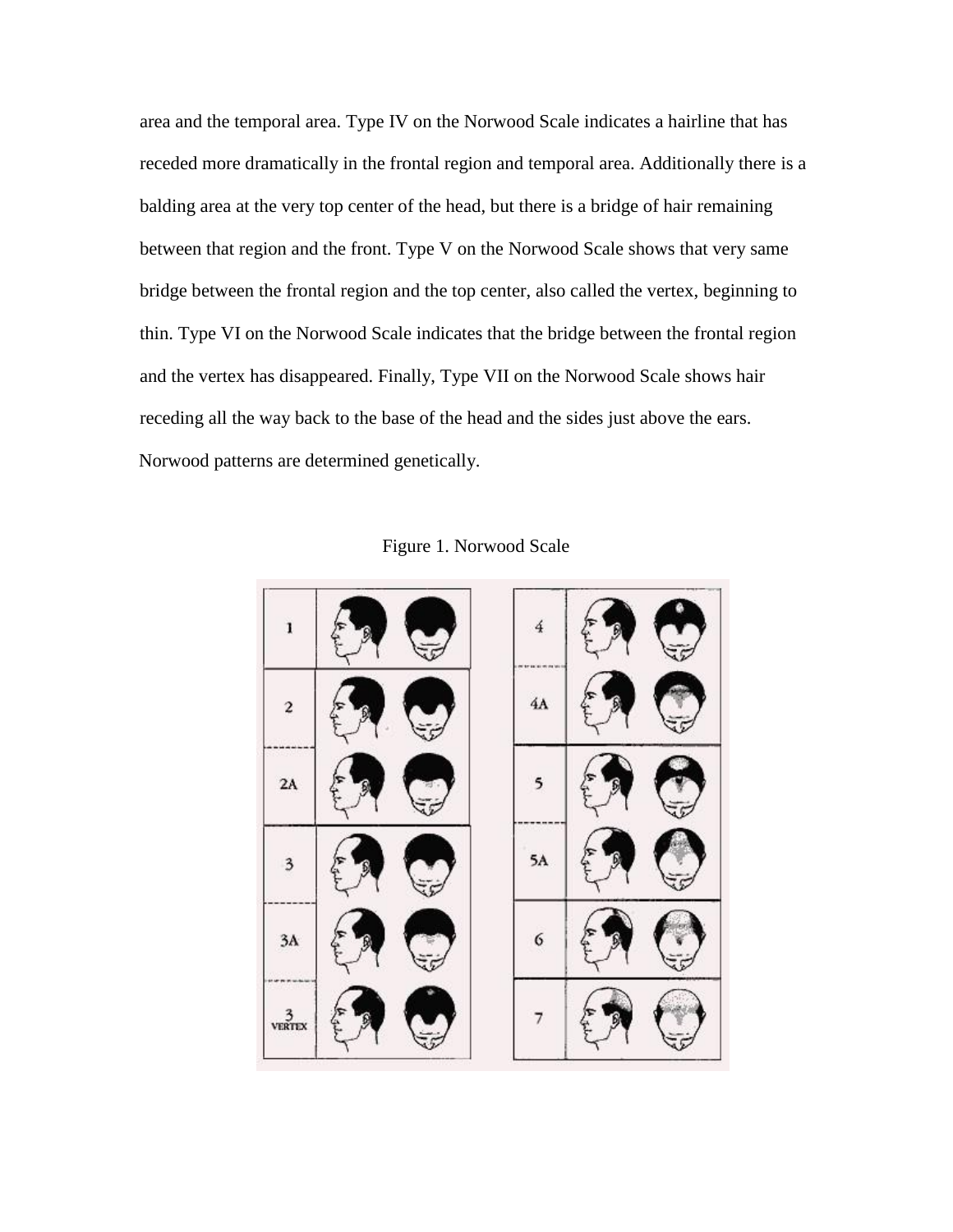area and the temporal area. Type IV on the Norwood Scale indicates a hairline that has receded more dramatically in the frontal region and temporal area. Additionally there is a balding area at the very top center of the head, but there is a bridge of hair remaining between that region and the front. Type V on the Norwood Scale shows that very same bridge between the frontal region and the top center, also called the vertex, beginning to thin. Type VI on the Norwood Scale indicates that the bridge between the frontal region and the vertex has disappeared. Finally, Type VII on the Norwood Scale shows hair receding all the way back to the base of the head and the sides just above the ears. Norwood patterns are determined genetically.

Figure 1. Norwood Scale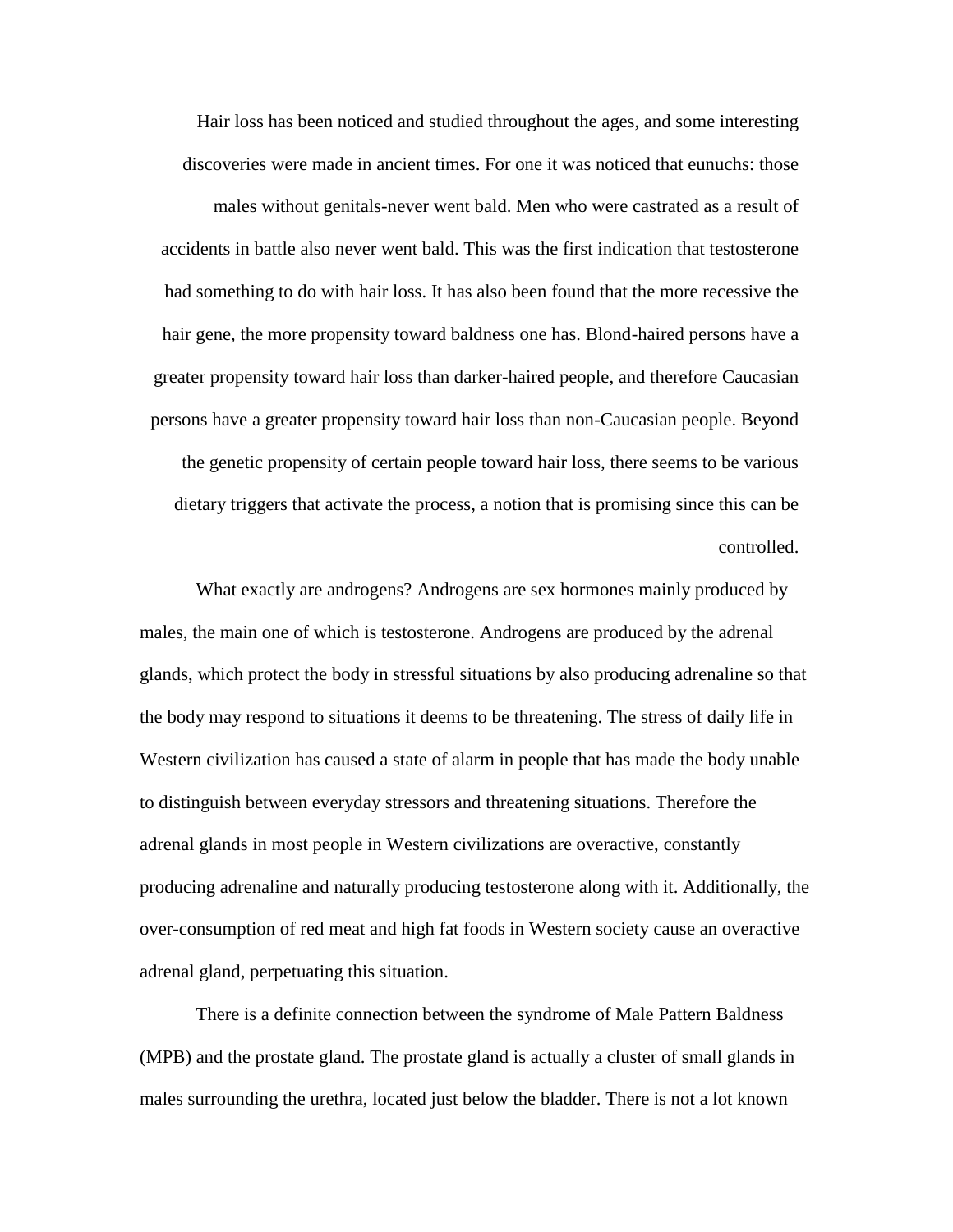Hair loss has been noticed and studied throughout the ages, and some interesting discoveries were made in ancient times. For one it was noticed that eunuchs: those males without genitals-never went bald. Men who were castrated as a result of accidents in battle also never went bald. This was the first indication that testosterone had something to do with hair loss. It has also been found that the more recessive the hair gene, the more propensity toward baldness one has. Blond-haired persons have a greater propensity toward hair loss than darker-haired people, and therefore Caucasian persons have a greater propensity toward hair loss than non-Caucasian people. Beyond the genetic propensity of certain people toward hair loss, there seems to be various dietary triggers that activate the process, a notion that is promising since this can be controlled.

What exactly are androgens? Androgens are sex hormones mainly produced by males, the main one of which is testosterone. Androgens are produced by the adrenal glands, which protect the body in stressful situations by also producing adrenaline so that the body may respond to situations it deems to be threatening. The stress of daily life in Western civilization has caused a state of alarm in people that has made the body unable to distinguish between everyday stressors and threatening situations. Therefore the adrenal glands in most people in Western civilizations are overactive, constantly producing adrenaline and naturally producing testosterone along with it. Additionally, the over-consumption of red meat and high fat foods in Western society cause an overactive adrenal gland, perpetuating this situation.

There is a definite connection between the syndrome of Male Pattern Baldness (MPB) and the prostate gland. The prostate gland is actually a cluster of small glands in males surrounding the urethra, located just below the bladder. There is not a lot known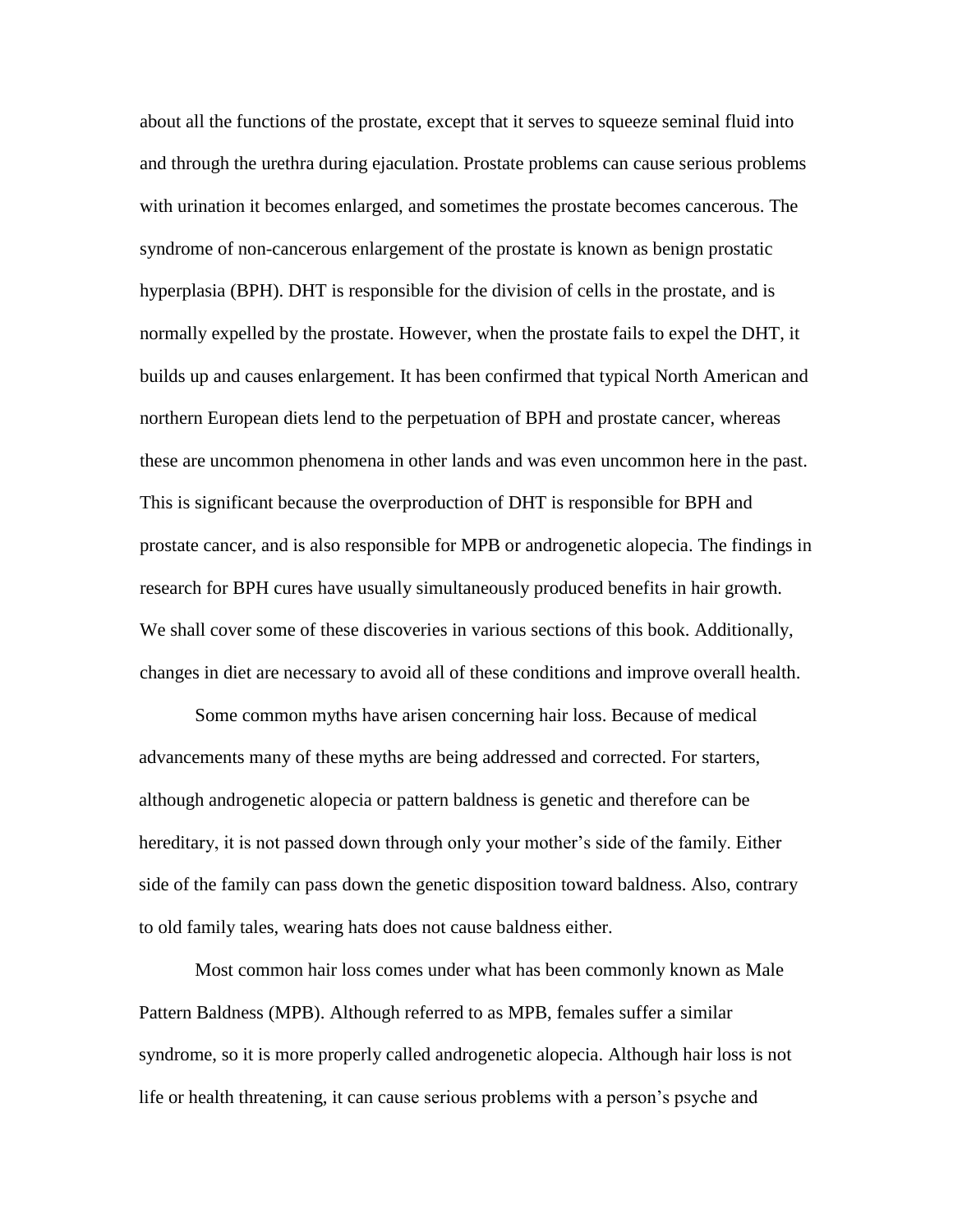about all the functions of the prostate, except that it serves to squeeze seminal fluid into and through the urethra during ejaculation. Prostate problems can cause serious problems with urination it becomes enlarged, and sometimes the prostate becomes cancerous. The syndrome of non-cancerous enlargement of the prostate is known as benign prostatic hyperplasia (BPH). DHT is responsible for the division of cells in the prostate, and is normally expelled by the prostate. However, when the prostate fails to expel the DHT, it builds up and causes enlargement. It has been confirmed that typical North American and northern European diets lend to the perpetuation of BPH and prostate cancer, whereas these are uncommon phenomena in other lands and was even uncommon here in the past. This is significant because the overproduction of DHT is responsible for BPH and prostate cancer, and is also responsible for MPB or androgenetic alopecia. The findings in research for BPH cures have usually simultaneously produced benefits in hair growth. We shall cover some of these discoveries in various sections of this book. Additionally, changes in diet are necessary to avoid all of these conditions and improve overall health.

Some common myths have arisen concerning hair loss. Because of medical advancements many of these myths are being addressed and corrected. For starters, although androgenetic alopecia or pattern baldness is genetic and therefore can be hereditary, it is not passed down through only your mother's side of the family. Either side of the family can pass down the genetic disposition toward baldness. Also, contrary to old family tales, wearing hats does not cause baldness either.

Most common hair loss comes under what has been commonly known as Male Pattern Baldness (MPB). Although referred to as MPB, females suffer a similar syndrome, so it is more properly called androgenetic alopecia. Although hair loss is not life or health threatening, it can cause serious problems with a person's psyche and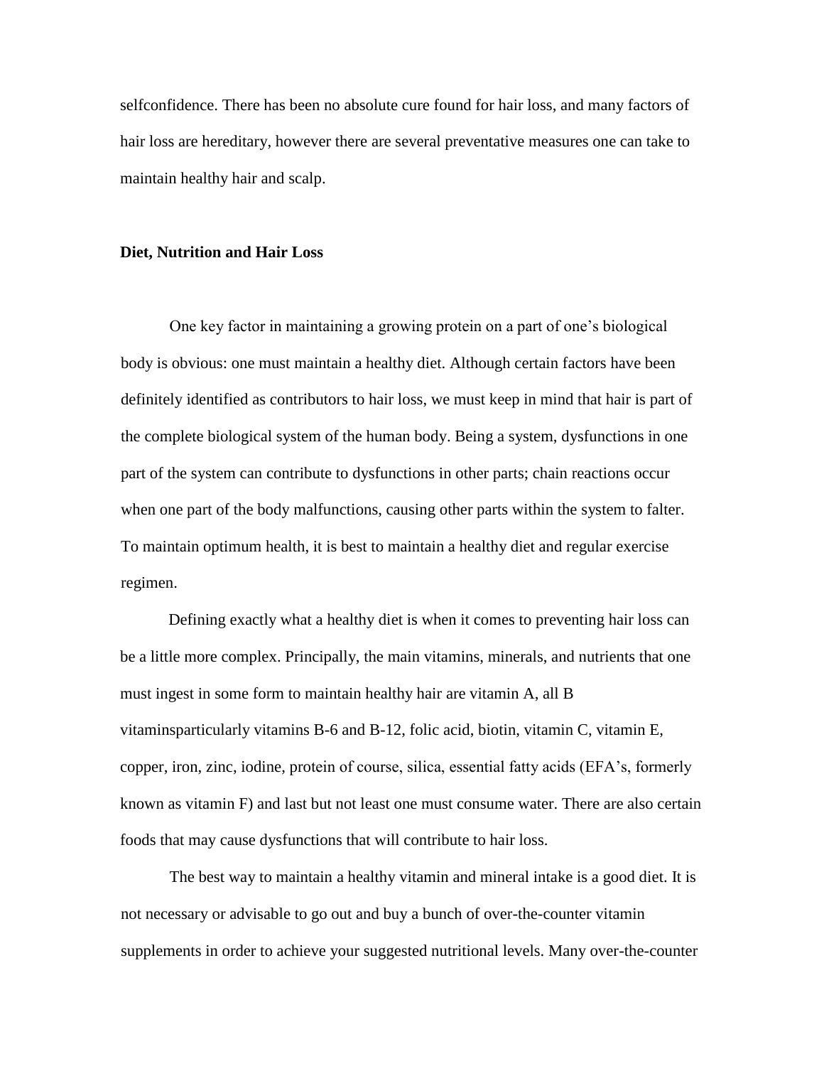selfconfidence. There has been no absolute cure found for hair loss, and many factors of hair loss are hereditary, however there are several preventative measures one can take to maintain healthy hair and scalp.

**Diet, Nutrition and Hair Loss**

One key factor in maintaining a growing protein on a part of one's biological body is obvious: one must maintain a healthy diet. Although certain factors have been definitely identified as contributors to hair loss, we must keep in mind that hair is part of the complete biological system of the human body. Being a system, dysfunctions in one part of the system can contribute to dysfunctions in other parts; chain reactions occur when one part of the body malfunctions, causing other parts within the system to falter. To maintain optimum health, it is best to maintain a healthy diet and regular exercise regimen.

Defining exactly what a healthy diet is when it comes to preventing hair loss can be a little more complex. Principally, the main vitamins, minerals, and nutrients that one must ingest in some form to maintain healthy hair are vitamin A, all B vitaminsparticularly vitamins B-6 and B-12, folic acid, biotin, vitamin C, vitamin E, copper, iron, zinc, iodine, protein of course, silica, essential fatty acids (EFA's, formerly known as vitamin F) and last but not least one must consume water. There are also certain foods that may cause dysfunctions that will contribute to hair loss.

The best way to maintain a healthy vitamin and mineral intake is a good diet. It is not necessary or advisable to go out and buy a bunch of over-the-counter vitamin supplements in order to achieve your suggested nutritional levels. Many over-the-counter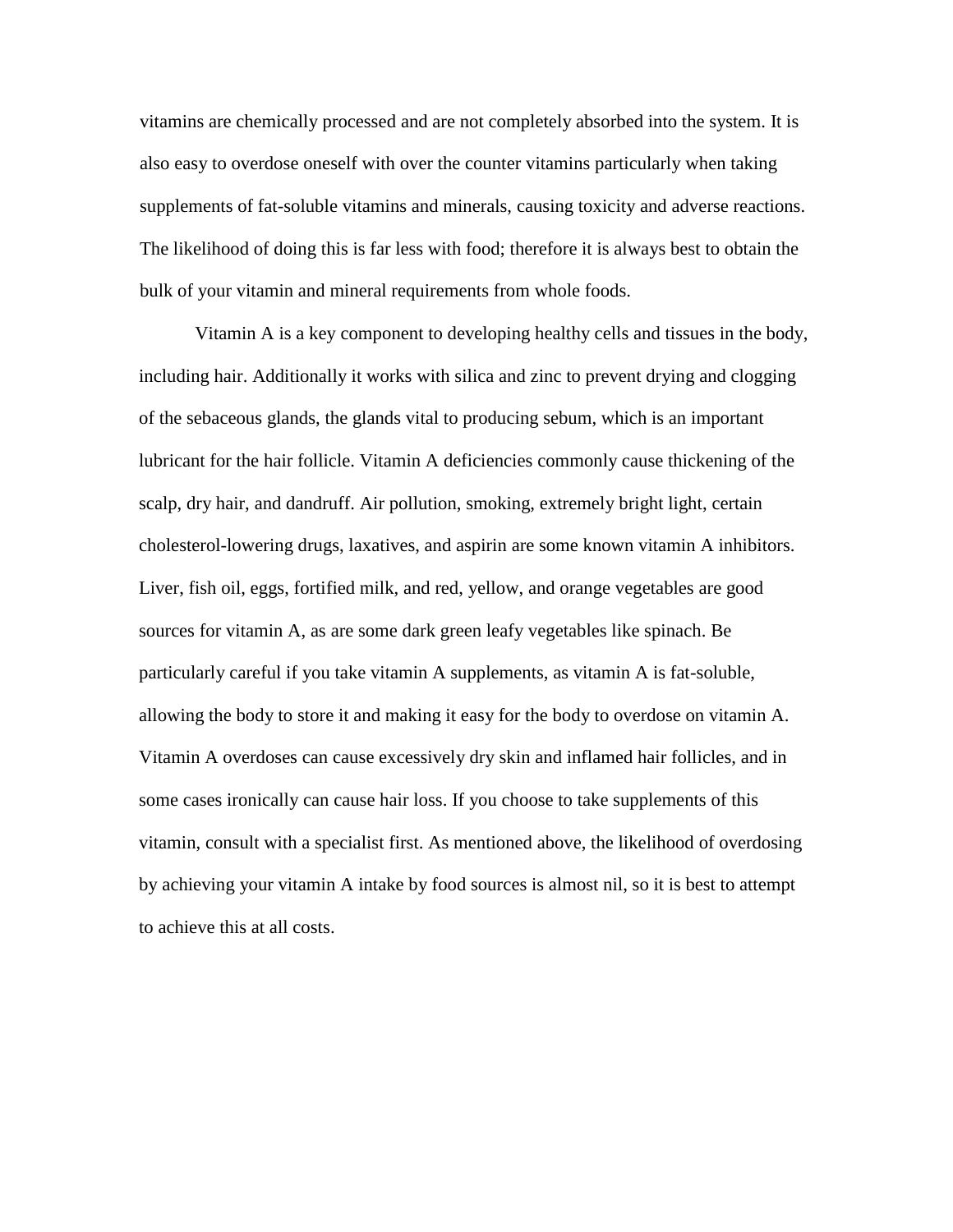vitamins are chemically processed and are not completely absorbed into the system. It is also easy to overdose oneself with over the counter vitamins particularly when taking supplements of fat-soluble vitamins and minerals, causing toxicity and adverse reactions. The likelihood of doing this is far less with food; therefore it is always best to obtain the bulk of your vitamin and mineral requirements from whole foods.

Vitamin A is a key component to developing healthy cells and tissues in the body, including hair. Additionally it works with silica and zinc to prevent drying and clogging of the sebaceous glands, the glands vital to producing sebum, which is an important lubricant for the hair follicle. Vitamin A deficiencies commonly cause thickening of the scalp, dry hair, and dandruff. Air pollution, smoking, extremely bright light, certain cholesterol-lowering drugs, laxatives, and aspirin are some known vitamin A inhibitors. Liver, fish oil, eggs, fortified milk, and red, yellow, and orange vegetables are good sources for vitamin A, as are some dark green leafy vegetables like spinach. Be particularly careful if you take vitamin A supplements, as vitamin A is fat-soluble, allowing the body to store it and making it easy for the body to overdose on vitamin A. Vitamin A overdoses can cause excessively dry skin and inflamed hair follicles, and in some cases ironically can cause hair loss. If you choose to take supplements of this vitamin, consult with a specialist first. As mentioned above, the likelihood of overdosing by achieving your vitamin A intake by food sources is almost nil, so it is best to attempt to achieve this at all costs.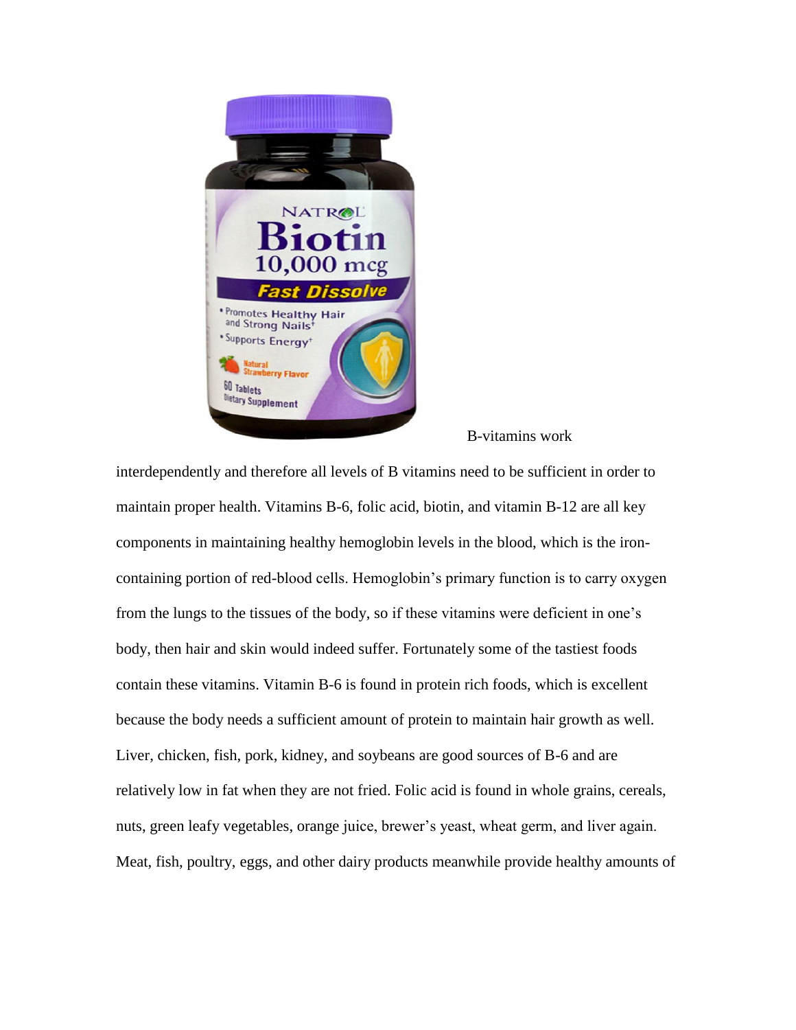B-vitamins work interdependently and therefore all levels of B vitamins need to be sufficient in order to maintain proper health. Vitamins B-6, folic acid, biotin, and vitamin B-12 are all key components in maintaining healthy hemoglobin levels in the blood, which is the iron-containing portion of red-blood cells. Hemoglobin's primary function is to carry oxygen from the lungs to the tissues of the body, so if these vitamins were deficient in one's body, then hair and skin would indeed suffer. Fortunately some of the tastiest foods contain these vitamins. Vitamin B-6 is found in protein rich foods, which is excellent because the body needs a sufficient amount of protein to maintain hair growth as well. Liver, chicken, fish, pork, kidney, and soybeans are good sources of B-6 and are relatively low in fat when they are not fried. Folic acid is found in whole grains, cereals, nuts, green leafy vegetables, orange juice, brewer's yeast, wheat germ, and liver again. Meat, fish, poultry, eggs, and other dairy products meanwhile provide healthy amounts of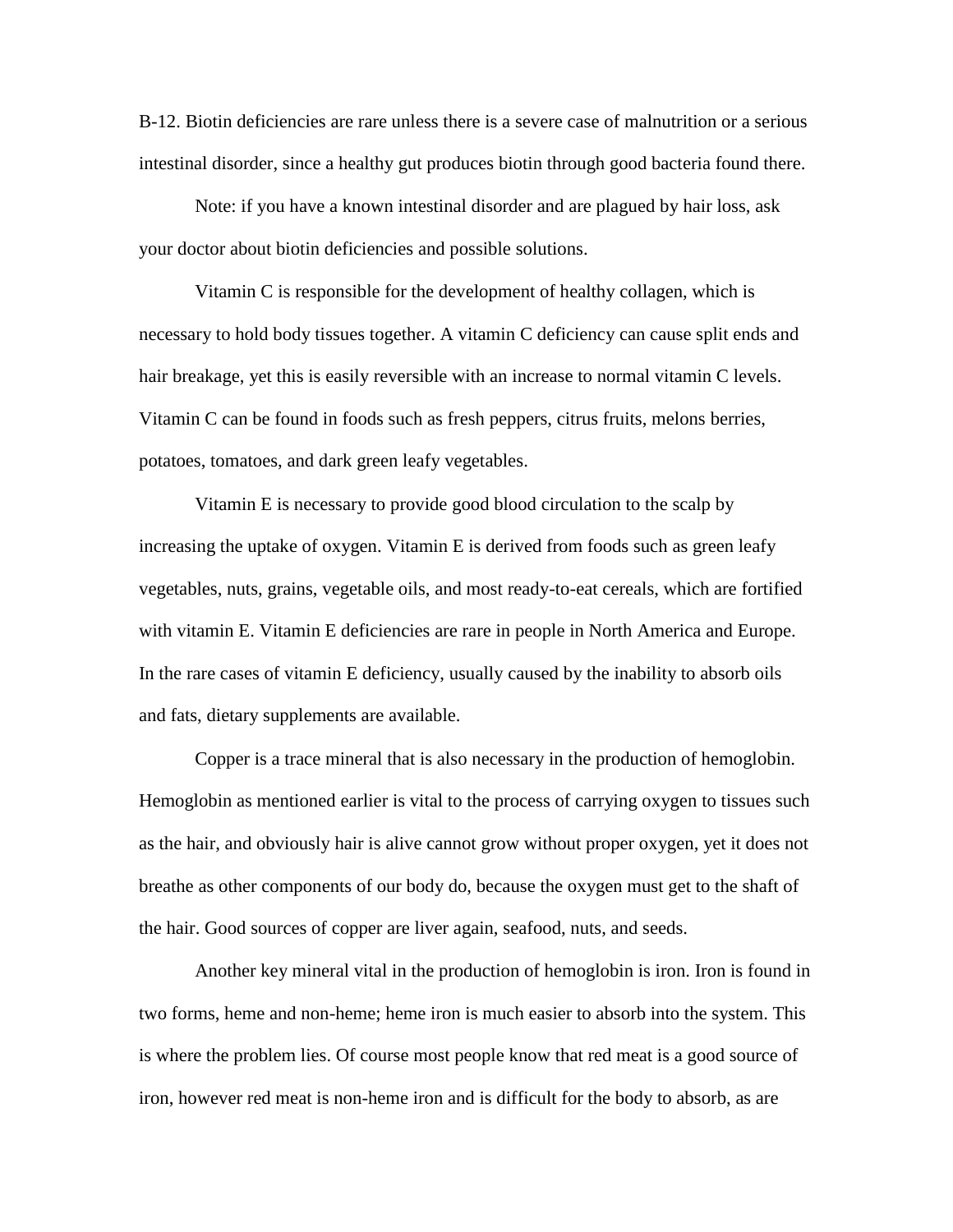B-12. Biotin deficiencies are rare unless there is a severe case of malnutrition or a serious intestinal disorder, since a healthy gut produces biotin through good bacteria found there.

Note: if you have a known intestinal disorder and are plagued by hair loss, ask your doctor about biotin deficiencies and possible solutions.

Vitamin C is responsible for the development of healthy collagen, which is necessary to hold body tissues together. A vitamin C deficiency can cause split ends and hair breakage, yet this is easily reversible with an increase to normal vitamin C levels. Vitamin C can be found in foods such as fresh peppers, citrus fruits, melons berries, potatoes, tomatoes, and dark green leafy vegetables.

Vitamin E is necessary to provide good blood circulation to the scalp by increasing the uptake of oxygen. Vitamin E is derived from foods such as green leafy vegetables, nuts, grains, vegetable oils, and most ready-to-eat cereals, which are fortified with vitamin E. Vitamin E deficiencies are rare in people in North America and Europe. In the rare cases of vitamin E deficiency, usually caused by the inability to absorb oils and fats, dietary supplements are available.

Copper is a trace mineral that is also necessary in the production of hemoglobin. Hemoglobin as mentioned earlier is vital to the process of carrying oxygen to tissues such as the hair, and obviously hair is alive cannot grow without proper oxygen, yet it does not breathe as other components of our body do, because the oxygen must get to the shaft of the hair. Good sources of copper are liver again, seafood, nuts, and seeds.

Another key mineral vital in the production of hemoglobin is iron. Iron is found in two forms, heme and non-heme; heme iron is much easier to absorb into the system. This is where the problem lies. Of course most people know that red meat is a good source of iron, however red meat is non-heme iron and is difficult for the body to absorb, as are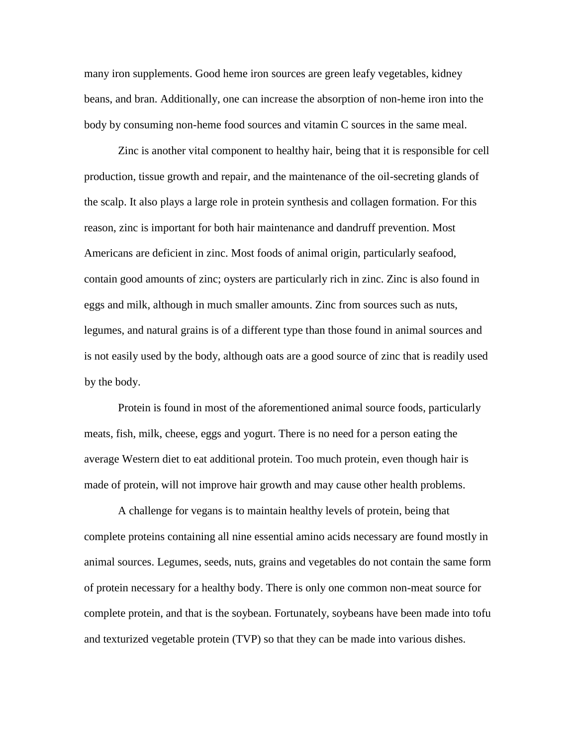many iron supplements. Good heme iron sources are green leafy vegetables, kidney beans, and bran. Additionally, one can increase the absorption of non-heme iron into the body by consuming non-heme food sources and vitamin C sources in the same meal.

Zinc is another vital component to healthy hair, being that it is responsible for cell production, tissue growth and repair, and the maintenance of the oil-secreting glands of the scalp. It also plays a large role in protein synthesis and collagen formation. For this reason, zinc is important for both hair maintenance and dandruff prevention. Most Americans are deficient in zinc. Most foods of animal origin, particularly seafood, contain good amounts of zinc; oysters are particularly rich in zinc. Zinc is also found in eggs and milk, although in much smaller amounts. Zinc from sources such as nuts, legumes, and natural grains is of a different type than those found in animal sources and is not easily used by the body, although oats are a good source of zinc that is readily used by the body.

Protein is found in most of the aforementioned animal source foods, particularly meats, fish, milk, cheese, eggs and yogurt. There is no need for a person eating the average Western diet to eat additional protein. Too much protein, even though hair is made of protein, will not improve hair growth and may cause other health problems.

A challenge for vegans is to maintain healthy levels of protein, being that complete proteins containing all nine essential amino acids necessary are found mostly in animal sources. Legumes, seeds, nuts, grains and vegetables do not contain the same form of protein necessary for a healthy body. There is only one common non-meat source for complete protein, and that is the soybean. Fortunately, soybeans have been made into tofu and texturized vegetable protein (TVP) so that they can be made into various dishes.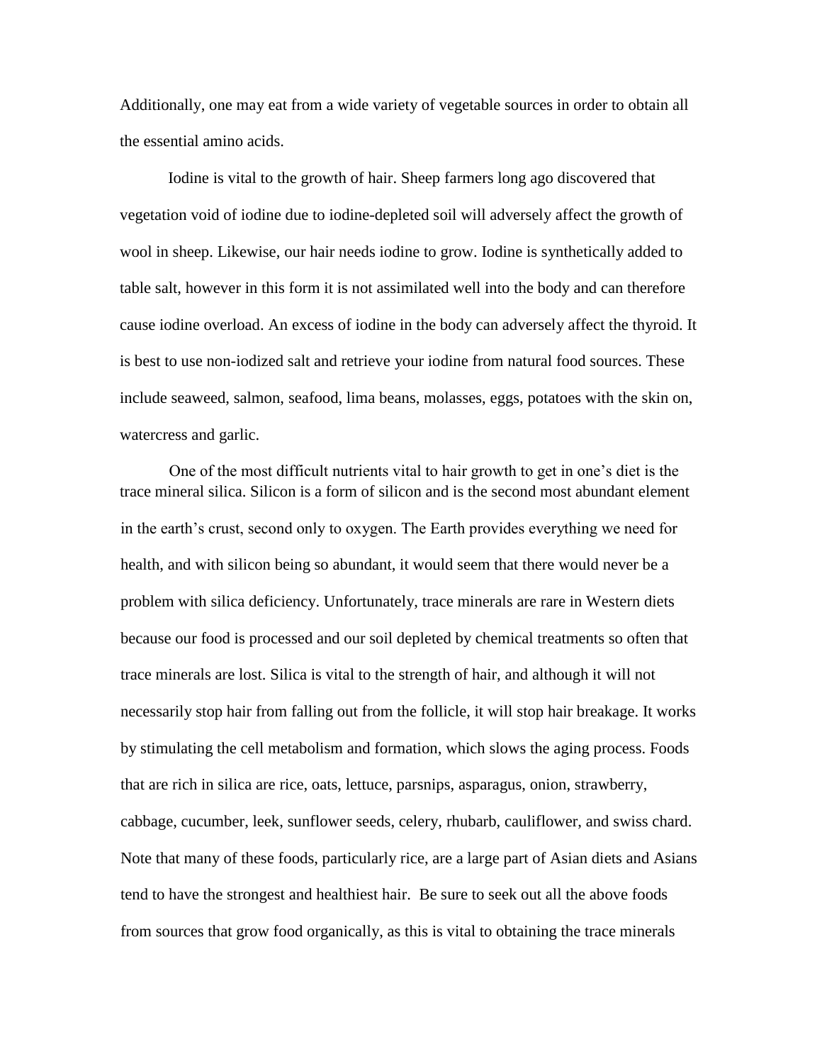Additionally, one may eat from a wide variety of vegetable sources in order to obtain all the essential amino acids.

Iodine is vital to the growth of hair. Sheep farmers long ago discovered that vegetation void of iodine due to iodine-depleted soil will adversely affect the growth of wool in sheep. Likewise, our hair needs iodine to grow. Iodine is synthetically added to table salt, however in this form it is not assimilated well into the body and can therefore cause iodine overload. An excess of iodine in the body can adversely affect the thyroid. It is best to use non-iodized salt and retrieve your iodine from natural food sources. These include seaweed, salmon, seafood, lima beans, molasses, eggs, potatoes with the skin on, watercress and garlic.

One of the most difficult nutrients vital to hair growth to get in one's diet is the trace mineral silica. Silicon is a form of silicon and is the second most abundant element in the earth's crust, second only to oxygen. The Earth provides everything we need for health, and with silicon being so abundant, it would seem that there would never be a problem with silica deficiency. Unfortunately, trace minerals are rare in Western diets because our food is processed and our soil depleted by chemical treatments so often that trace minerals are lost. Silica is vital to the strength of hair, and although it will not necessarily stop hair from falling out from the follicle, it will stop hair breakage. It works by stimulating the cell metabolism and formation, which slows the aging process. Foods that are rich in silica are rice, oats, lettuce, parsnips, asparagus, onion, strawberry, cabbage, cucumber, leek, sunflower seeds, celery, rhubarb, cauliflower, and swiss chard. Note that many of these foods, particularly rice, are a large part of Asian diets and Asians tend to have the strongest and healthiest hair. Be sure to seek out all the above foods from sources that grow food organically, as this is vital to obtaining the trace minerals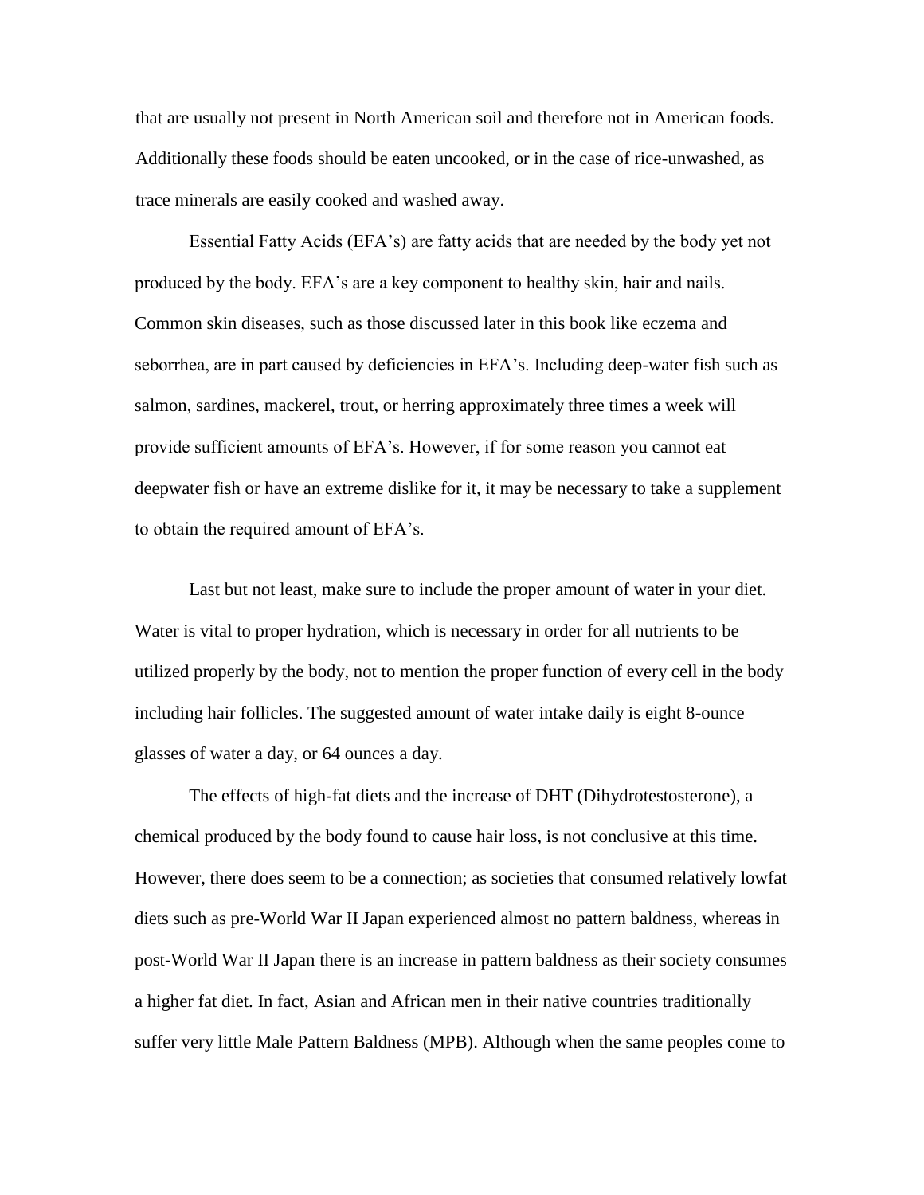that are usually not present in North American soil and therefore not in American foods. Additionally these foods should be eaten uncooked, or in the case of rice-unwashed, as trace minerals are easily cooked and washed away.

Essential Fatty Acids (EFA's) are fatty acids that are needed by the body yet not produced by the body. EFA's are a key component to healthy skin, hair and nails. Common skin diseases, such as those discussed later in this book like eczema and seborrhea, are in part caused by deficiencies in EFA's. Including deep-water fish such as salmon, sardines, mackerel, trout, or herring approximately three times a week will provide sufficient amounts of EFA's. However, if for some reason you cannot eat deepwater fish or have an extreme dislike for it, it may be necessary to take a supplement to obtain the required amount of EFA's.

Last but not least, make sure to include the proper amount of water in your diet. Water is vital to proper hydration, which is necessary in order for all nutrients to be utilized properly by the body, not to mention the proper function of every cell in the body including hair follicles. The suggested amount of water intake daily is eight 8-ounce glasses of water a day, or 64 ounces a day.

The effects of high-fat diets and the increase of DHT (Dihydrotestosterone), a chemical produced by the body found to cause hair loss, is not conclusive at this time. However, there does seem to be a connection; as societies that consumed relatively lowfat diets such as pre-World War II Japan experienced almost no pattern baldness, whereas in post-World War II Japan there is an increase in pattern baldness as their society consumes a higher fat diet. In fact, Asian and African men in their native countries traditionally suffer very little Male Pattern Baldness (MPB). Although when the same peoples come to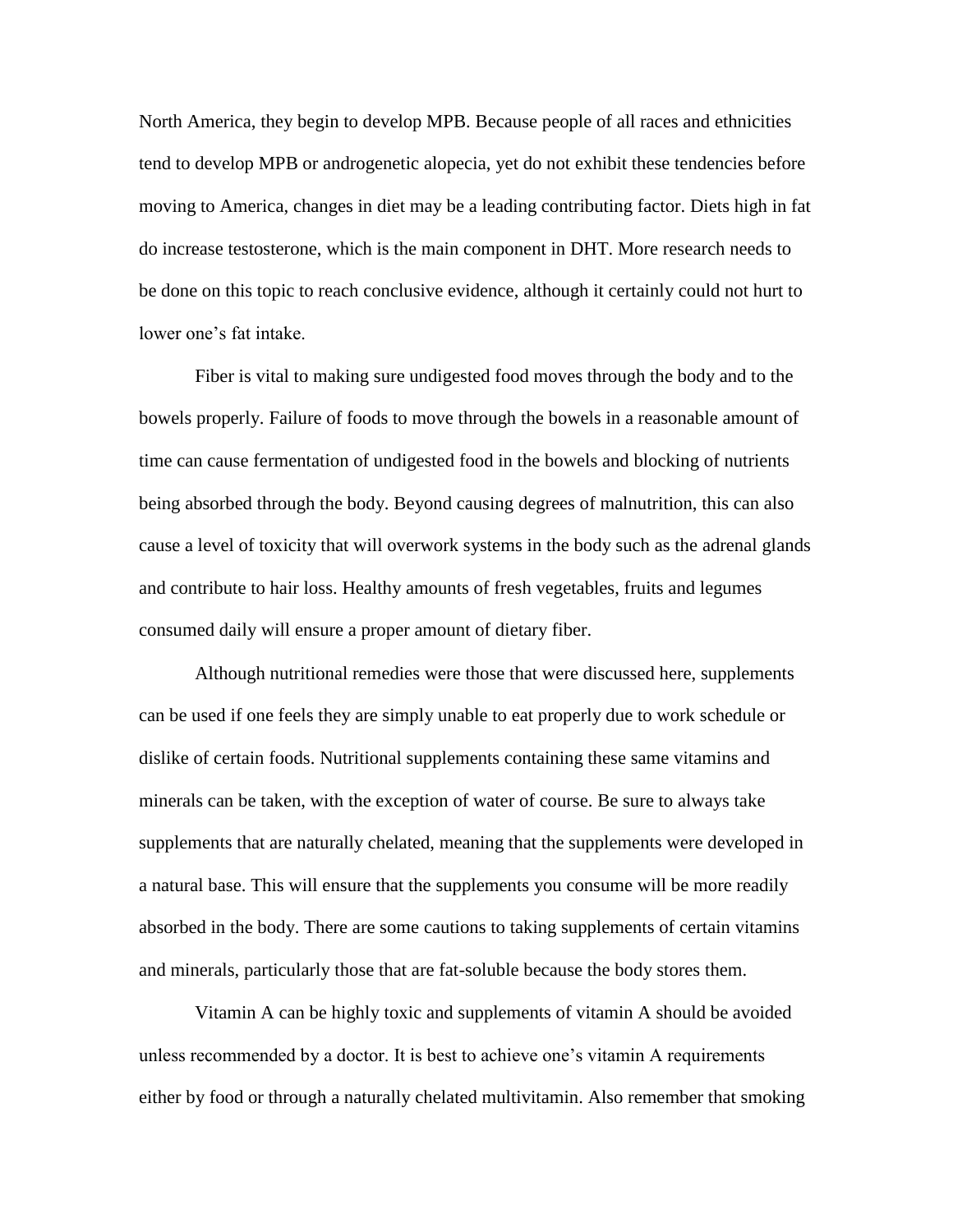North America, they begin to develop MPB. Because people of all races and ethnicities tend to develop MPB or androgenetic alopecia, yet do not exhibit these tendencies before moving to America, changes in diet may be a leading contributing factor. Diets high in fat do increase testosterone, which is the main component in DHT. More research needs to be done on this topic to reach conclusive evidence, although it certainly could not hurt to lower one's fat intake.

Fiber is vital to making sure undigested food moves through the body and to the bowels properly. Failure of foods to move through the bowels in a reasonable amount of time can cause fermentation of undigested food in the bowels and blocking of nutrients being absorbed through the body. Beyond causing degrees of malnutrition, this can also cause a level of toxicity that will overwork systems in the body such as the adrenal glands and contribute to hair loss. Healthy amounts of fresh vegetables, fruits and legumes consumed daily will ensure a proper amount of dietary fiber.

Although nutritional remedies were those that were discussed here, supplements can be used if one feels they are simply unable to eat properly due to work schedule or dislike of certain foods. Nutritional supplements containing these same vitamins and minerals can be taken, with the exception of water of course. Be sure to always take supplements that are naturally chelated, meaning that the supplements were developed in a natural base. This will ensure that the supplements you consume will be more readily absorbed in the body. There are some cautions to taking supplements of certain vitamins and minerals, particularly those that are fat-soluble because the body stores them.

Vitamin A can be highly toxic and supplements of vitamin A should be avoided unless recommended by a doctor. It is best to achieve one's vitamin A requirements either by food or through a naturally chelated multivitamin. Also remember that smoking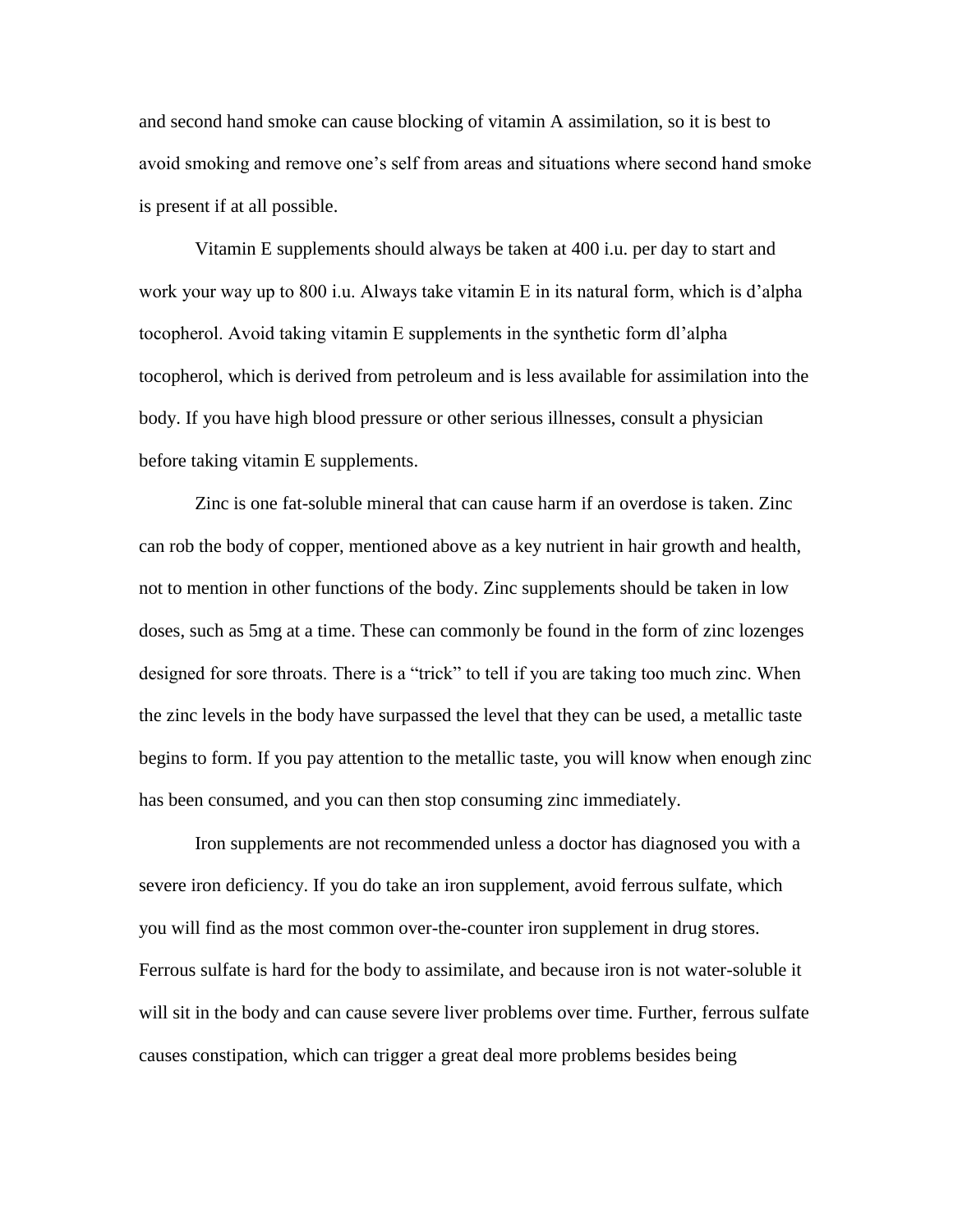and second hand smoke can cause blocking of vitamin A assimilation, so it is best to avoid smoking and remove one's self from areas and situations where second hand smoke is present if at all possible.

Vitamin E supplements should always be taken at 400 i.u. per day to start and work your way up to 800 i.u. Always take vitamin E in its natural form, which is d'alpha tocopherol. Avoid taking vitamin E supplements in the synthetic form dl'alpha tocopherol, which is derived from petroleum and is less available for assimilation into the body. If you have high blood pressure or other serious illnesses, consult a physician before taking vitamin E supplements.

Zinc is one fat-soluble mineral that can cause harm if an overdose is taken. Zinc can rob the body of copper, mentioned above as a key nutrient in hair growth and health, not to mention in other functions of the body. Zinc supplements should be taken in low doses, such as 5mg at a time. These can commonly be found in the form of zinc lozenges designed for sore throats. There is a "trick" to tell if you are taking too much zinc. When the zinc levels in the body have surpassed the level that they can be used, a metallic taste begins to form. If you pay attention to the metallic taste, you will know when enough zinc has been consumed, and you can then stop consuming zinc immediately.

Iron supplements are not recommended unless a doctor has diagnosed you with a severe iron deficiency. If you do take an iron supplement, avoid ferrous sulfate, which you will find as the most common over-the-counter iron supplement in drug stores. Ferrous sulfate is hard for the body to assimilate, and because iron is not water-soluble it will sit in the body and can cause severe liver problems over time. Further, ferrous sulfate causes constipation, which can trigger a great deal more problems besides being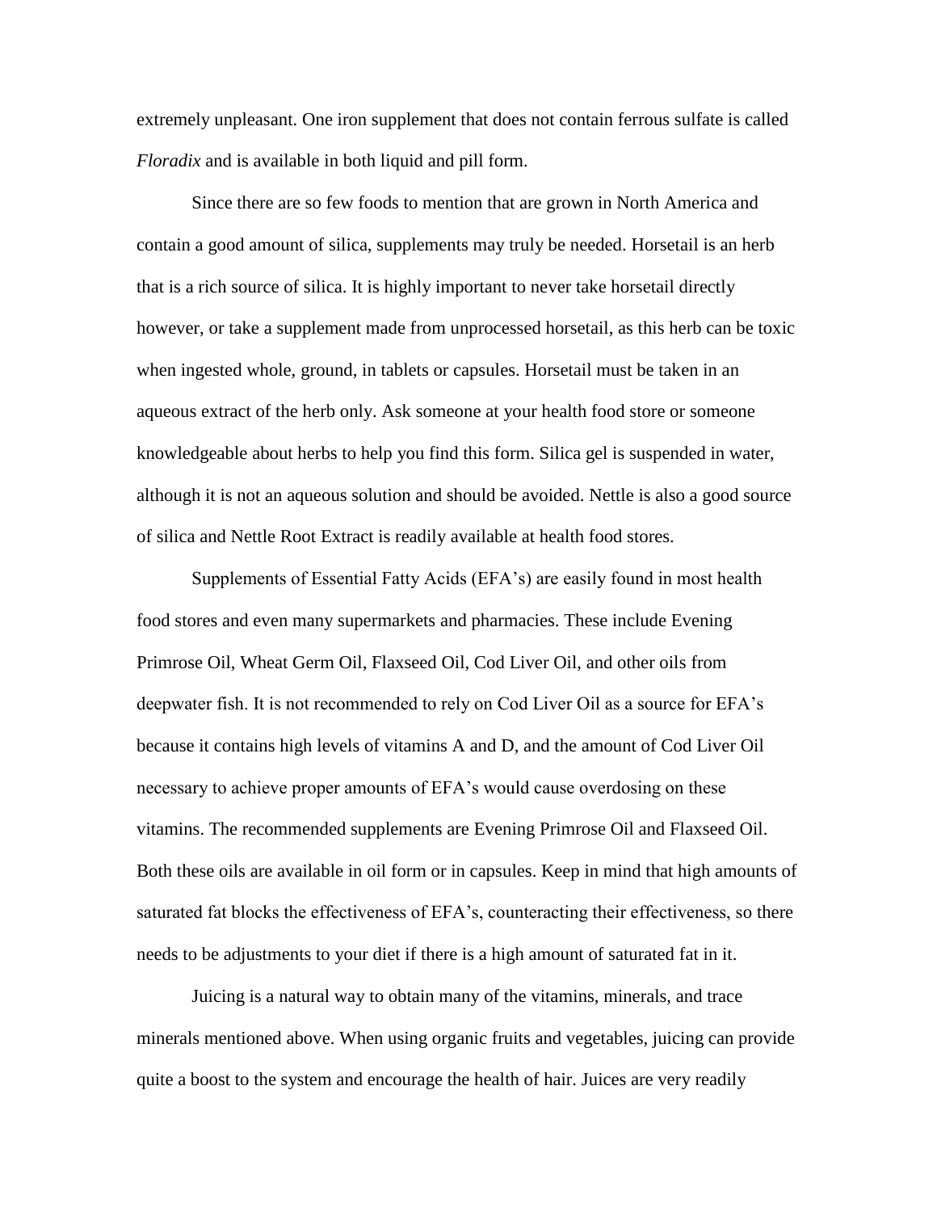extremely unpleasant. One iron supplement that does not contain ferrous sulfate is called *Floradix* and is available in both liquid and pill form.

Since there are so few foods to mention that are grown in North America and contain a good amount of silica, supplements may truly be needed. Horsetail is an herb that is a rich source of silica. It is highly important to never take horsetail directly however, or take a supplement made from unprocessed horsetail, as this herb can be toxic when ingested whole, ground, in tablets or capsules. Horsetail must be taken in an aqueous extract of the herb only. Ask someone at your health food store or someone knowledgeable about herbs to help you find this form. Silica gel is suspended in water, although it is not an aqueous solution and should be avoided. Nettle is also a good source of silica and Nettle Root Extract is readily available at health food stores.

Supplements of Essential Fatty Acids (EFA's) are easily found in most health food stores and even many supermarkets and pharmacies. These include Evening Primrose Oil, Wheat Germ Oil, Flaxseed Oil, Cod Liver Oil, and other oils from deepwater fish. It is not recommended to rely on Cod Liver Oil as a source for EFA's because it contains high levels of vitamins A and D, and the amount of Cod Liver Oil necessary to achieve proper amounts of EFA's would cause overdosing on these vitamins. The recommended supplements are Evening Primrose Oil and Flaxseed Oil. Both these oils are available in oil form or in capsules. Keep in mind that high amounts of saturated fat blocks the effectiveness of EFA's, counteracting their effectiveness, so there needs to be adjustments to your diet if there is a high amount of saturated fat in it.

Juicing is a natural way to obtain many of the vitamins, minerals, and trace minerals mentioned above. When using organic fruits and vegetables, juicing can provide quite a boost to the system and encourage the health of hair. Juices are very readily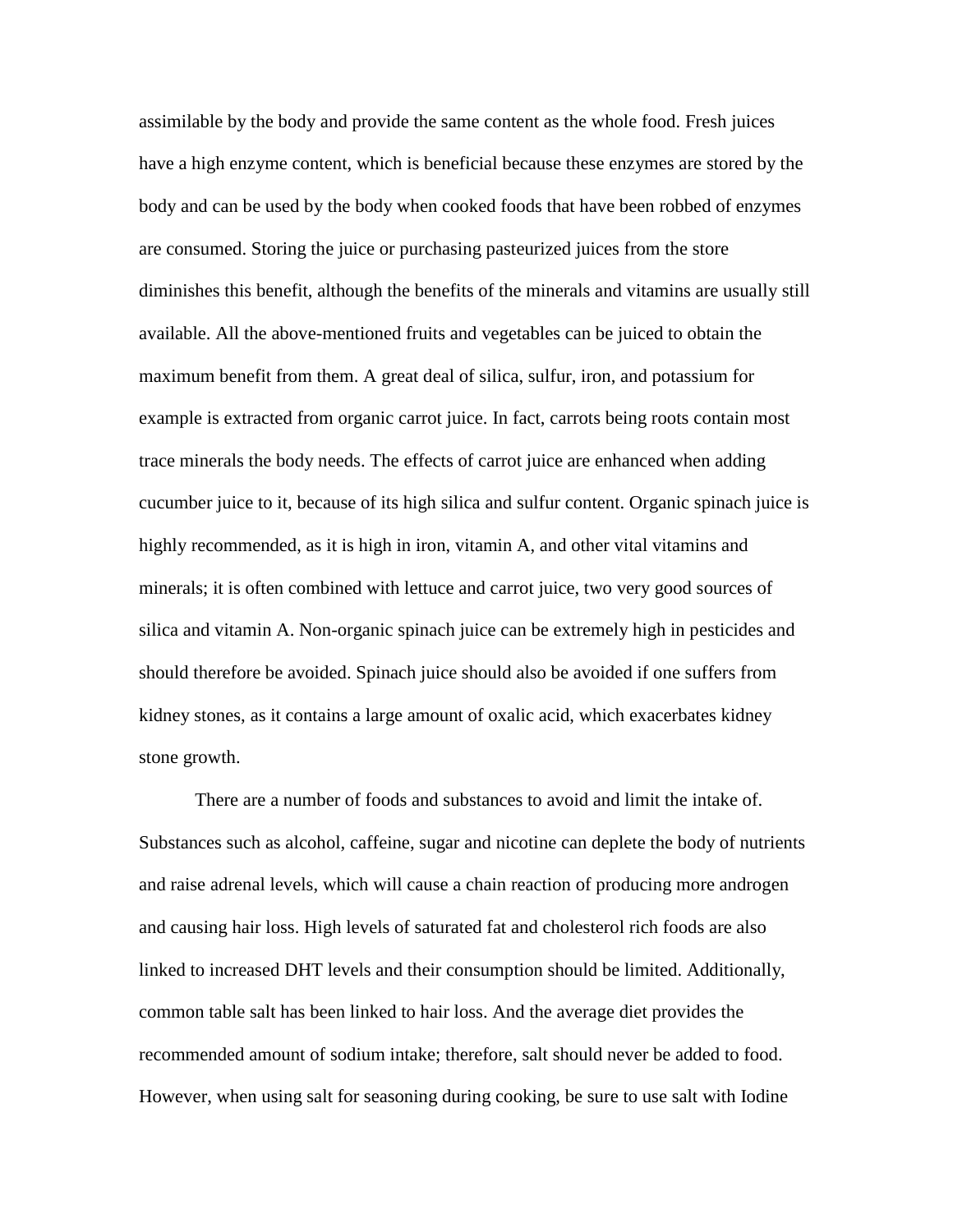assimilable by the body and provide the same content as the whole food. Fresh juices have a high enzyme content, which is beneficial because these enzymes are stored by the body and can be used by the body when cooked foods that have been robbed of enzymes are consumed. Storing the juice or purchasing pasteurized juices from the store diminishes this benefit, although the benefits of the minerals and vitamins are usually still available. All the above-mentioned fruits and vegetables can be juiced to obtain the maximum benefit from them. A great deal of silica, sulfur, iron, and potassium for example is extracted from organic carrot juice. In fact, carrots being roots contain most trace minerals the body needs. The effects of carrot juice are enhanced when adding cucumber juice to it, because of its high silica and sulfur content. Organic spinach juice is highly recommended, as it is high in iron, vitamin A, and other vital vitamins and minerals; it is often combined with lettuce and carrot juice, two very good sources of silica and vitamin A. Non-organic spinach juice can be extremely high in pesticides and should therefore be avoided. Spinach juice should also be avoided if one suffers from kidney stones, as it contains a large amount of oxalic acid, which exacerbates kidney stone growth.

There are a number of foods and substances to avoid and limit the intake of. Substances such as alcohol, caffeine, sugar and nicotine can deplete the body of nutrients and raise adrenal levels, which will cause a chain reaction of producing more androgen and causing hair loss. High levels of saturated fat and cholesterol rich foods are also linked to increased DHT levels and their consumption should be limited. Additionally, common table salt has been linked to hair loss. And the average diet provides the recommended amount of sodium intake; therefore, salt should never be added to food. However, when using salt for seasoning during cooking, be sure to use salt with Iodine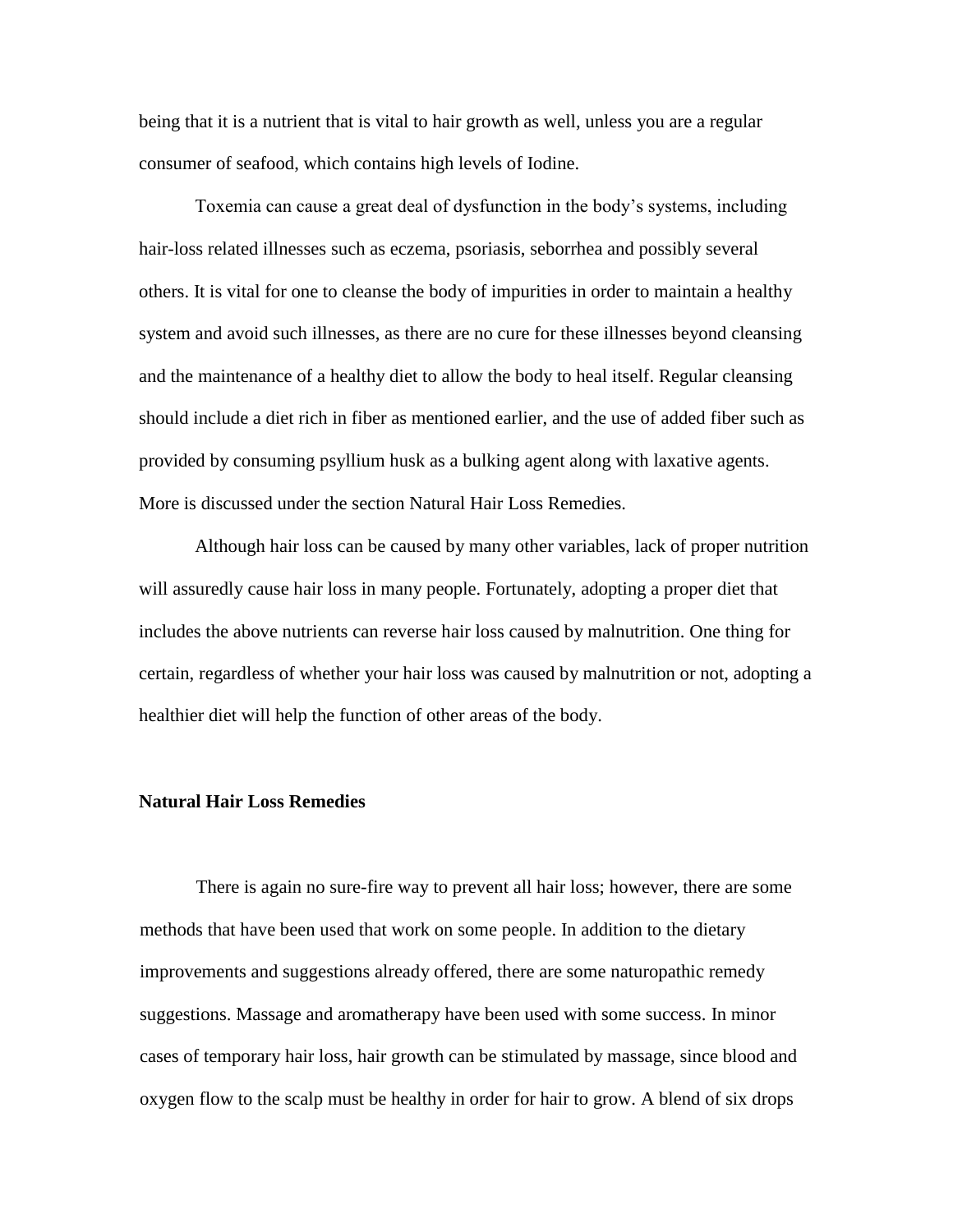being that it is a nutrient that is vital to hair growth as well, unless you are a regular consumer of seafood, which contains high levels of Iodine.

Toxemia can cause a great deal of dysfunction in the body's systems, including hair-loss related illnesses such as eczema, psoriasis, seborrhea and possibly several others. It is vital for one to cleanse the body of impurities in order to maintain a healthy system and avoid such illnesses, as there are no cure for these illnesses beyond cleansing and the maintenance of a healthy diet to allow the body to heal itself. Regular cleansing should include a diet rich in fiber as mentioned earlier, and the use of added fiber such as provided by consuming psyllium husk as a bulking agent along with laxative agents. More is discussed under the section Natural Hair Loss Remedies.

Although hair loss can be caused by many other variables, lack of proper nutrition will assuredly cause hair loss in many people. Fortunately, adopting a proper diet that includes the above nutrients can reverse hair loss caused by malnutrition. One thing for certain, regardless of whether your hair loss was caused by malnutrition or not, adopting a healthier diet will help the function of other areas of the body.

**Natural Hair Loss Remedies**

There is again no sure-fire way to prevent all hair loss; however, there are some methods that have been used that work on some people. In addition to the dietary improvements and suggestions already offered, there are some naturopathic remedy suggestions. Massage and aromatherapy have been used with some success. In minor cases of temporary hair loss, hair growth can be stimulated by massage, since blood and oxygen flow to the scalp must be healthy in order for hair to grow. A blend of six drops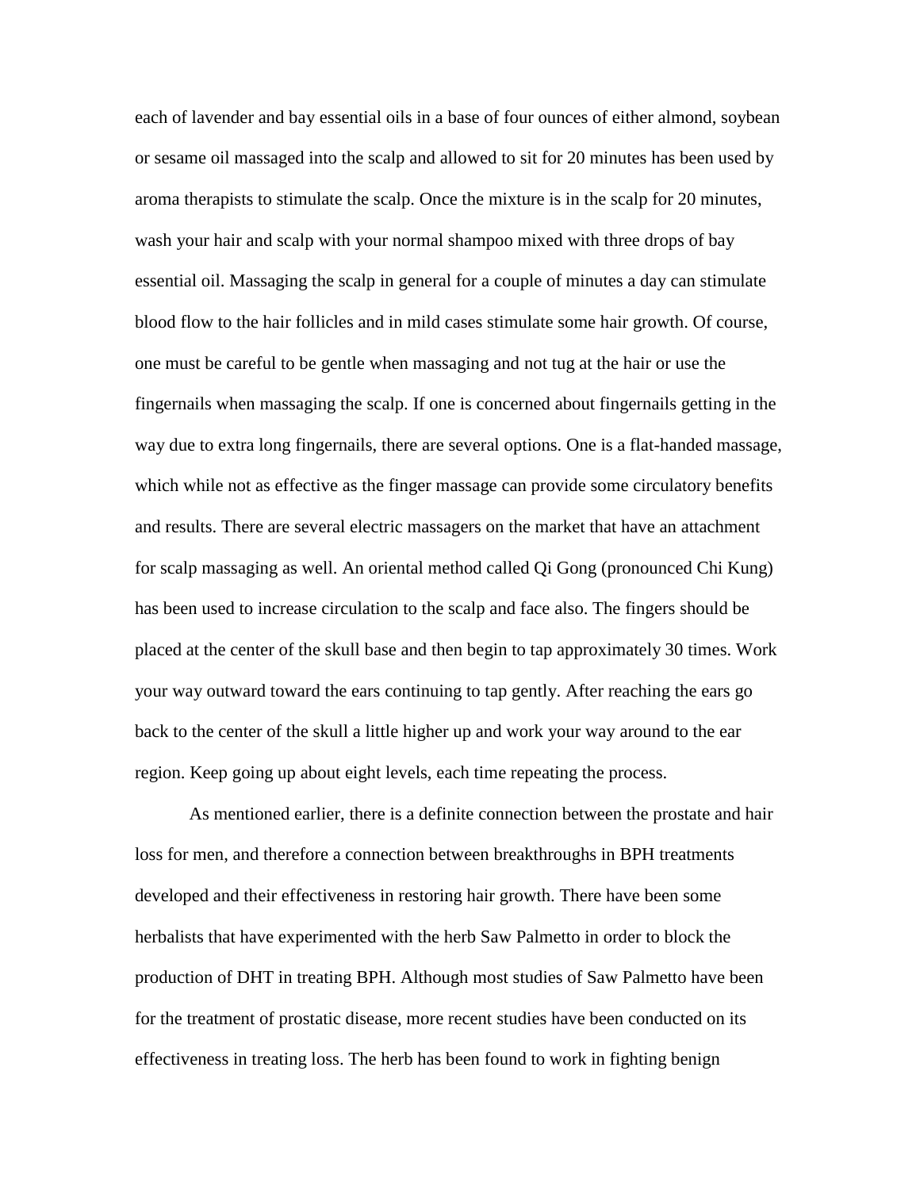each of lavender and bay essential oils in a base of four ounces of either almond, soybean or sesame oil massaged into the scalp and allowed to sit for 20 minutes has been used by aroma therapists to stimulate the scalp. Once the mixture is in the scalp for 20 minutes, wash your hair and scalp with your normal shampoo mixed with three drops of bay essential oil. Massaging the scalp in general for a couple of minutes a day can stimulate blood flow to the hair follicles and in mild cases stimulate some hair growth. Of course, one must be careful to be gentle when massaging and not tug at the hair or use the fingernails when massaging the scalp. If one is concerned about fingernails getting in the way due to extra long fingernails, there are several options. One is a flat-handed massage, which while not as effective as the finger massage can provide some circulatory benefits and results. There are several electric massagers on the market that have an attachment for scalp massaging as well. An oriental method called Qi Gong (pronounced Chi Kung) has been used to increase circulation to the scalp and face also. The fingers should be placed at the center of the skull base and then begin to tap approximately 30 times. Work your way outward toward the ears continuing to tap gently. After reaching the ears go back to the center of the skull a little higher up and work your way around to the ear region. Keep going up about eight levels, each time repeating the process.

As mentioned earlier, there is a definite connection between the prostate and hair loss for men, and therefore a connection between breakthroughs in BPH treatments developed and their effectiveness in restoring hair growth. There have been some herbalists that have experimented with the herb Saw Palmetto in order to block the production of DHT in treating BPH. Although most studies of Saw Palmetto have been for the treatment of prostatic disease, more recent studies have been conducted on its effectiveness in treating loss. The herb has been found to work in fighting benign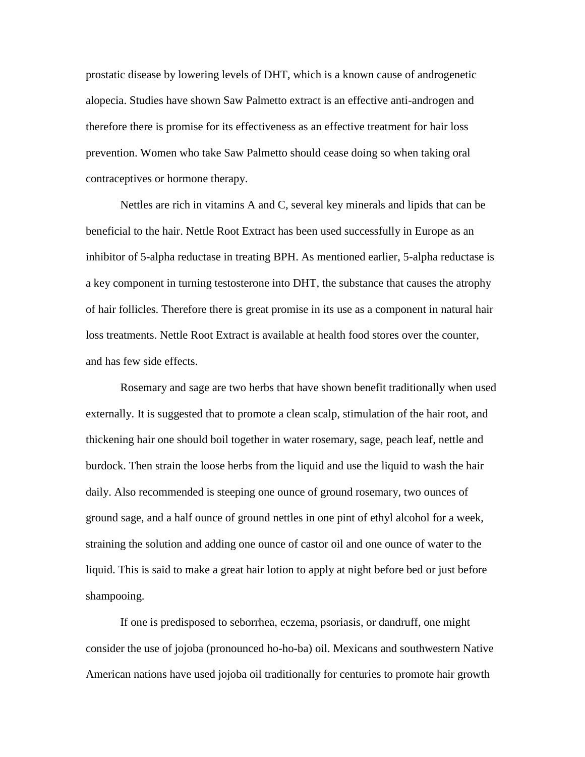prostatic disease by lowering levels of DHT, which is a known cause of androgenetic alopecia. Studies have shown Saw Palmetto extract is an effective anti-androgen and therefore there is promise for its effectiveness as an effective treatment for hair loss prevention. Women who take Saw Palmetto should cease doing so when taking oral contraceptives or hormone therapy.

Nettles are rich in vitamins A and C, several key minerals and lipids that can be beneficial to the hair. Nettle Root Extract has been used successfully in Europe as an inhibitor of 5-alpha reductase in treating BPH. As mentioned earlier, 5-alpha reductase is a key component in turning testosterone into DHT, the substance that causes the atrophy of hair follicles. Therefore there is great promise in its use as a component in natural hair loss treatments. Nettle Root Extract is available at health food stores over the counter, and has few side effects.

Rosemary and sage are two herbs that have shown benefit traditionally when used externally. It is suggested that to promote a clean scalp, stimulation of the hair root, and thickening hair one should boil together in water rosemary, sage, peach leaf, nettle and burdock. Then strain the loose herbs from the liquid and use the liquid to wash the hair daily. Also recommended is steeping one ounce of ground rosemary, two ounces of ground sage, and a half ounce of ground nettles in one pint of ethyl alcohol for a week, straining the solution and adding one ounce of castor oil and one ounce of water to the liquid. This is said to make a great hair lotion to apply at night before bed or just before shampooing.

If one is predisposed to seborrhea, eczema, psoriasis, or dandruff, one might consider the use of jojoba (pronounced ho-ho-ba) oil. Mexicans and southwestern Native American nations have used jojoba oil traditionally for centuries to promote hair growth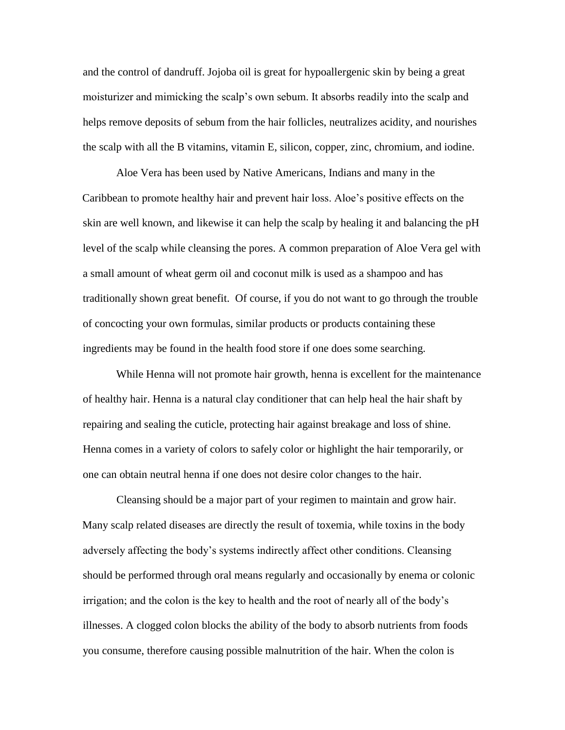and the control of dandruff. Jojoba oil is great for hypoallergenic skin by being a great moisturizer and mimicking the scalp's own sebum. It absorbs readily into the scalp and helps remove deposits of sebum from the hair follicles, neutralizes acidity, and nourishes the scalp with all the B vitamins, vitamin E, silicon, copper, zinc, chromium, and iodine.

Aloe Vera has been used by Native Americans, Indians and many in the Caribbean to promote healthy hair and prevent hair loss. Aloe's positive effects on the skin are well known, and likewise it can help the scalp by healing it and balancing the pH level of the scalp while cleansing the pores. A common preparation of Aloe Vera gel with a small amount of wheat germ oil and coconut milk is used as a shampoo and has traditionally shown great benefit. Of course, if you do not want to go through the trouble of concocting your own formulas, similar products or products containing these ingredients may be found in the health food store if one does some searching.

While Henna will not promote hair growth, henna is excellent for the maintenance of healthy hair. Henna is a natural clay conditioner that can help heal the hair shaft by repairing and sealing the cuticle, protecting hair against breakage and loss of shine. Henna comes in a variety of colors to safely color or highlight the hair temporarily, or one can obtain neutral henna if one does not desire color changes to the hair.

Cleansing should be a major part of your regimen to maintain and grow hair. Many scalp related diseases are directly the result of toxemia, while toxins in the body adversely affecting the body's systems indirectly affect other conditions. Cleansing should be performed through oral means regularly and occasionally by enema or colonic irrigation; and the colon is the key to health and the root of nearly all of the body's illnesses. A clogged colon blocks the ability of the body to absorb nutrients from foods you consume, therefore causing possible malnutrition of the hair. When the colon is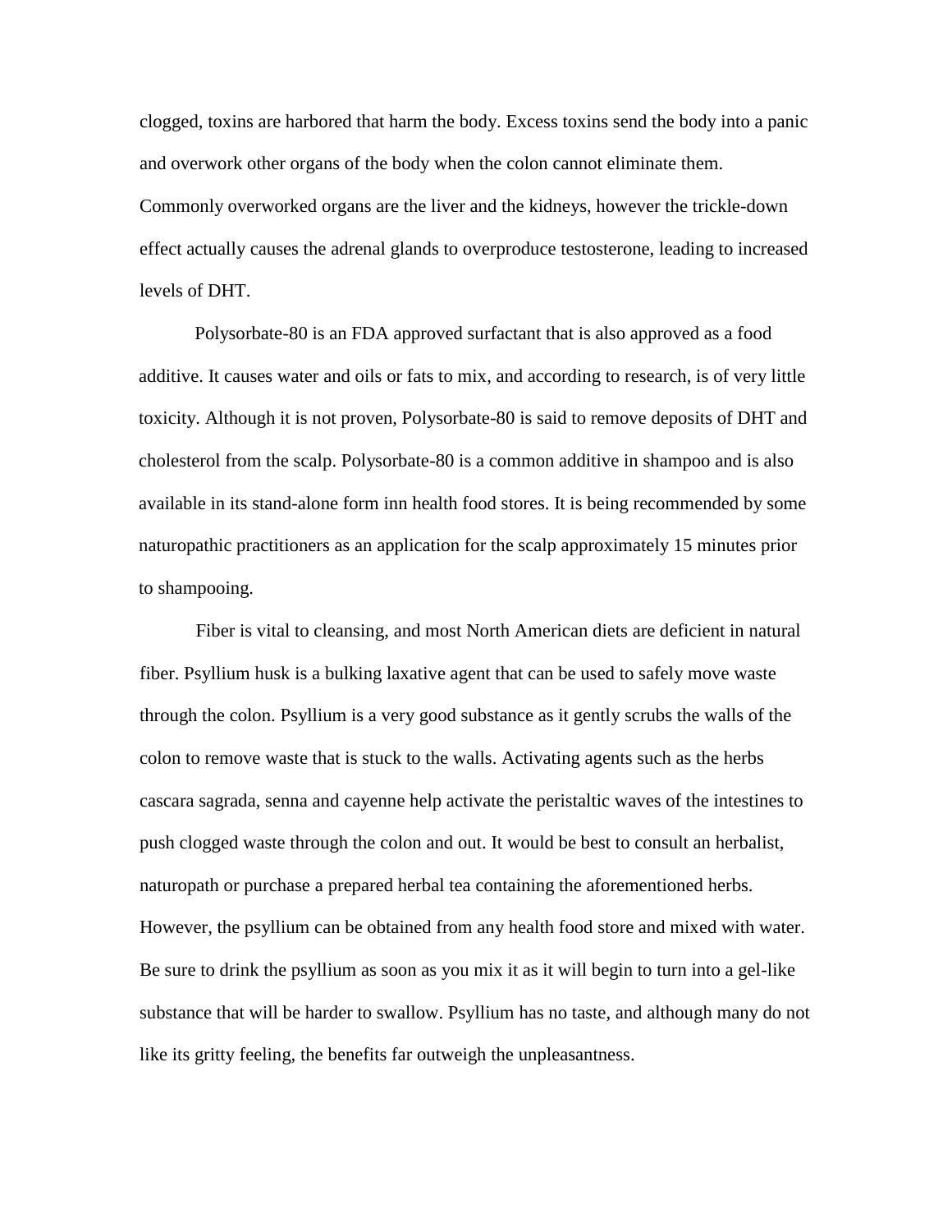clogged, toxins are harbored that harm the body. Excess toxins send the body into a panic and overwork other organs of the body when the colon cannot eliminate them. Commonly overworked organs are the liver and the kidneys, however the trickle-down effect actually causes the adrenal glands to overproduce testosterone, leading to increased levels of DHT.

Polysorbate-80 is an FDA approved surfactant that is also approved as a food additive. It causes water and oils or fats to mix, and according to research, is of very little toxicity. Although it is not proven, Polysorbate-80 is said to remove deposits of DHT and cholesterol from the scalp. Polysorbate-80 is a common additive in shampoo and is also available in its stand-alone form inn health food stores. It is being recommended by some naturopathic practitioners as an application for the scalp approximately 15 minutes prior to shampooing.

Fiber is vital to cleansing, and most North American diets are deficient in natural fiber. Psyllium husk is a bulking laxative agent that can be used to safely move waste through the colon. Psyllium is a very good substance as it gently scrubs the walls of the colon to remove waste that is stuck to the walls. Activating agents such as the herbs cascara sagrada, senna and cayenne help activate the peristaltic waves of the intestines to push clogged waste through the colon and out. It would be best to consult an herbalist, naturopath or purchase a prepared herbal tea containing the aforementioned herbs. However, the psyllium can be obtained from any health food store and mixed with water. Be sure to drink the psyllium as soon as you mix it as it will begin to turn into a gel-like substance that will be harder to swallow. Psyllium has no taste, and although many do not like its gritty feeling, the benefits far outweigh the unpleasantness.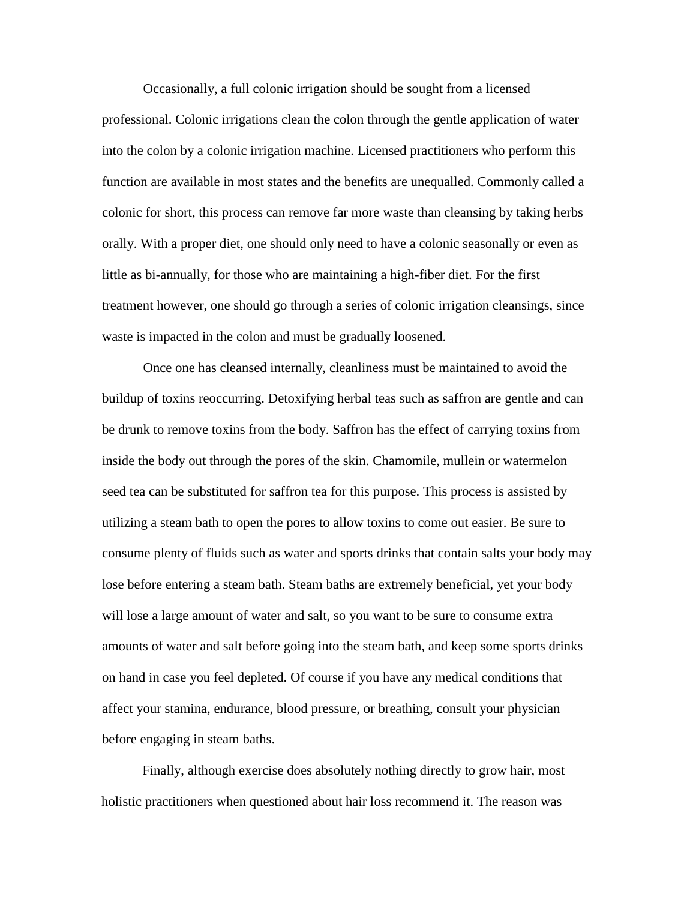Occasionally, a full colonic irrigation should be sought from a licensed professional. Colonic irrigations clean the colon through the gentle application of water into the colon by a colonic irrigation machine. Licensed practitioners who perform this function are available in most states and the benefits are unequalled. Commonly called a colonic for short, this process can remove far more waste than cleansing by taking herbs orally. With a proper diet, one should only need to have a colonic seasonally or even as little as bi-annually, for those who are maintaining a high-fiber diet. For the first treatment however, one should go through a series of colonic irrigation cleansings, since waste is impacted in the colon and must be gradually loosened.

Once one has cleansed internally, cleanliness must be maintained to avoid the buildup of toxins reoccurring. Detoxifying herbal teas such as saffron are gentle and can be drunk to remove toxins from the body. Saffron has the effect of carrying toxins from inside the body out through the pores of the skin. Chamomile, mullein or watermelon seed tea can be substituted for saffron tea for this purpose. This process is assisted by utilizing a steam bath to open the pores to allow toxins to come out easier. Be sure to consume plenty of fluids such as water and sports drinks that contain salts your body may lose before entering a steam bath. Steam baths are extremely beneficial, yet your body will lose a large amount of water and salt, so you want to be sure to consume extra amounts of water and salt before going into the steam bath, and keep some sports drinks on hand in case you feel depleted. Of course if you have any medical conditions that affect your stamina, endurance, blood pressure, or breathing, consult your physician before engaging in steam baths.

Finally, although exercise does absolutely nothing directly to grow hair, most holistic practitioners when questioned about hair loss recommend it. The reason was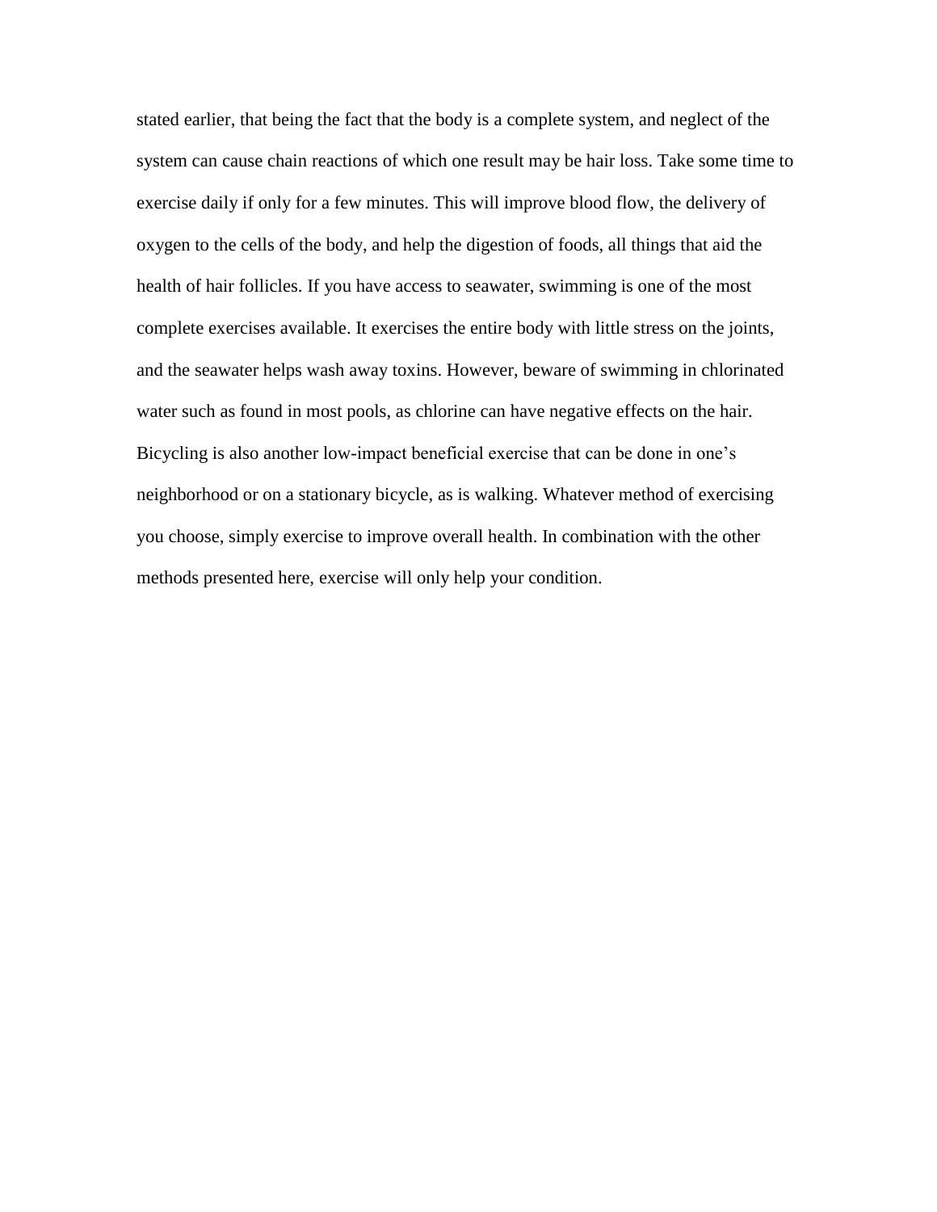stated earlier, that being the fact that the body is a complete system, and neglect of the system can cause chain reactions of which one result may be hair loss. Take some time to exercise daily if only for a few minutes. This will improve blood flow, the delivery of oxygen to the cells of the body, and help the digestion of foods, all things that aid the health of hair follicles. If you have access to seawater, swimming is one of the most complete exercises available. It exercises the entire body with little stress on the joints, and the seawater helps wash away toxins. However, beware of swimming in chlorinated water such as found in most pools, as chlorine can have negative effects on the hair. Bicycling is also another low-impact beneficial exercise that can be done in one's neighborhood or on a stationary bicycle, as is walking. Whatever method of exercising you choose, simply exercise to improve overall health. In combination with the other methods presented here, exercise will only help your condition.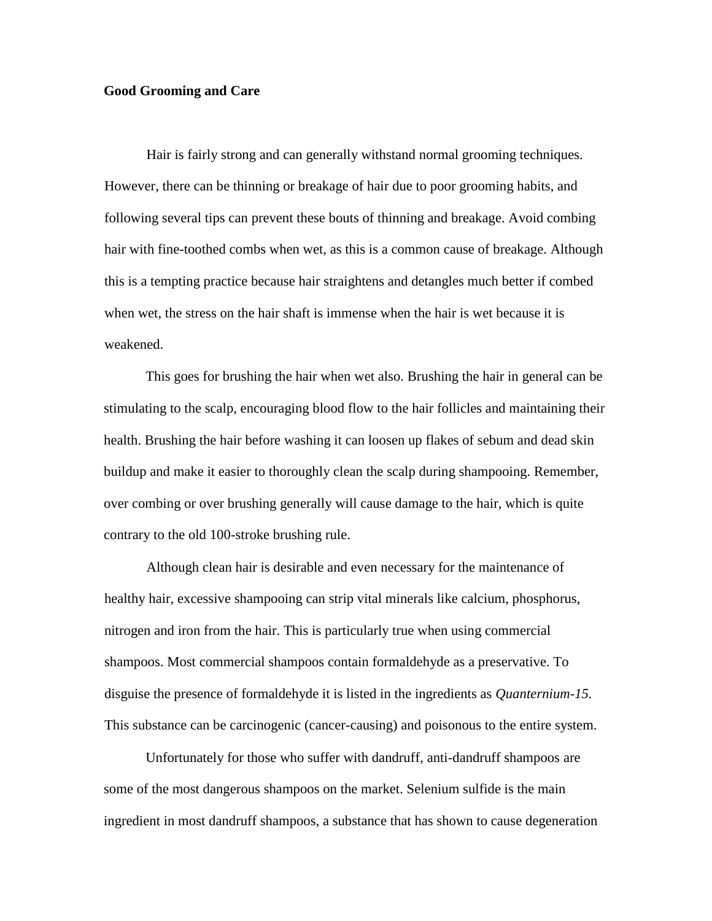**Good Grooming and Care**

Hair is fairly strong and can generally withstand normal grooming techniques. However, there can be thinning or breakage of hair due to poor grooming habits, and following several tips can prevent these bouts of thinning and breakage. Avoid combing hair with fine-toothed combs when wet, as this is a common cause of breakage. Although this is a tempting practice because hair straightens and detangles much better if combed when wet, the stress on the hair shaft is immense when the hair is wet because it is weakened.

This goes for brushing the hair when wet also. Brushing the hair in general can be stimulating to the scalp, encouraging blood flow to the hair follicles and maintaining their health. Brushing the hair before washing it can loosen up flakes of sebum and dead skin buildup and make it easier to thoroughly clean the scalp during shampooing. Remember, over combing or over brushing generally will cause damage to the hair, which is quite contrary to the old 100-stroke brushing rule.

Although clean hair is desirable and even necessary for the maintenance of healthy hair, excessive shampooing can strip vital minerals like calcium, phosphorus, nitrogen and iron from the hair. This is particularly true when using commercial shampoos. Most commercial shampoos contain formaldehyde as a preservative. To disguise the presence of formaldehyde it is listed in the ingredients as *Quanternium-15.* This substance can be carcinogenic (cancer-causing) and poisonous to the entire system.

Unfortunately for those who suffer with dandruff, anti-dandruff shampoos are some of the most dangerous shampoos on the market. Selenium sulfide is the main ingredient in most dandruff shampoos, a substance that has shown to cause degeneration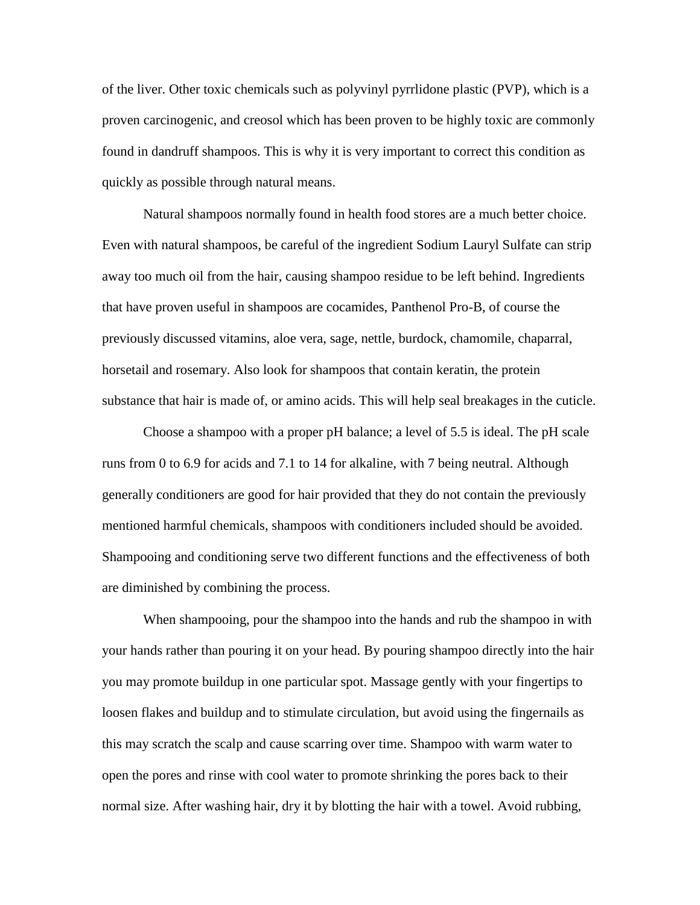of the liver. Other toxic chemicals such as polyvinyl pyrrlidone plastic (PVP), which is a proven carcinogenic, and creosol which has been proven to be highly toxic are commonly found in dandruff shampoos. This is why it is very important to correct this condition as quickly as possible through natural means.

Natural shampoos normally found in health food stores are a much better choice. Even with natural shampoos, be careful of the ingredient Sodium Lauryl Sulfate can strip away too much oil from the hair, causing shampoo residue to be left behind. Ingredients that have proven useful in shampoos are cocamides, Panthenol Pro-B, of course the previously discussed vitamins, aloe vera, sage, nettle, burdock, chamomile, chaparral, horsetail and rosemary. Also look for shampoos that contain keratin, the protein substance that hair is made of, or amino acids. This will help seal breakages in the cuticle.

Choose a shampoo with a proper pH balance; a level of 5.5 is ideal. The pH scale runs from 0 to 6.9 for acids and 7.1 to 14 for alkaline, with 7 being neutral. Although generally conditioners are good for hair provided that they do not contain the previously mentioned harmful chemicals, shampoos with conditioners included should be avoided. Shampooing and conditioning serve two different functions and the effectiveness of both are diminished by combining the process.

When shampooing, pour the shampoo into the hands and rub the shampoo in with your hands rather than pouring it on your head. By pouring shampoo directly into the hair you may promote buildup in one particular spot. Massage gently with your fingertips to loosen flakes and buildup and to stimulate circulation, but avoid using the fingernails as this may scratch the scalp and cause scarring over time. Shampoo with warm water to open the pores and rinse with cool water to promote shrinking the pores back to their normal size. After washing hair, dry it by blotting the hair with a towel. Avoid rubbing,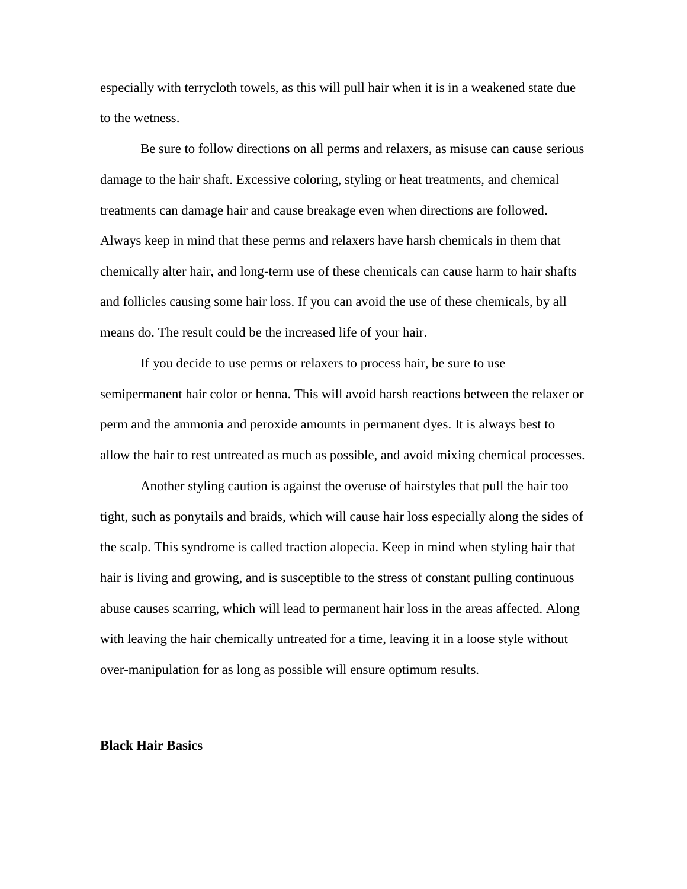especially with terrycloth towels, as this will pull hair when it is in a weakened state due to the wetness.

Be sure to follow directions on all perms and relaxers, as misuse can cause serious damage to the hair shaft. Excessive coloring, styling or heat treatments, and chemical treatments can damage hair and cause breakage even when directions are followed. Always keep in mind that these perms and relaxers have harsh chemicals in them that chemically alter hair, and long-term use of these chemicals can cause harm to hair shafts and follicles causing some hair loss. If you can avoid the use of these chemicals, by all means do. The result could be the increased life of your hair.

If you decide to use perms or relaxers to process hair, be sure to use semipermanent hair color or henna. This will avoid harsh reactions between the relaxer or perm and the ammonia and peroxide amounts in permanent dyes. It is always best to allow the hair to rest untreated as much as possible, and avoid mixing chemical processes.

Another styling caution is against the overuse of hairstyles that pull the hair too tight, such as ponytails and braids, which will cause hair loss especially along the sides of the scalp. This syndrome is called traction alopecia. Keep in mind when styling hair that hair is living and growing, and is susceptible to the stress of constant pulling continuous abuse causes scarring, which will lead to permanent hair loss in the areas affected. Along with leaving the hair chemically untreated for a time, leaving it in a loose style without over-manipulation for as long as possible will ensure optimum results.

**Black Hair Basics**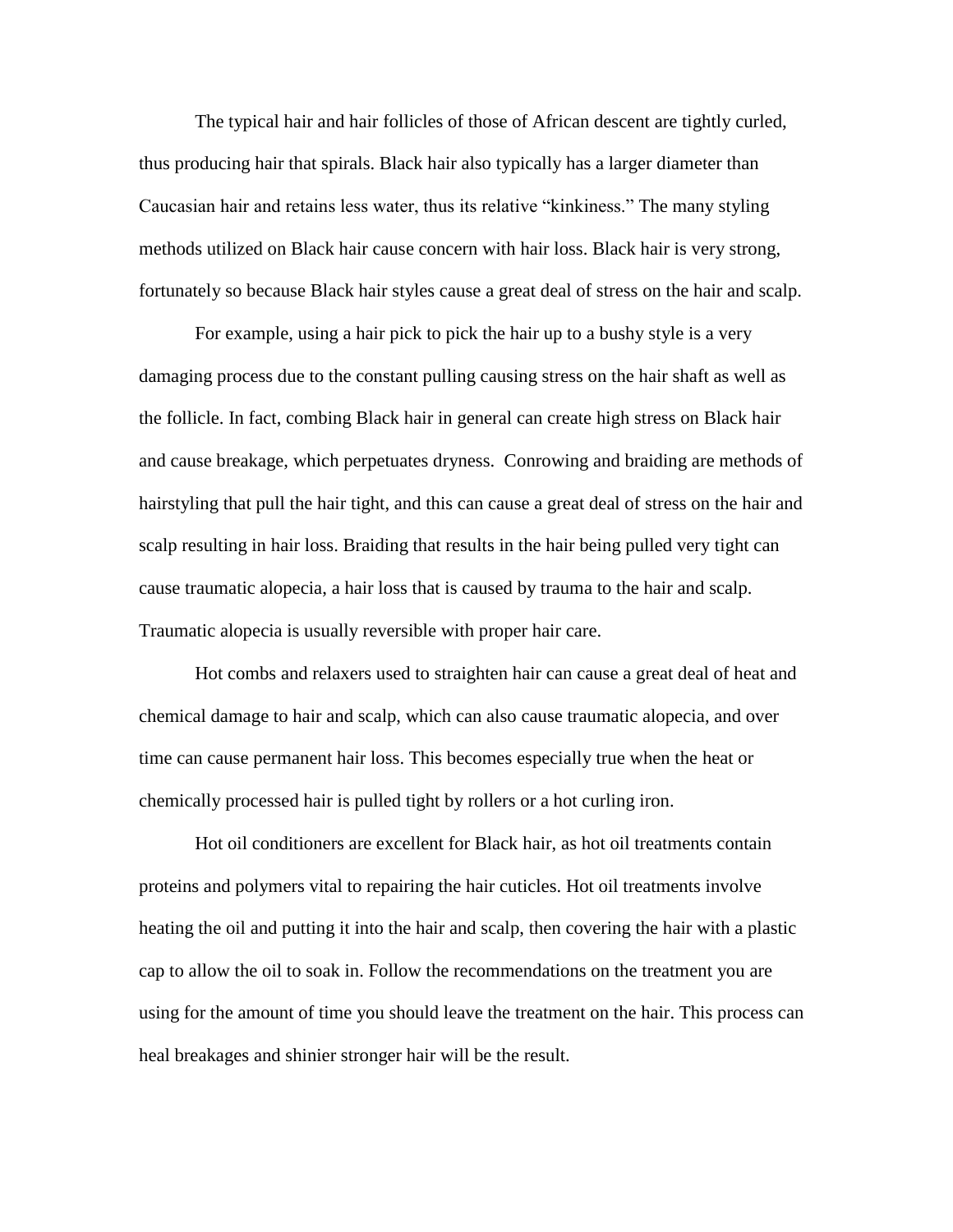The typical hair and hair follicles of those of African descent are tightly curled, thus producing hair that spirals. Black hair also typically has a larger diameter than Caucasian hair and retains less water, thus its relative "kinkiness." The many styling methods utilized on Black hair cause concern with hair loss. Black hair is very strong, fortunately so because Black hair styles cause a great deal of stress on the hair and scalp.

For example, using a hair pick to pick the hair up to a bushy style is a very damaging process due to the constant pulling causing stress on the hair shaft as well as the follicle. In fact, combing Black hair in general can create high stress on Black hair and cause breakage, which perpetuates dryness.  Conrowing and braiding are methods of hairstyling that pull the hair tight, and this can cause a great deal of stress on the hair and scalp resulting in hair loss. Braiding that results in the hair being pulled very tight can cause traumatic alopecia, a hair loss that is caused by trauma to the hair and scalp. Traumatic alopecia is usually reversible with proper hair care.

Hot combs and relaxers used to straighten hair can cause a great deal of heat and chemical damage to hair and scalp, which can also cause traumatic alopecia, and over time can cause permanent hair loss. This becomes especially true when the heat or chemically processed hair is pulled tight by rollers or a hot curling iron.

Hot oil conditioners are excellent for Black hair, as hot oil treatments contain proteins and polymers vital to repairing the hair cuticles. Hot oil treatments involve heating the oil and putting it into the hair and scalp, then covering the hair with a plastic cap to allow the oil to soak in. Follow the recommendations on the treatment you are using for the amount of time you should leave the treatment on the hair. This process can heal breakages and shinier stronger hair will be the result.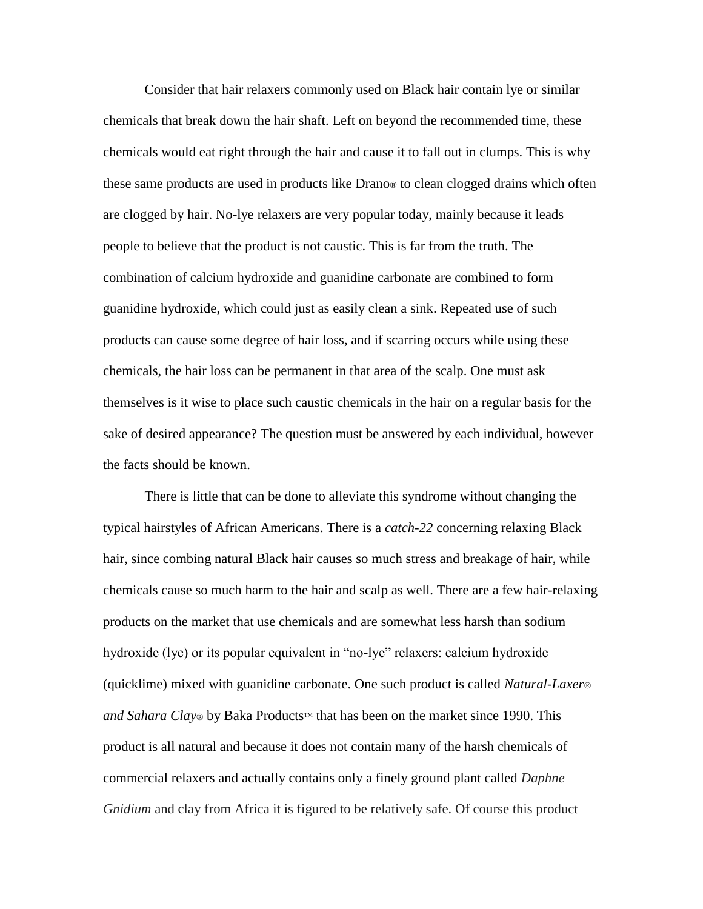Consider that hair relaxers commonly used on Black hair contain lye or similar chemicals that break down the hair shaft. Left on beyond the recommended time, these chemicals would eat right through the hair and cause it to fall out in clumps. This is why these same products are used in products like Drano® to clean clogged drains which often are clogged by hair. No-lye relaxers are very popular today, mainly because it leads people to believe that the product is not caustic. This is far from the truth. The combination of calcium hydroxide and guanidine carbonate are combined to form guanidine hydroxide, which could just as easily clean a sink. Repeated use of such products can cause some degree of hair loss, and if scarring occurs while using these chemicals, the hair loss can be permanent in that area of the scalp. One must ask themselves is it wise to place such caustic chemicals in the hair on a regular basis for the sake of desired appearance? The question must be answered by each individual, however the facts should be known.

There is little that can be done to alleviate this syndrome without changing the typical hairstyles of African Americans. There is a *catch-22* concerning relaxing Black hair, since combing natural Black hair causes so much stress and breakage of hair, while chemicals cause so much harm to the hair and scalp as well. There are a few hair-relaxing products on the market that use chemicals and are somewhat less harsh than sodium hydroxide (lye) or its popular equivalent in "no-lye" relaxers: calcium hydroxide (quicklime) mixed with guanidine carbonate. One such product is called *Natural-Laxer® and Sahara Clay®* by Baka Products™ that has been on the market since 1990. This product is all natural and because it does not contain many of the harsh chemicals of commercial relaxers and actually contains only a finely ground plant called *Daphne Gnidium* and clay from Africa it is figured to be relatively safe. Of course this product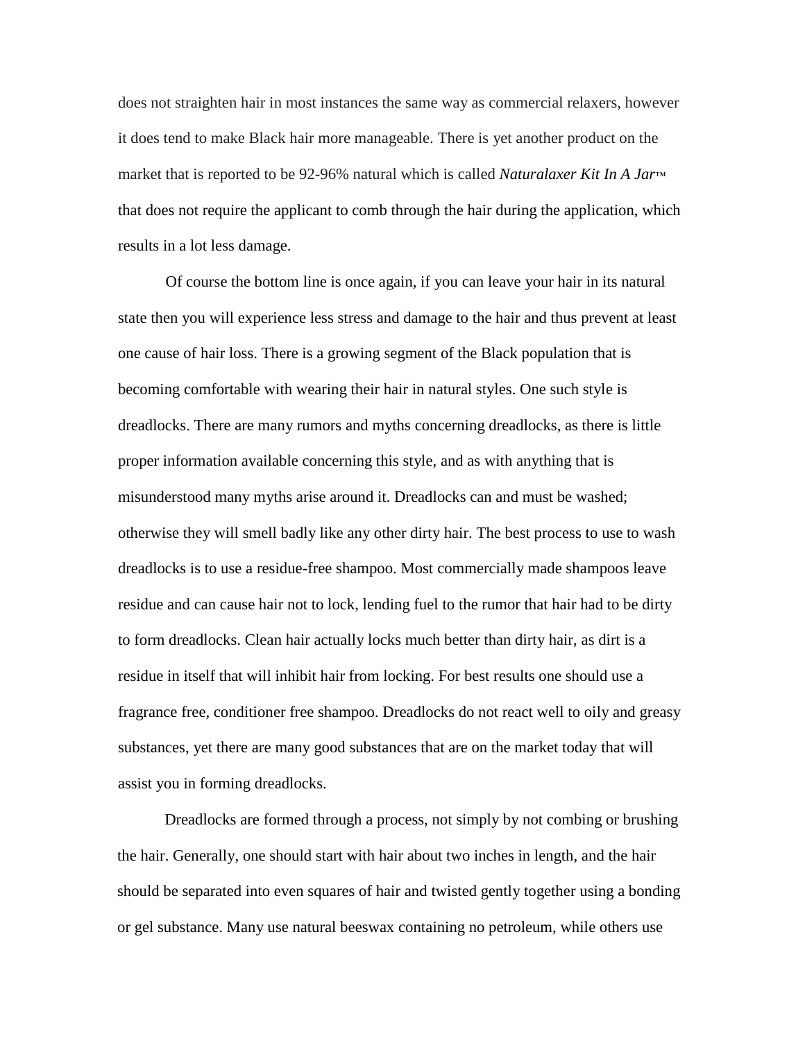does not straighten hair in most instances the same way as commercial relaxers, however it does tend to make Black hair more manageable. There is yet another product on the market that is reported to be 92-96% natural which is called *Naturalaxer Kit In A Jar*™ that does not require the applicant to comb through the hair during the application, which results in a lot less damage.

Of course the bottom line is once again, if you can leave your hair in its natural state then you will experience less stress and damage to the hair and thus prevent at least one cause of hair loss. There is a growing segment of the Black population that is becoming comfortable with wearing their hair in natural styles. One such style is dreadlocks. There are many rumors and myths concerning dreadlocks, as there is little proper information available concerning this style, and as with anything that is misunderstood many myths arise around it. Dreadlocks can and must be washed; otherwise they will smell badly like any other dirty hair. The best process to use to wash dreadlocks is to use a residue-free shampoo. Most commercially made shampoos leave residue and can cause hair not to lock, lending fuel to the rumor that hair had to be dirty to form dreadlocks. Clean hair actually locks much better than dirty hair, as dirt is a residue in itself that will inhibit hair from locking. For best results one should use a fragrance free, conditioner free shampoo. Dreadlocks do not react well to oily and greasy substances, yet there are many good substances that are on the market today that will assist you in forming dreadlocks.

Dreadlocks are formed through a process, not simply by not combing or brushing the hair. Generally, one should start with hair about two inches in length, and the hair should be separated into even squares of hair and twisted gently together using a bonding or gel substance. Many use natural beeswax containing no petroleum, while others use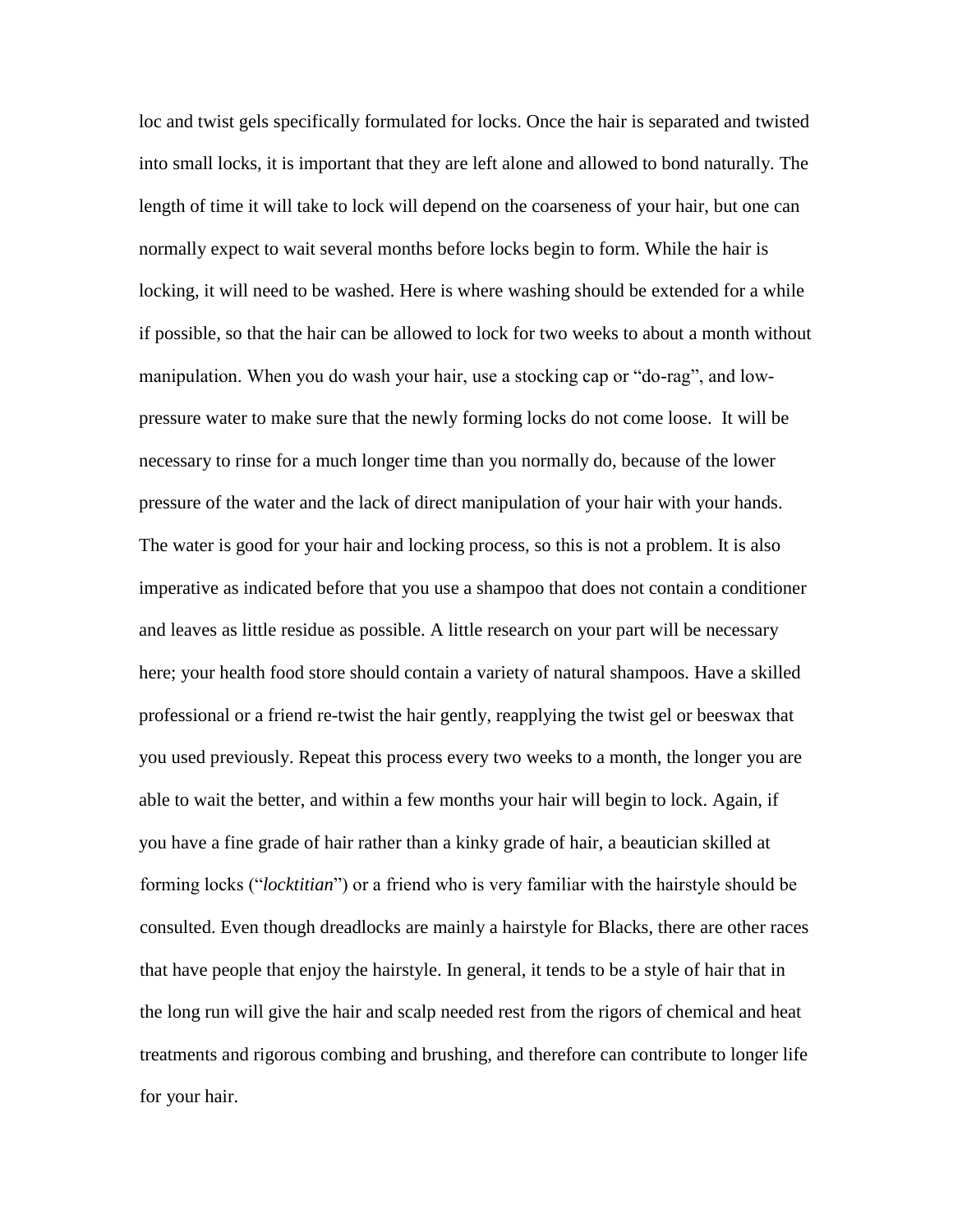loc and twist gels specifically formulated for locks. Once the hair is separated and twisted into small locks, it is important that they are left alone and allowed to bond naturally. The length of time it will take to lock will depend on the coarseness of your hair, but one can normally expect to wait several months before locks begin to form. While the hair is locking, it will need to be washed. Here is where washing should be extended for a while if possible, so that the hair can be allowed to lock for two weeks to about a month without manipulation. When you do wash your hair, use a stocking cap or "do-rag", and low-pressure water to make sure that the newly forming locks do not come loose. It will be necessary to rinse for a much longer time than you normally do, because of the lower pressure of the water and the lack of direct manipulation of your hair with your hands. The water is good for your hair and locking process, so this is not a problem. It is also imperative as indicated before that you use a shampoo that does not contain a conditioner and leaves as little residue as possible. A little research on your part will be necessary here; your health food store should contain a variety of natural shampoos. Have a skilled professional or a friend re-twist the hair gently, reapplying the twist gel or beeswax that you used previously. Repeat this process every two weeks to a month, the longer you are able to wait the better, and within a few months your hair will begin to lock. Again, if you have a fine grade of hair rather than a kinky grade of hair, a beautician skilled at forming locks ("*locktitian*") or a friend who is very familiar with the hairstyle should be consulted. Even though dreadlocks are mainly a hairstyle for Blacks, there are other races that have people that enjoy the hairstyle. In general, it tends to be a style of hair that in the long run will give the hair and scalp needed rest from the rigors of chemical and heat treatments and rigorous combing and brushing, and therefore can contribute to longer life for your hair.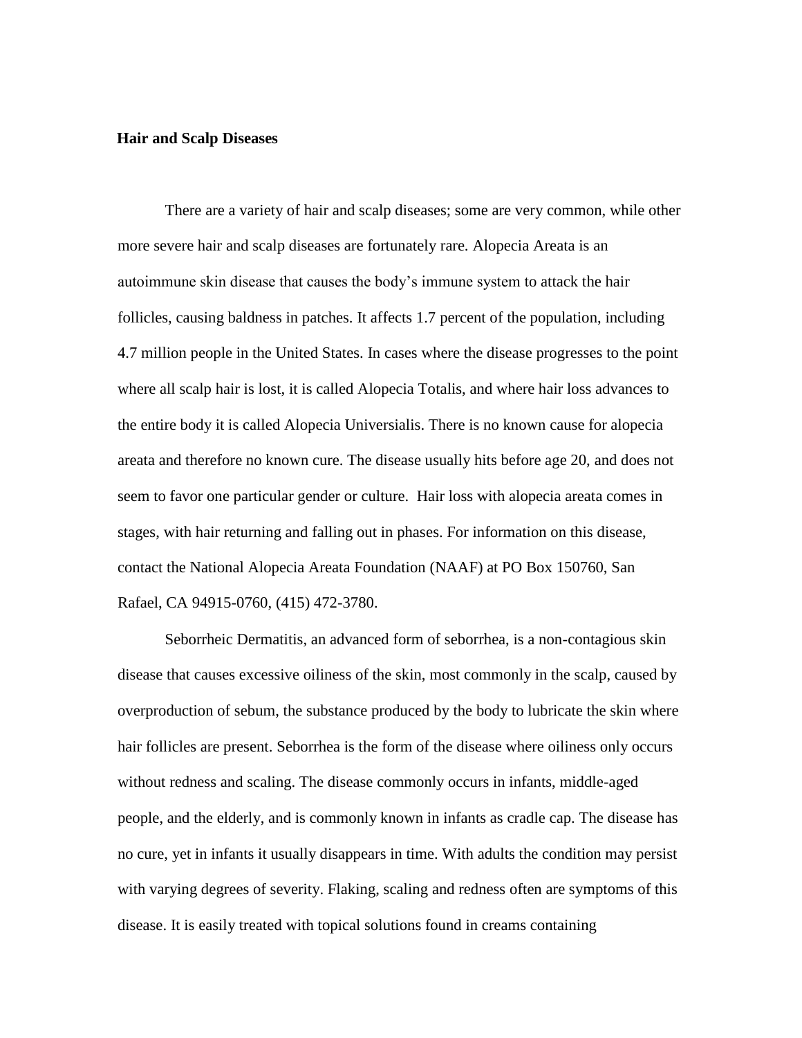**Hair and Scalp Diseases**

There are a variety of hair and scalp diseases; some are very common, while other more severe hair and scalp diseases are fortunately rare. Alopecia Areata is an autoimmune skin disease that causes the body's immune system to attack the hair follicles, causing baldness in patches. It affects 1.7 percent of the population, including 4.7 million people in the United States. In cases where the disease progresses to the point where all scalp hair is lost, it is called Alopecia Totalis, and where hair loss advances to the entire body it is called Alopecia Universialis. There is no known cause for alopecia areata and therefore no known cure. The disease usually hits before age 20, and does not seem to favor one particular gender or culture.  Hair loss with alopecia areata comes in stages, with hair returning and falling out in phases. For information on this disease, contact the National Alopecia Areata Foundation (NAAF) at PO Box 150760, San Rafael, CA 94915-0760, (415) 472-3780.

Seborrheic Dermatitis, an advanced form of seborrhea, is a non-contagious skin disease that causes excessive oiliness of the skin, most commonly in the scalp, caused by overproduction of sebum, the substance produced by the body to lubricate the skin where hair follicles are present. Seborrhea is the form of the disease where oiliness only occurs without redness and scaling. The disease commonly occurs in infants, middle-aged people, and the elderly, and is commonly known in infants as cradle cap. The disease has no cure, yet in infants it usually disappears in time. With adults the condition may persist with varying degrees of severity. Flaking, scaling and redness often are symptoms of this disease. It is easily treated with topical solutions found in creams containing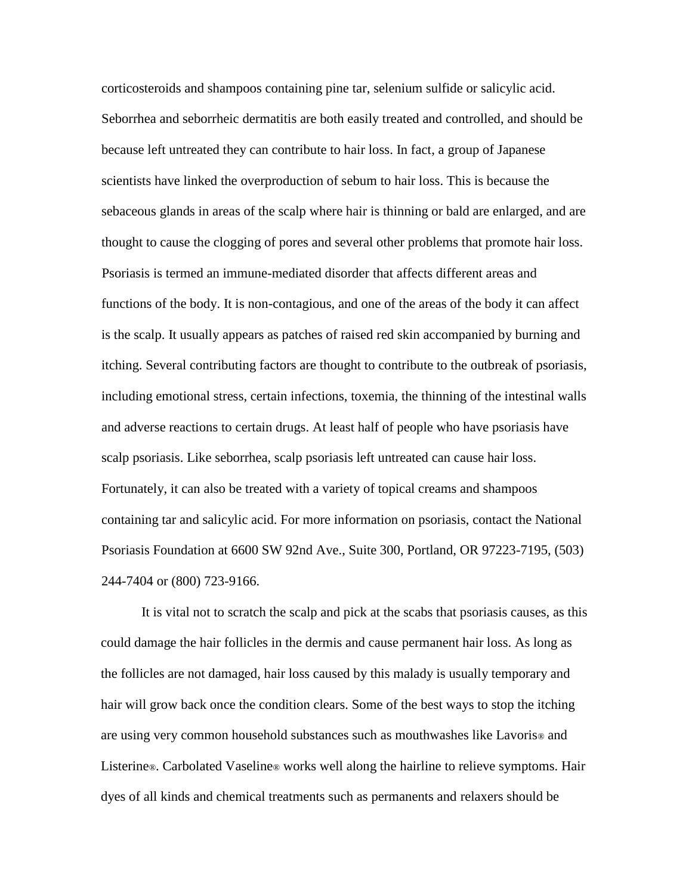corticosteroids and shampoos containing pine tar, selenium sulfide or salicylic acid. Seborrhea and seborrheic dermatitis are both easily treated and controlled, and should be because left untreated they can contribute to hair loss. In fact, a group of Japanese scientists have linked the overproduction of sebum to hair loss. This is because the sebaceous glands in areas of the scalp where hair is thinning or bald are enlarged, and are thought to cause the clogging of pores and several other problems that promote hair loss. Psoriasis is termed an immune-mediated disorder that affects different areas and functions of the body. It is non-contagious, and one of the areas of the body it can affect is the scalp. It usually appears as patches of raised red skin accompanied by burning and itching. Several contributing factors are thought to contribute to the outbreak of psoriasis, including emotional stress, certain infections, toxemia, the thinning of the intestinal walls and adverse reactions to certain drugs. At least half of people who have psoriasis have scalp psoriasis. Like seborrhea, scalp psoriasis left untreated can cause hair loss. Fortunately, it can also be treated with a variety of topical creams and shampoos containing tar and salicylic acid. For more information on psoriasis, contact the National Psoriasis Foundation at 6600 SW 92nd Ave., Suite 300, Portland, OR 97223-7195, (503) 244-7404 or (800) 723-9166.

It is vital not to scratch the scalp and pick at the scabs that psoriasis causes, as this could damage the hair follicles in the dermis and cause permanent hair loss. As long as the follicles are not damaged, hair loss caused by this malady is usually temporary and hair will grow back once the condition clears. Some of the best ways to stop the itching are using very common household substances such as mouthwashes like Lavoris® and Listerine®. Carbolated Vaseline® works well along the hairline to relieve symptoms. Hair dyes of all kinds and chemical treatments such as permanents and relaxers should be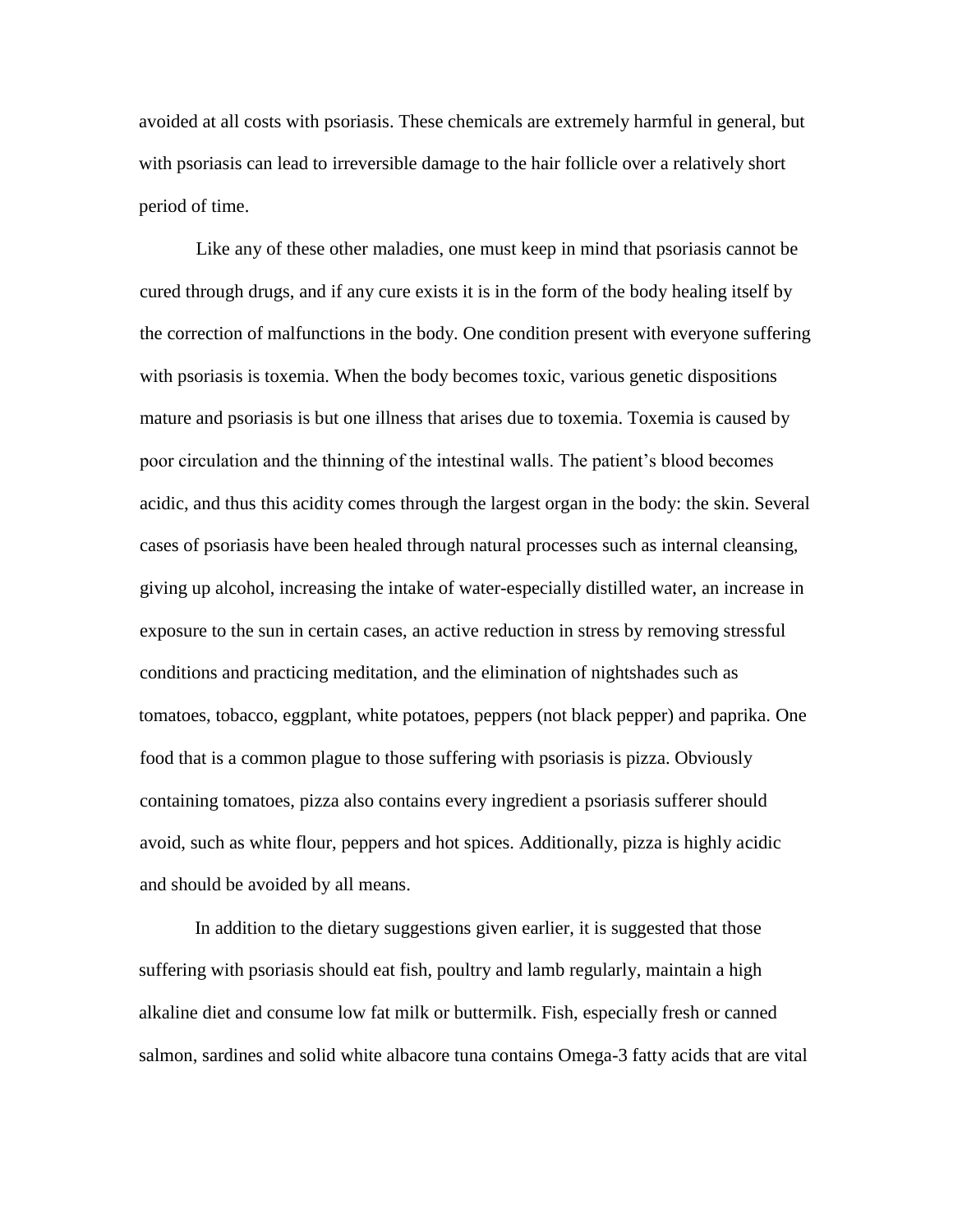avoided at all costs with psoriasis. These chemicals are extremely harmful in general, but with psoriasis can lead to irreversible damage to the hair follicle over a relatively short period of time.

Like any of these other maladies, one must keep in mind that psoriasis cannot be cured through drugs, and if any cure exists it is in the form of the body healing itself by the correction of malfunctions in the body. One condition present with everyone suffering with psoriasis is toxemia. When the body becomes toxic, various genetic dispositions mature and psoriasis is but one illness that arises due to toxemia. Toxemia is caused by poor circulation and the thinning of the intestinal walls. The patient's blood becomes acidic, and thus this acidity comes through the largest organ in the body: the skin. Several cases of psoriasis have been healed through natural processes such as internal cleansing, giving up alcohol, increasing the intake of water-especially distilled water, an increase in exposure to the sun in certain cases, an active reduction in stress by removing stressful conditions and practicing meditation, and the elimination of nightshades such as tomatoes, tobacco, eggplant, white potatoes, peppers (not black pepper) and paprika. One food that is a common plague to those suffering with psoriasis is pizza. Obviously containing tomatoes, pizza also contains every ingredient a psoriasis sufferer should avoid, such as white flour, peppers and hot spices. Additionally, pizza is highly acidic and should be avoided by all means.

In addition to the dietary suggestions given earlier, it is suggested that those suffering with psoriasis should eat fish, poultry and lamb regularly, maintain a high alkaline diet and consume low fat milk or buttermilk. Fish, especially fresh or canned salmon, sardines and solid white albacore tuna contains Omega-3 fatty acids that are vital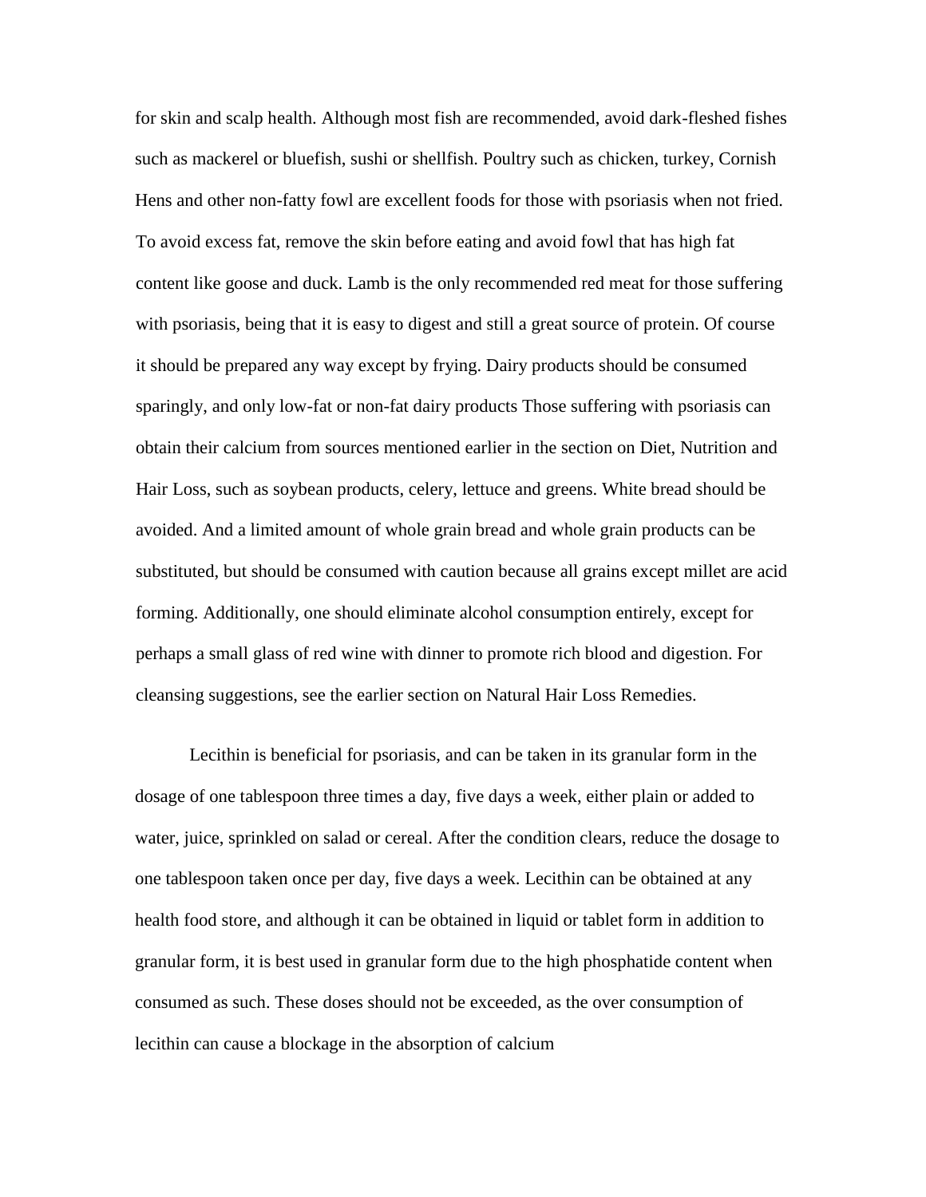for skin and scalp health. Although most fish are recommended, avoid dark-fleshed fishes such as mackerel or bluefish, sushi or shellfish. Poultry such as chicken, turkey, Cornish Hens and other non-fatty fowl are excellent foods for those with psoriasis when not fried. To avoid excess fat, remove the skin before eating and avoid fowl that has high fat content like goose and duck. Lamb is the only recommended red meat for those suffering with psoriasis, being that it is easy to digest and still a great source of protein. Of course it should be prepared any way except by frying. Dairy products should be consumed sparingly, and only low-fat or non-fat dairy products Those suffering with psoriasis can obtain their calcium from sources mentioned earlier in the section on Diet, Nutrition and Hair Loss, such as soybean products, celery, lettuce and greens. White bread should be avoided. And a limited amount of whole grain bread and whole grain products can be substituted, but should be consumed with caution because all grains except millet are acid forming. Additionally, one should eliminate alcohol consumption entirely, except for perhaps a small glass of red wine with dinner to promote rich blood and digestion. For cleansing suggestions, see the earlier section on Natural Hair Loss Remedies.

Lecithin is beneficial for psoriasis, and can be taken in its granular form in the dosage of one tablespoon three times a day, five days a week, either plain or added to water, juice, sprinkled on salad or cereal. After the condition clears, reduce the dosage to one tablespoon taken once per day, five days a week. Lecithin can be obtained at any health food store, and although it can be obtained in liquid or tablet form in addition to granular form, it is best used in granular form due to the high phosphatide content when consumed as such. These doses should not be exceeded, as the over consumption of lecithin can cause a blockage in the absorption of calcium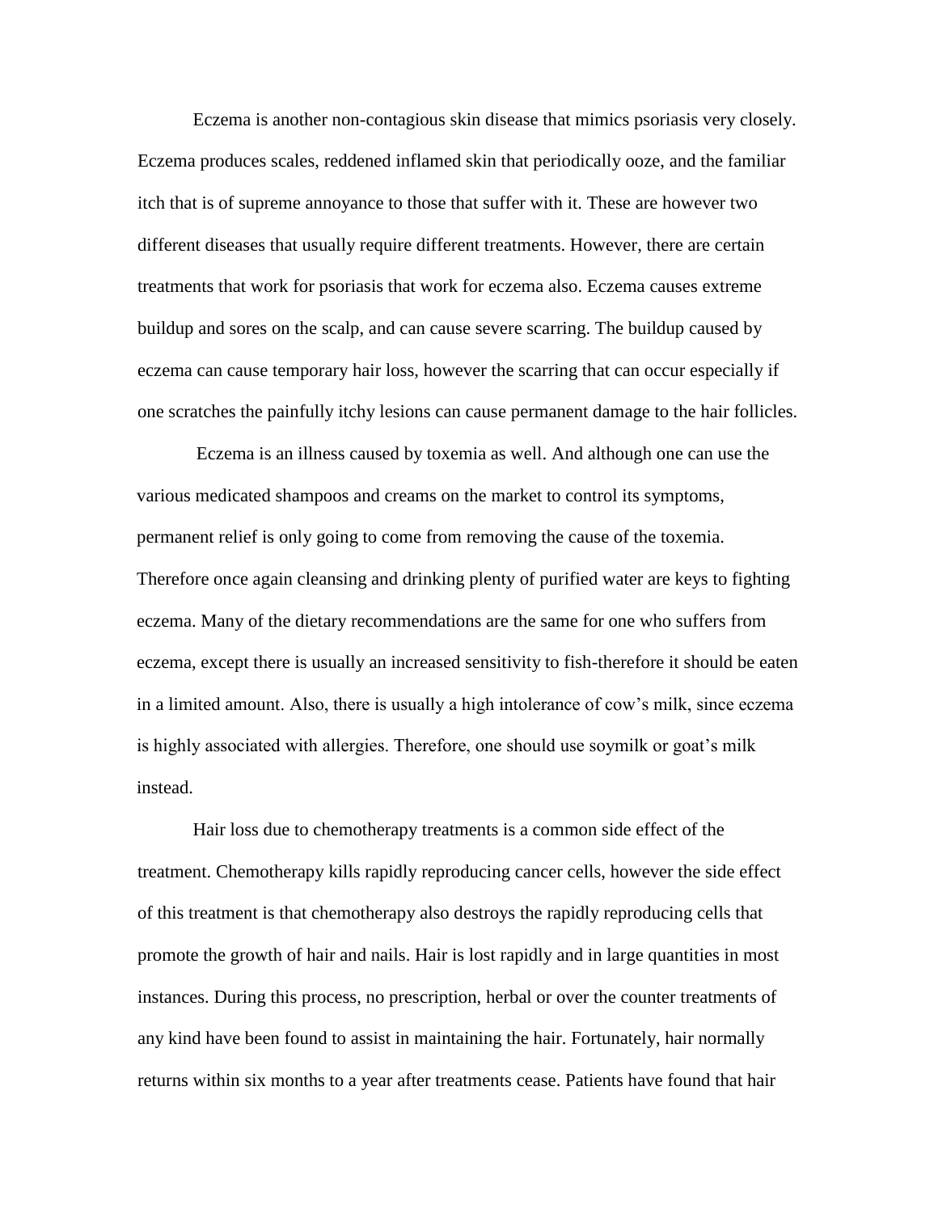Eczema is another non-contagious skin disease that mimics psoriasis very closely. Eczema produces scales, reddened inflamed skin that periodically ooze, and the familiar itch that is of supreme annoyance to those that suffer with it. These are however two different diseases that usually require different treatments. However, there are certain treatments that work for psoriasis that work for eczema also. Eczema causes extreme buildup and sores on the scalp, and can cause severe scarring. The buildup caused by eczema can cause temporary hair loss, however the scarring that can occur especially if one scratches the painfully itchy lesions can cause permanent damage to the hair follicles.

Eczema is an illness caused by toxemia as well. And although one can use the various medicated shampoos and creams on the market to control its symptoms, permanent relief is only going to come from removing the cause of the toxemia. Therefore once again cleansing and drinking plenty of purified water are keys to fighting eczema. Many of the dietary recommendations are the same for one who suffers from eczema, except there is usually an increased sensitivity to fish-therefore it should be eaten in a limited amount. Also, there is usually a high intolerance of cow's milk, since eczema is highly associated with allergies. Therefore, one should use soymilk or goat's milk instead.

Hair loss due to chemotherapy treatments is a common side effect of the treatment. Chemotherapy kills rapidly reproducing cancer cells, however the side effect of this treatment is that chemotherapy also destroys the rapidly reproducing cells that promote the growth of hair and nails. Hair is lost rapidly and in large quantities in most instances. During this process, no prescription, herbal or over the counter treatments of any kind have been found to assist in maintaining the hair. Fortunately, hair normally returns within six months to a year after treatments cease. Patients have found that hair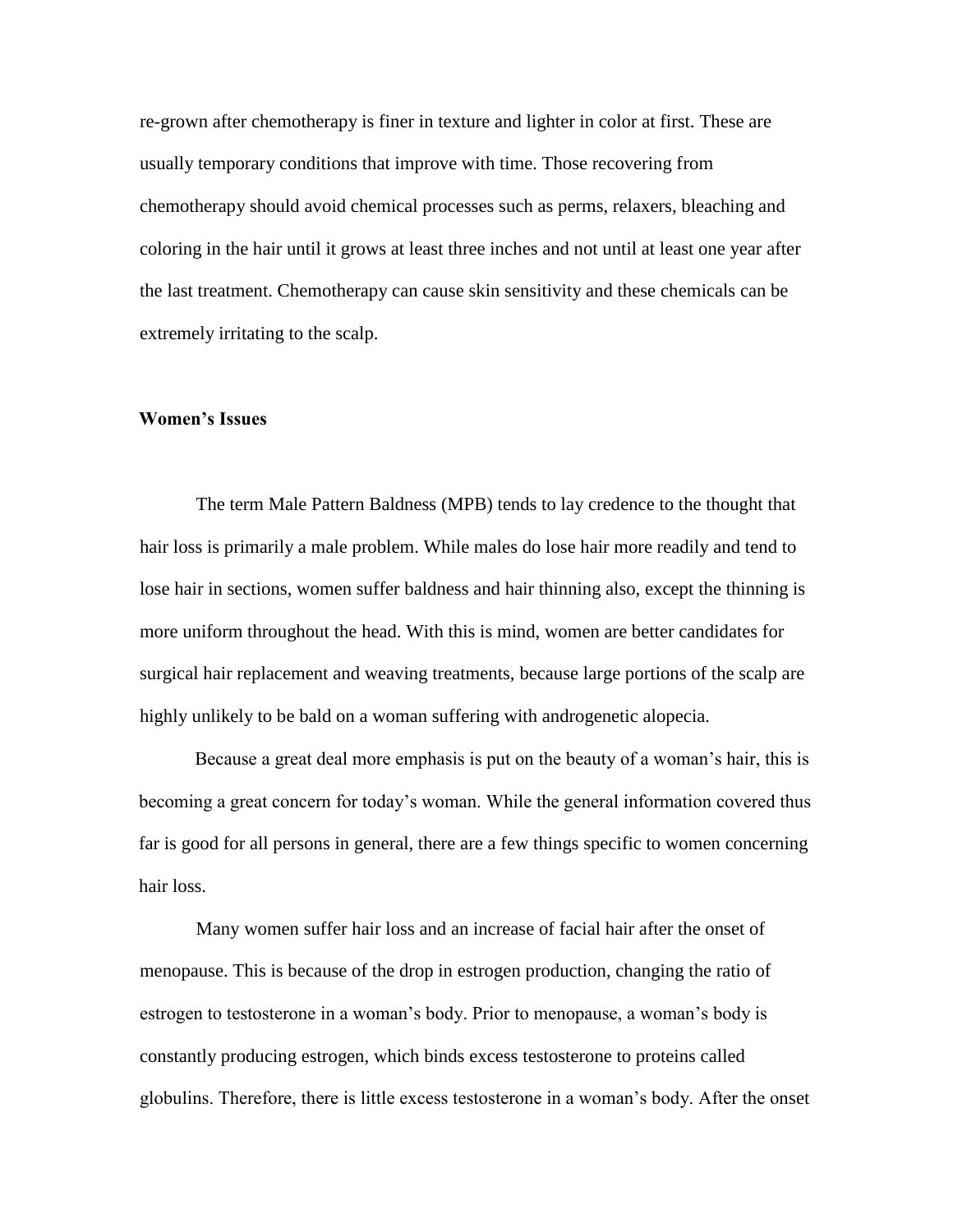re-grown after chemotherapy is finer in texture and lighter in color at first. These are usually temporary conditions that improve with time. Those recovering from chemotherapy should avoid chemical processes such as perms, relaxers, bleaching and coloring in the hair until it grows at least three inches and not until at least one year after the last treatment. Chemotherapy can cause skin sensitivity and these chemicals can be extremely irritating to the scalp.

**Women's Issues**

The term Male Pattern Baldness (MPB) tends to lay credence to the thought that hair loss is primarily a male problem. While males do lose hair more readily and tend to lose hair in sections, women suffer baldness and hair thinning also, except the thinning is more uniform throughout the head. With this is mind, women are better candidates for surgical hair replacement and weaving treatments, because large portions of the scalp are highly unlikely to be bald on a woman suffering with androgenetic alopecia.

Because a great deal more emphasis is put on the beauty of a woman's hair, this is becoming a great concern for today's woman. While the general information covered thus far is good for all persons in general, there are a few things specific to women concerning hair loss.

Many women suffer hair loss and an increase of facial hair after the onset of menopause. This is because of the drop in estrogen production, changing the ratio of estrogen to testosterone in a woman's body. Prior to menopause, a woman's body is constantly producing estrogen, which binds excess testosterone to proteins called globulins. Therefore, there is little excess testosterone in a woman's body. After the onset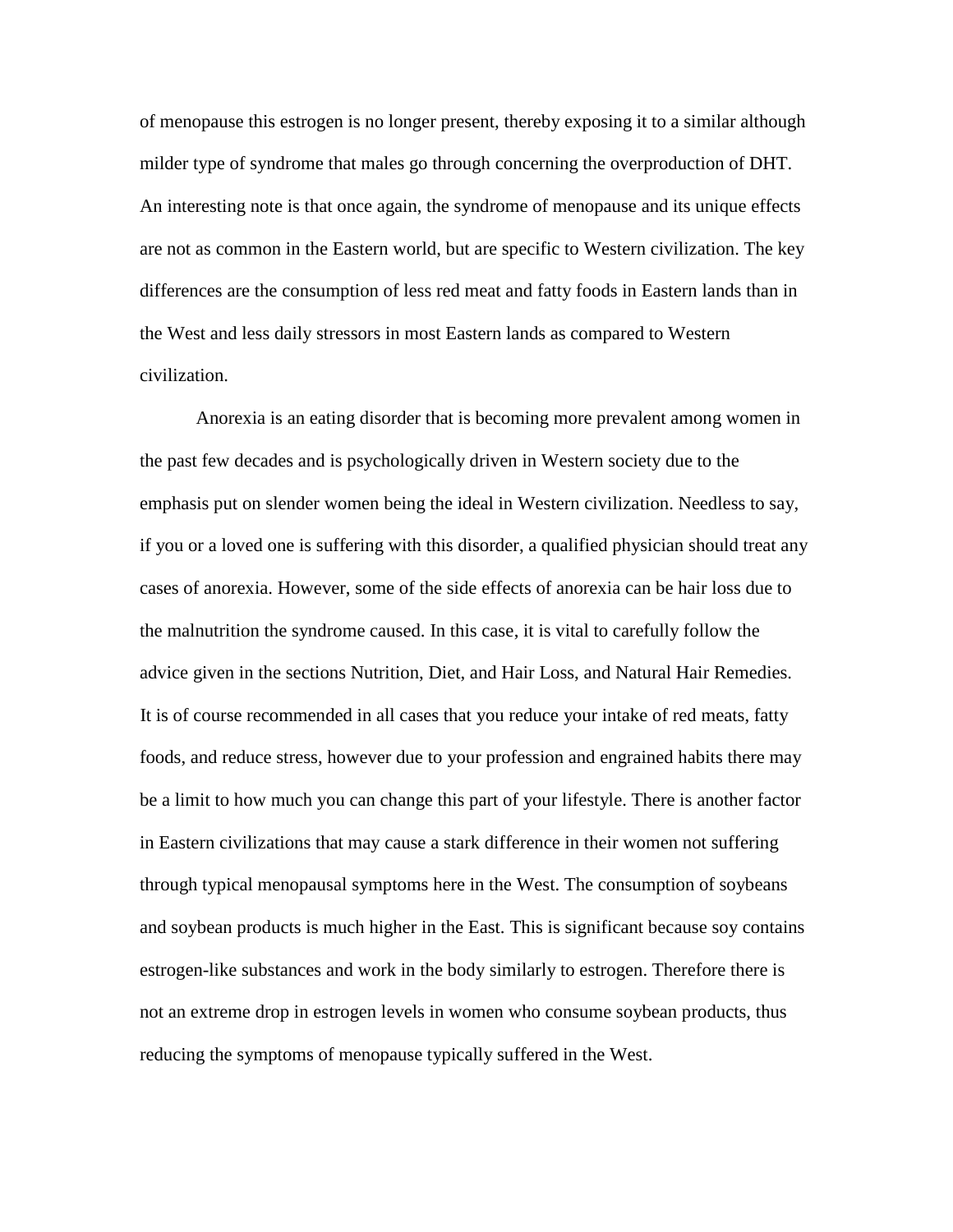of menopause this estrogen is no longer present, thereby exposing it to a similar although milder type of syndrome that males go through concerning the overproduction of DHT. An interesting note is that once again, the syndrome of menopause and its unique effects are not as common in the Eastern world, but are specific to Western civilization. The key differences are the consumption of less red meat and fatty foods in Eastern lands than in the West and less daily stressors in most Eastern lands as compared to Western civilization.

Anorexia is an eating disorder that is becoming more prevalent among women in the past few decades and is psychologically driven in Western society due to the emphasis put on slender women being the ideal in Western civilization. Needless to say, if you or a loved one is suffering with this disorder, a qualified physician should treat any cases of anorexia. However, some of the side effects of anorexia can be hair loss due to the malnutrition the syndrome caused. In this case, it is vital to carefully follow the advice given in the sections Nutrition, Diet, and Hair Loss, and Natural Hair Remedies. It is of course recommended in all cases that you reduce your intake of red meats, fatty foods, and reduce stress, however due to your profession and engrained habits there may be a limit to how much you can change this part of your lifestyle. There is another factor in Eastern civilizations that may cause a stark difference in their women not suffering through typical menopausal symptoms here in the West. The consumption of soybeans and soybean products is much higher in the East. This is significant because soy contains estrogen-like substances and work in the body similarly to estrogen. Therefore there is not an extreme drop in estrogen levels in women who consume soybean products, thus reducing the symptoms of menopause typically suffered in the West.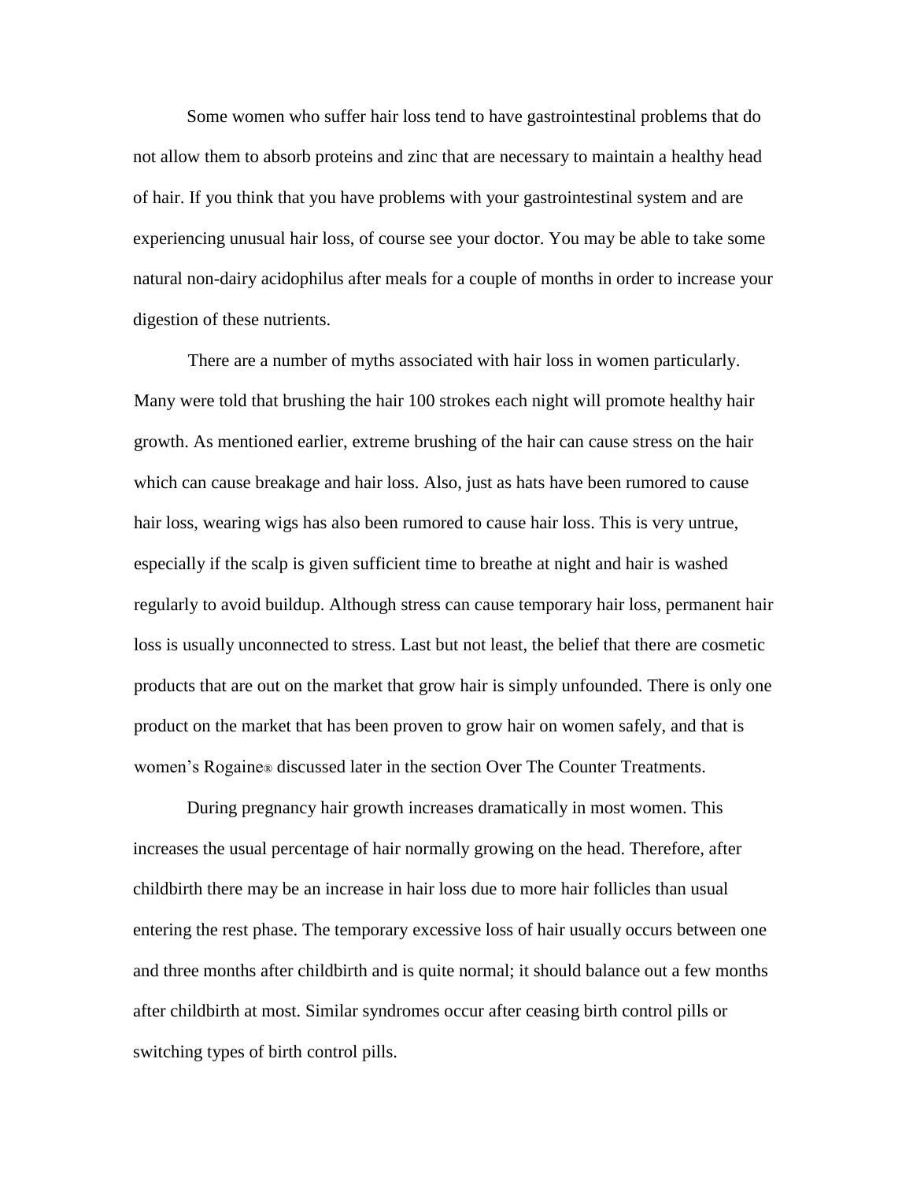Some women who suffer hair loss tend to have gastrointestinal problems that do not allow them to absorb proteins and zinc that are necessary to maintain a healthy head of hair. If you think that you have problems with your gastrointestinal system and are experiencing unusual hair loss, of course see your doctor. You may be able to take some natural non-dairy acidophilus after meals for a couple of months in order to increase your digestion of these nutrients.

There are a number of myths associated with hair loss in women particularly. Many were told that brushing the hair 100 strokes each night will promote healthy hair growth. As mentioned earlier, extreme brushing of the hair can cause stress on the hair which can cause breakage and hair loss. Also, just as hats have been rumored to cause hair loss, wearing wigs has also been rumored to cause hair loss. This is very untrue, especially if the scalp is given sufficient time to breathe at night and hair is washed regularly to avoid buildup. Although stress can cause temporary hair loss, permanent hair loss is usually unconnected to stress. Last but not least, the belief that there are cosmetic products that are out on the market that grow hair is simply unfounded. There is only one product on the market that has been proven to grow hair on women safely, and that is women's Rogaine® discussed later in the section Over The Counter Treatments.

During pregnancy hair growth increases dramatically in most women. This increases the usual percentage of hair normally growing on the head. Therefore, after childbirth there may be an increase in hair loss due to more hair follicles than usual entering the rest phase. The temporary excessive loss of hair usually occurs between one and three months after childbirth and is quite normal; it should balance out a few months after childbirth at most. Similar syndromes occur after ceasing birth control pills or switching types of birth control pills.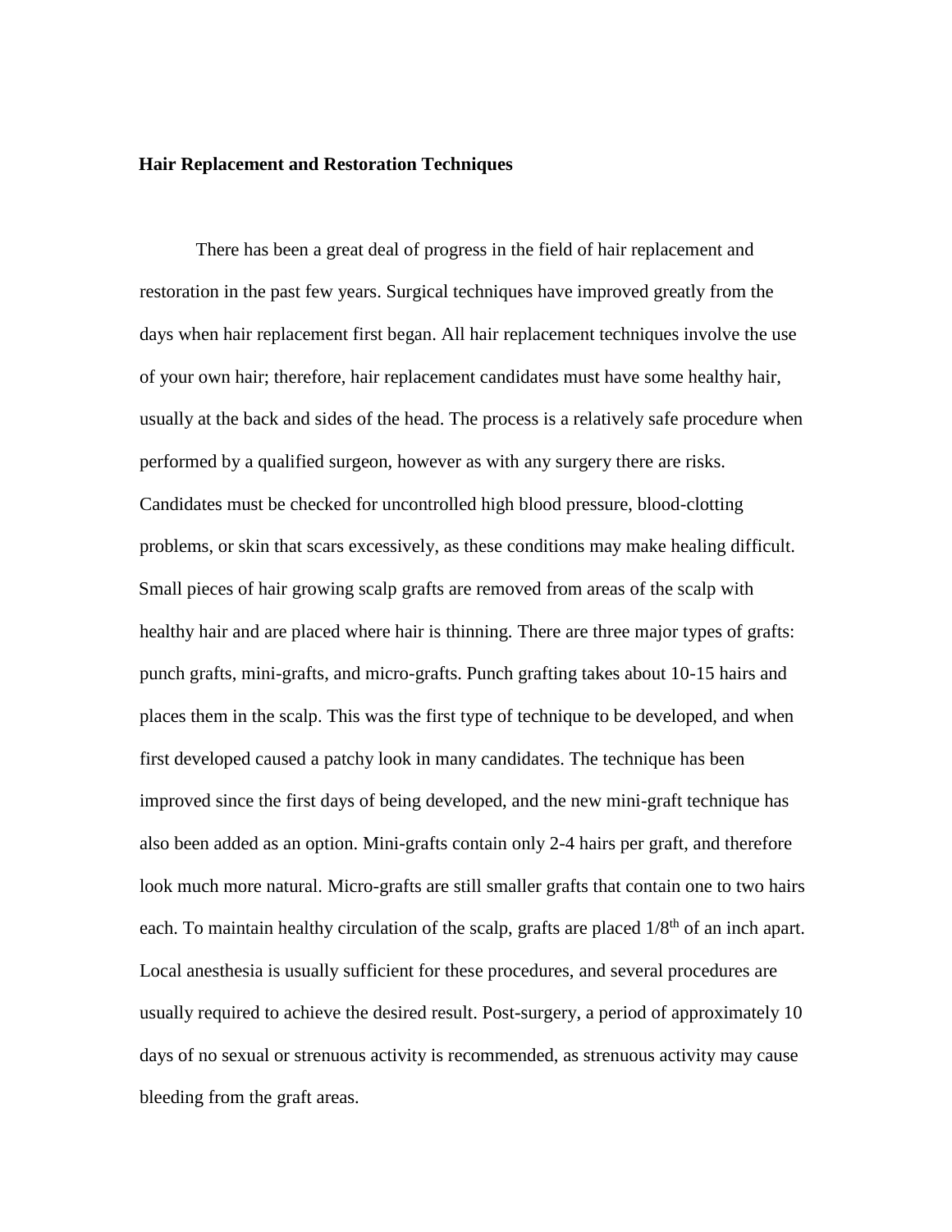**Hair Replacement and Restoration Techniques**

There has been a great deal of progress in the field of hair replacement and restoration in the past few years. Surgical techniques have improved greatly from the days when hair replacement first began. All hair replacement techniques involve the use of your own hair; therefore, hair replacement candidates must have some healthy hair, usually at the back and sides of the head. The process is a relatively safe procedure when performed by a qualified surgeon, however as with any surgery there are risks. Candidates must be checked for uncontrolled high blood pressure, blood-clotting problems, or skin that scars excessively, as these conditions may make healing difficult. Small pieces of hair growing scalp grafts are removed from areas of the scalp with healthy hair and are placed where hair is thinning. There are three major types of grafts: punch grafts, mini-grafts, and micro-grafts. Punch grafting takes about 10-15 hairs and places them in the scalp. This was the first type of technique to be developed, and when first developed caused a patchy look in many candidates. The technique has been improved since the first days of being developed, and the new mini-graft technique has also been added as an option. Mini-grafts contain only 2-4 hairs per graft, and therefore look much more natural. Micro-grafts are still smaller grafts that contain one to two hairs each. To maintain healthy circulation of the scalp, grafts are placed 1/8th of an inch apart. Local anesthesia is usually sufficient for these procedures, and several procedures are usually required to achieve the desired result. Post-surgery, a period of approximately 10 days of no sexual or strenuous activity is recommended, as strenuous activity may cause bleeding from the graft areas.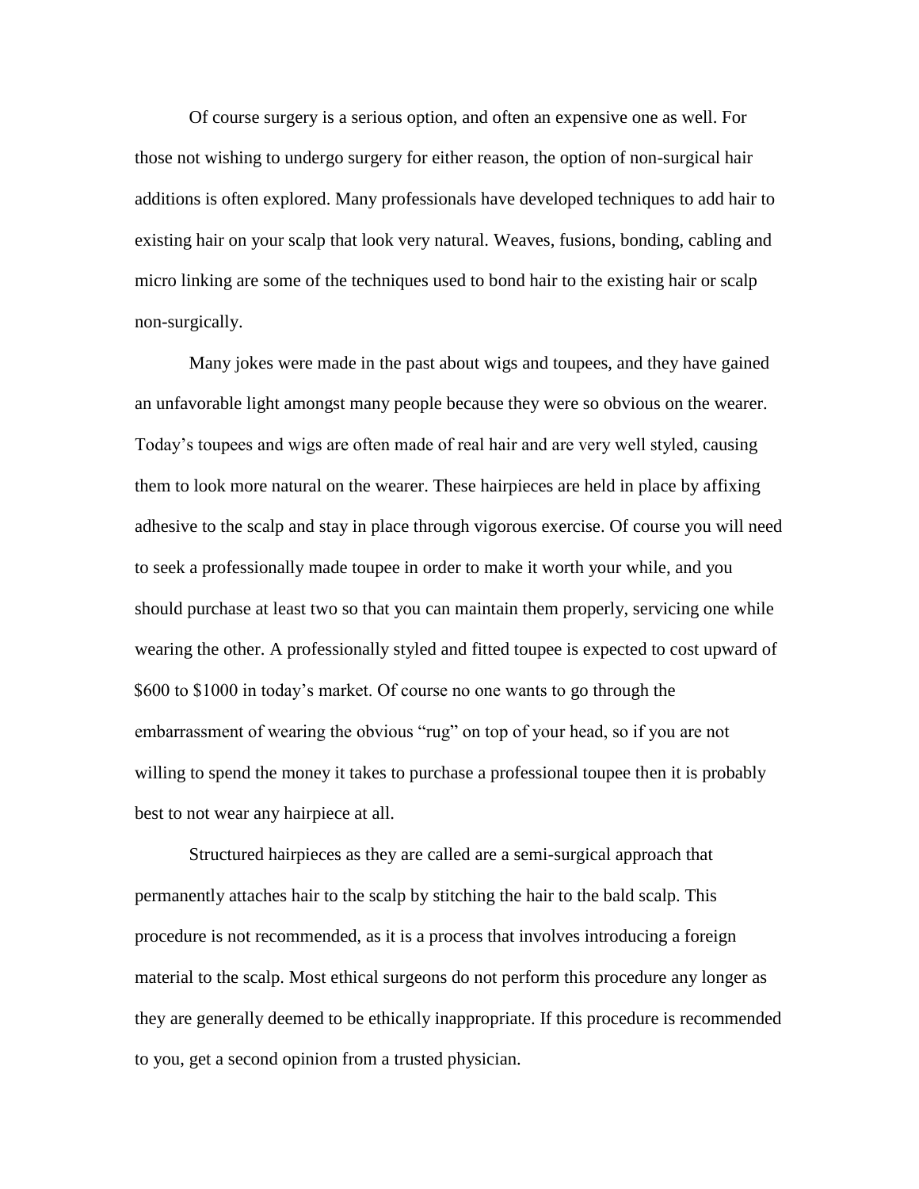Of course surgery is a serious option, and often an expensive one as well. For those not wishing to undergo surgery for either reason, the option of non-surgical hair additions is often explored. Many professionals have developed techniques to add hair to existing hair on your scalp that look very natural. Weaves, fusions, bonding, cabling and micro linking are some of the techniques used to bond hair to the existing hair or scalp non-surgically.

Many jokes were made in the past about wigs and toupees, and they have gained an unfavorable light amongst many people because they were so obvious on the wearer. Today's toupees and wigs are often made of real hair and are very well styled, causing them to look more natural on the wearer. These hairpieces are held in place by affixing adhesive to the scalp and stay in place through vigorous exercise. Of course you will need to seek a professionally made toupee in order to make it worth your while, and you should purchase at least two so that you can maintain them properly, servicing one while wearing the other. A professionally styled and fitted toupee is expected to cost upward of $600 to $1000 in today's market. Of course no one wants to go through the embarrassment of wearing the obvious "rug" on top of your head, so if you are not willing to spend the money it takes to purchase a professional toupee then it is probably best to not wear any hairpiece at all.

Structured hairpieces as they are called are a semi-surgical approach that permanently attaches hair to the scalp by stitching the hair to the bald scalp. This procedure is not recommended, as it is a process that involves introducing a foreign material to the scalp. Most ethical surgeons do not perform this procedure any longer as they are generally deemed to be ethically inappropriate. If this procedure is recommended to you, get a second opinion from a trusted physician.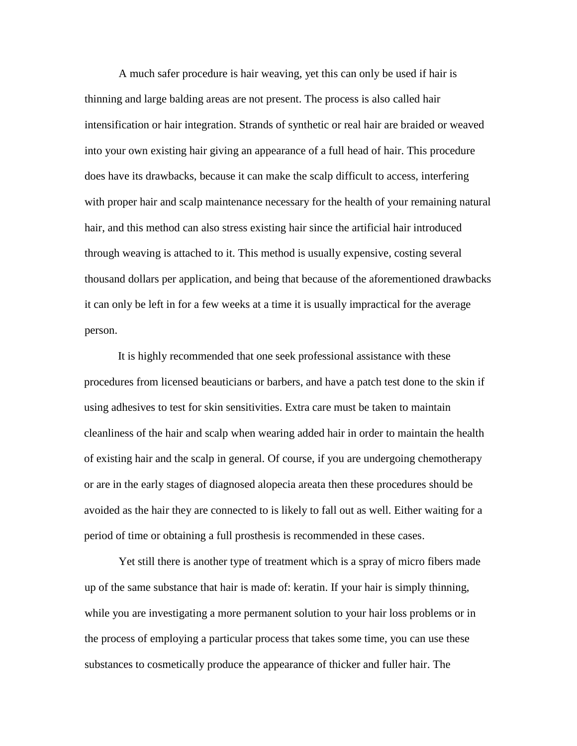A much safer procedure is hair weaving, yet this can only be used if hair is thinning and large balding areas are not present. The process is also called hair intensification or hair integration. Strands of synthetic or real hair are braided or weaved into your own existing hair giving an appearance of a full head of hair. This procedure does have its drawbacks, because it can make the scalp difficult to access, interfering with proper hair and scalp maintenance necessary for the health of your remaining natural hair, and this method can also stress existing hair since the artificial hair introduced through weaving is attached to it. This method is usually expensive, costing several thousand dollars per application, and being that because of the aforementioned drawbacks it can only be left in for a few weeks at a time it is usually impractical for the average person.

It is highly recommended that one seek professional assistance with these procedures from licensed beauticians or barbers, and have a patch test done to the skin if using adhesives to test for skin sensitivities. Extra care must be taken to maintain cleanliness of the hair and scalp when wearing added hair in order to maintain the health of existing hair and the scalp in general. Of course, if you are undergoing chemotherapy or are in the early stages of diagnosed alopecia areata then these procedures should be avoided as the hair they are connected to is likely to fall out as well. Either waiting for a period of time or obtaining a full prosthesis is recommended in these cases.

Yet still there is another type of treatment which is a spray of micro fibers made up of the same substance that hair is made of: keratin. If your hair is simply thinning, while you are investigating a more permanent solution to your hair loss problems or in the process of employing a particular process that takes some time, you can use these substances to cosmetically produce the appearance of thicker and fuller hair. The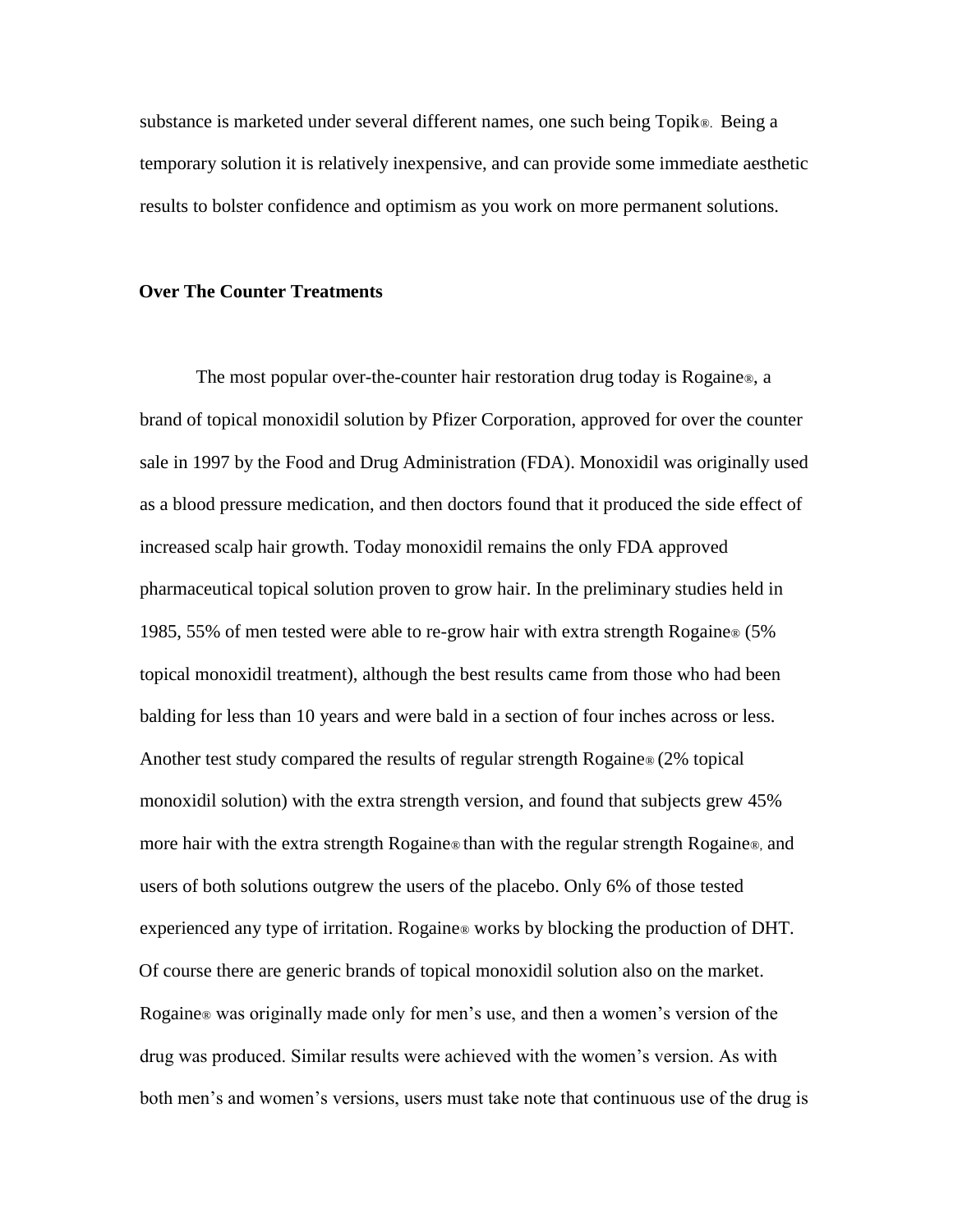substance is marketed under several different names, one such being Topik®. Being a temporary solution it is relatively inexpensive, and can provide some immediate aesthetic results to bolster confidence and optimism as you work on more permanent solutions.

**Over The Counter Treatments**

The most popular over-the-counter hair restoration drug today is Rogaine®, a brand of topical monoxidil solution by Pfizer Corporation, approved for over the counter sale in 1997 by the Food and Drug Administration (FDA). Monoxidil was originally used as a blood pressure medication, and then doctors found that it produced the side effect of increased scalp hair growth. Today monoxidil remains the only FDA approved pharmaceutical topical solution proven to grow hair. In the preliminary studies held in 1985, 55% of men tested were able to re-grow hair with extra strength Rogaine® (5% topical monoxidil treatment), although the best results came from those who had been balding for less than 10 years and were bald in a section of four inches across or less. Another test study compared the results of regular strength Rogaine® (2% topical monoxidil solution) with the extra strength version, and found that subjects grew 45% more hair with the extra strength Rogaine® than with the regular strength Rogaine®, and users of both solutions outgrew the users of the placebo. Only 6% of those tested experienced any type of irritation. Rogaine® works by blocking the production of DHT. Of course there are generic brands of topical monoxidil solution also on the market. Rogaine® was originally made only for men's use, and then a women's version of the drug was produced. Similar results were achieved with the women's version. As with both men's and women's versions, users must take note that continuous use of the drug is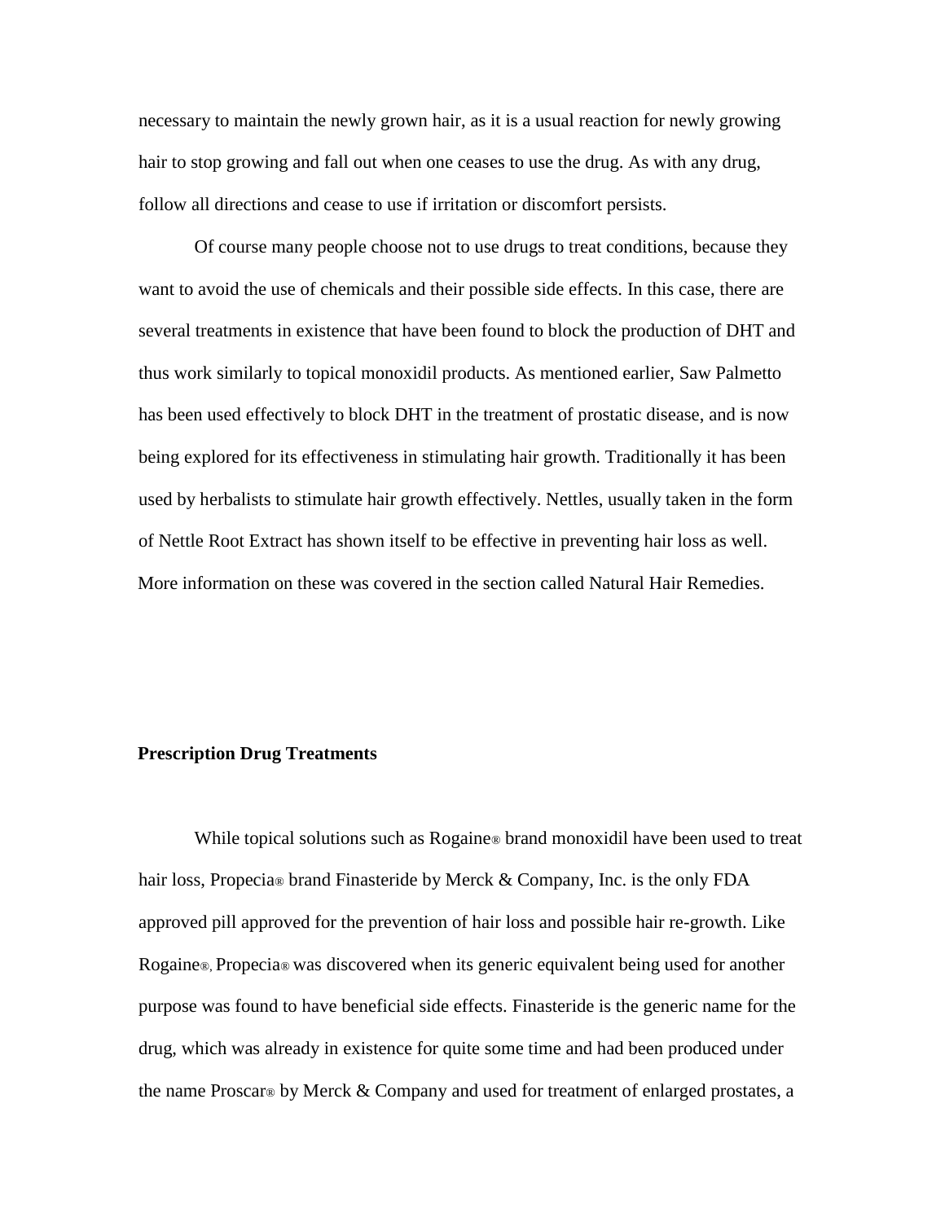necessary to maintain the newly grown hair, as it is a usual reaction for newly growing hair to stop growing and fall out when one ceases to use the drug. As with any drug, follow all directions and cease to use if irritation or discomfort persists.

Of course many people choose not to use drugs to treat conditions, because they want to avoid the use of chemicals and their possible side effects. In this case, there are several treatments in existence that have been found to block the production of DHT and thus work similarly to topical monoxidil products. As mentioned earlier, Saw Palmetto has been used effectively to block DHT in the treatment of prostatic disease, and is now being explored for its effectiveness in stimulating hair growth. Traditionally it has been used by herbalists to stimulate hair growth effectively. Nettles, usually taken in the form of Nettle Root Extract has shown itself to be effective in preventing hair loss as well. More information on these was covered in the section called Natural Hair Remedies.

**Prescription Drug Treatments**

While topical solutions such as Rogaine® brand monoxidil have been used to treat hair loss, Propecia® brand Finasteride by Merck & Company, Inc. is the only FDA approved pill approved for the prevention of hair loss and possible hair re-growth. Like Rogaine®, Propecia® was discovered when its generic equivalent being used for another purpose was found to have beneficial side effects. Finasteride is the generic name for the drug, which was already in existence for quite some time and had been produced under the name Proscar® by Merck & Company and used for treatment of enlarged prostates, a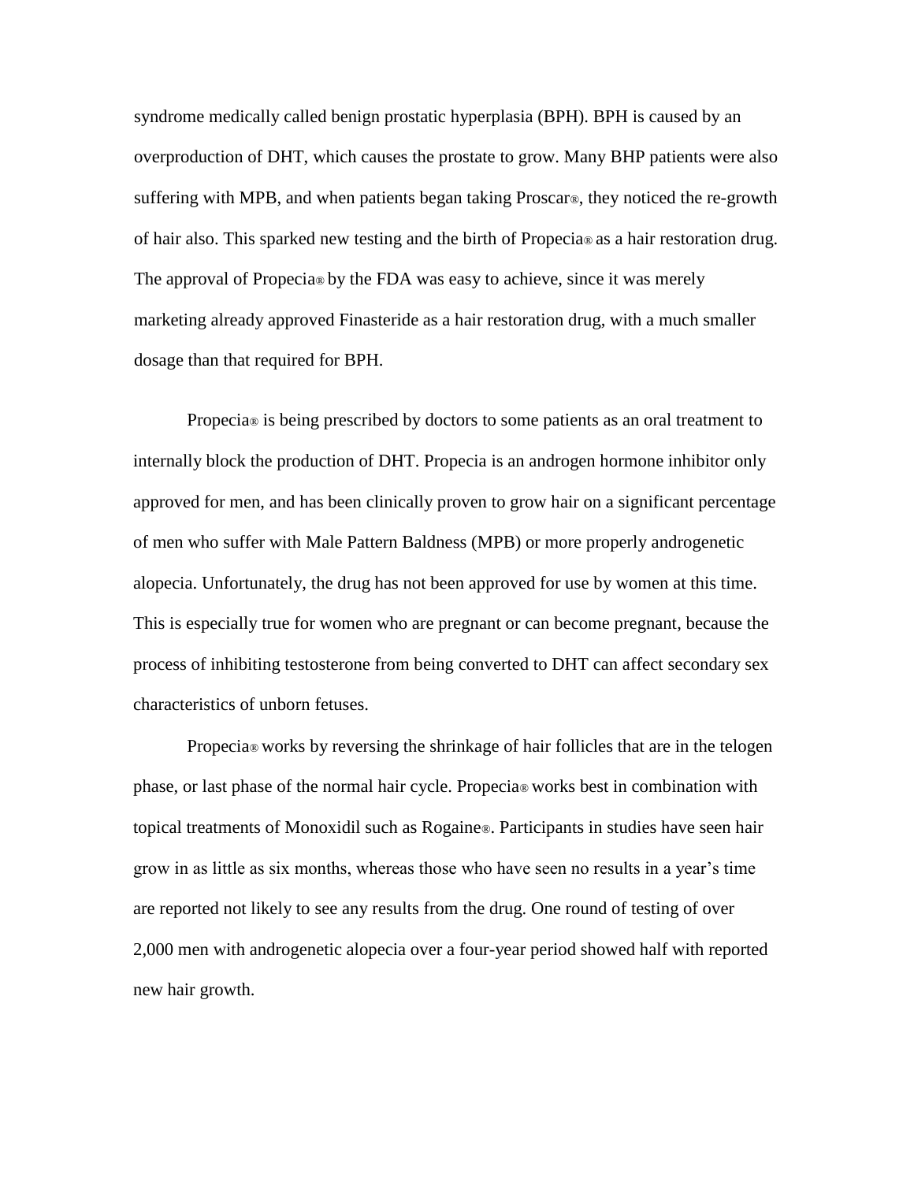syndrome medically called benign prostatic hyperplasia (BPH). BPH is caused by an overproduction of DHT, which causes the prostate to grow. Many BHP patients were also suffering with MPB, and when patients began taking Proscar®, they noticed the re-growth of hair also. This sparked new testing and the birth of Propecia® as a hair restoration drug. The approval of Propecia® by the FDA was easy to achieve, since it was merely marketing already approved Finasteride as a hair restoration drug, with a much smaller dosage than that required for BPH.

Propecia® is being prescribed by doctors to some patients as an oral treatment to internally block the production of DHT. Propecia is an androgen hormone inhibitor only approved for men, and has been clinically proven to grow hair on a significant percentage of men who suffer with Male Pattern Baldness (MPB) or more properly androgenetic alopecia. Unfortunately, the drug has not been approved for use by women at this time. This is especially true for women who are pregnant or can become pregnant, because the process of inhibiting testosterone from being converted to DHT can affect secondary sex characteristics of unborn fetuses.

Propecia® works by reversing the shrinkage of hair follicles that are in the telogen phase, or last phase of the normal hair cycle. Propecia® works best in combination with topical treatments of Monoxidil such as Rogaine®. Participants in studies have seen hair grow in as little as six months, whereas those who have seen no results in a year's time are reported not likely to see any results from the drug. One round of testing of over 2,000 men with androgenetic alopecia over a four-year period showed half with reported new hair growth.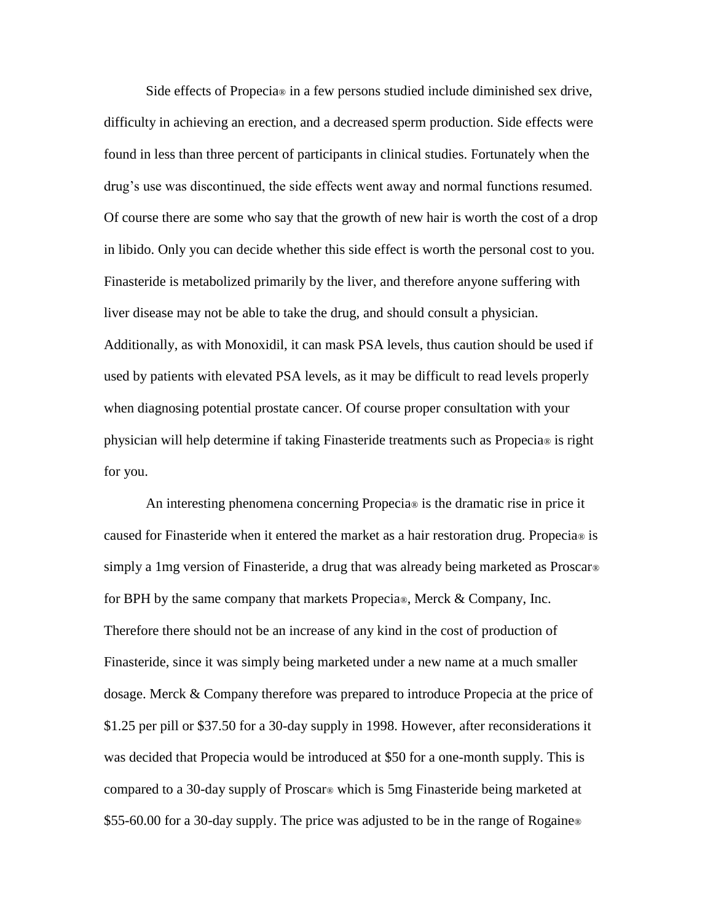Side effects of Propecia® in a few persons studied include diminished sex drive, difficulty in achieving an erection, and a decreased sperm production. Side effects were found in less than three percent of participants in clinical studies. Fortunately when the drug's use was discontinued, the side effects went away and normal functions resumed. Of course there are some who say that the growth of new hair is worth the cost of a drop in libido. Only you can decide whether this side effect is worth the personal cost to you. Finasteride is metabolized primarily by the liver, and therefore anyone suffering with liver disease may not be able to take the drug, and should consult a physician. Additionally, as with Monoxidil, it can mask PSA levels, thus caution should be used if used by patients with elevated PSA levels, as it may be difficult to read levels properly when diagnosing potential prostate cancer. Of course proper consultation with your physician will help determine if taking Finasteride treatments such as Propecia® is right for you.

An interesting phenomena concerning Propecia® is the dramatic rise in price it caused for Finasteride when it entered the market as a hair restoration drug. Propecia® is simply a 1mg version of Finasteride, a drug that was already being marketed as Proscar® for BPH by the same company that markets Propecia®, Merck & Company, Inc. Therefore there should not be an increase of any kind in the cost of production of Finasteride, since it was simply being marketed under a new name at a much smaller dosage. Merck & Company therefore was prepared to introduce Propecia at the price of $1.25 per pill or $37.50 for a 30-day supply in 1998. However, after reconsiderations it was decided that Propecia would be introduced at $50 for a one-month supply. This is compared to a 30-day supply of Proscar® which is 5mg Finasteride being marketed at $55-60.00 for a 30-day supply. The price was adjusted to be in the range of Rogaine®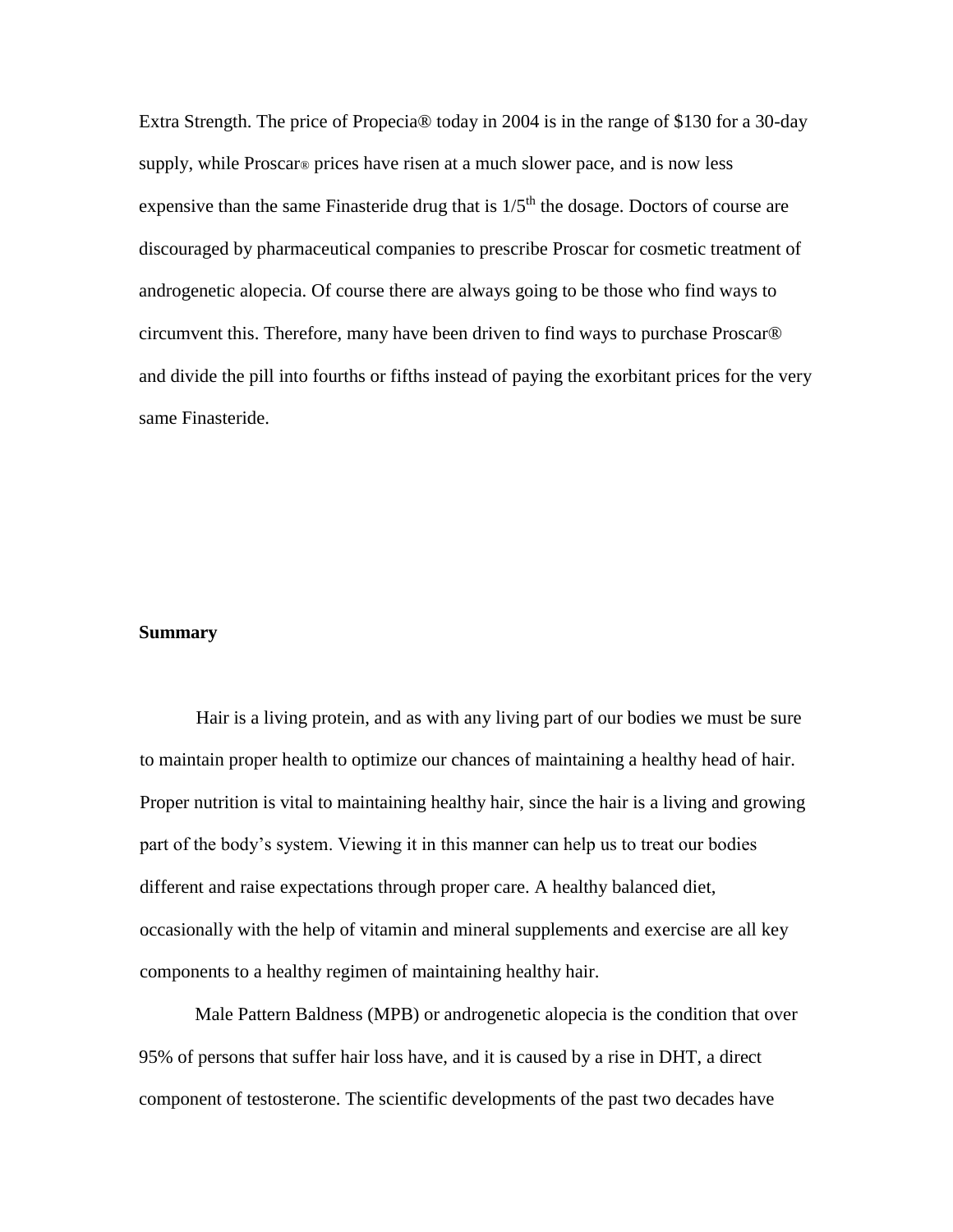Extra Strength. The price of Propecia® today in 2004 is in the range of $130 for a 30-day supply, while Proscar® prices have risen at a much slower pace, and is now less expensive than the same Finasteride drug that is 1/5$^{th}$ the dosage. Doctors of course are discouraged by pharmaceutical companies to prescribe Proscar for cosmetic treatment of androgenetic alopecia. Of course there are always going to be those who find ways to circumvent this. Therefore, many have been driven to find ways to purchase Proscar® and divide the pill into fourths or fifths instead of paying the exorbitant prices for the very same Finasteride.

**Summary**

Hair is a living protein, and as with any living part of our bodies we must be sure to maintain proper health to optimize our chances of maintaining a healthy head of hair. Proper nutrition is vital to maintaining healthy hair, since the hair is a living and growing part of the body's system. Viewing it in this manner can help us to treat our bodies different and raise expectations through proper care. A healthy balanced diet, occasionally with the help of vitamin and mineral supplements and exercise are all key components to a healthy regimen of maintaining healthy hair.

Male Pattern Baldness (MPB) or androgenetic alopecia is the condition that over 95% of persons that suffer hair loss have, and it is caused by a rise in DHT, a direct component of testosterone. The scientific developments of the past two decades have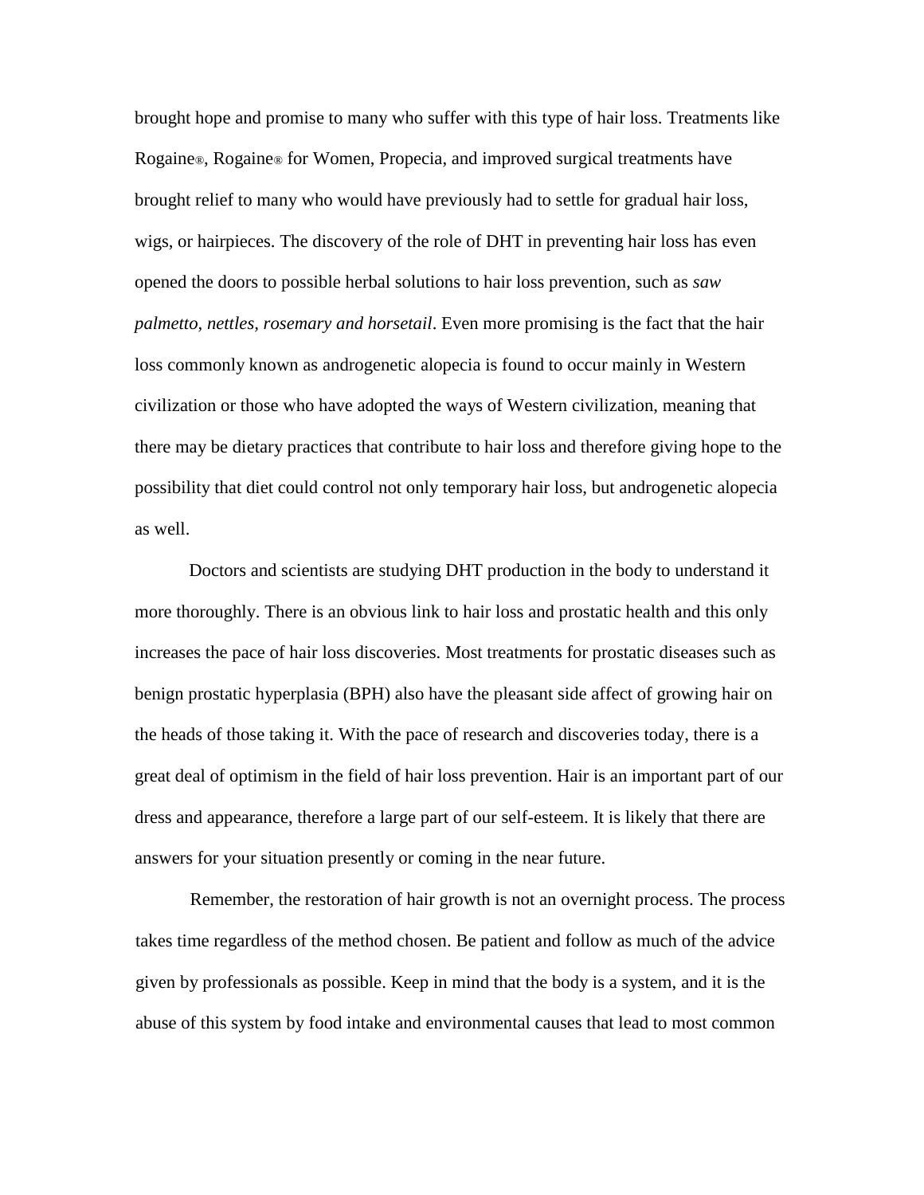brought hope and promise to many who suffer with this type of hair loss. Treatments like Rogaine®, Rogaine® for Women, Propecia, and improved surgical treatments have brought relief to many who would have previously had to settle for gradual hair loss, wigs, or hairpieces. The discovery of the role of DHT in preventing hair loss has even opened the doors to possible herbal solutions to hair loss prevention, such as *saw palmetto, nettles, rosemary and horsetail*. Even more promising is the fact that the hair loss commonly known as androgenetic alopecia is found to occur mainly in Western civilization or those who have adopted the ways of Western civilization, meaning that there may be dietary practices that contribute to hair loss and therefore giving hope to the possibility that diet could control not only temporary hair loss, but androgenetic alopecia as well.

Doctors and scientists are studying DHT production in the body to understand it more thoroughly. There is an obvious link to hair loss and prostatic health and this only increases the pace of hair loss discoveries. Most treatments for prostatic diseases such as benign prostatic hyperplasia (BPH) also have the pleasant side affect of growing hair on the heads of those taking it. With the pace of research and discoveries today, there is a great deal of optimism in the field of hair loss prevention. Hair is an important part of our dress and appearance, therefore a large part of our self-esteem. It is likely that there are answers for your situation presently or coming in the near future.

Remember, the restoration of hair growth is not an overnight process. The process takes time regardless of the method chosen. Be patient and follow as much of the advice given by professionals as possible. Keep in mind that the body is a system, and it is the abuse of this system by food intake and environmental causes that lead to most common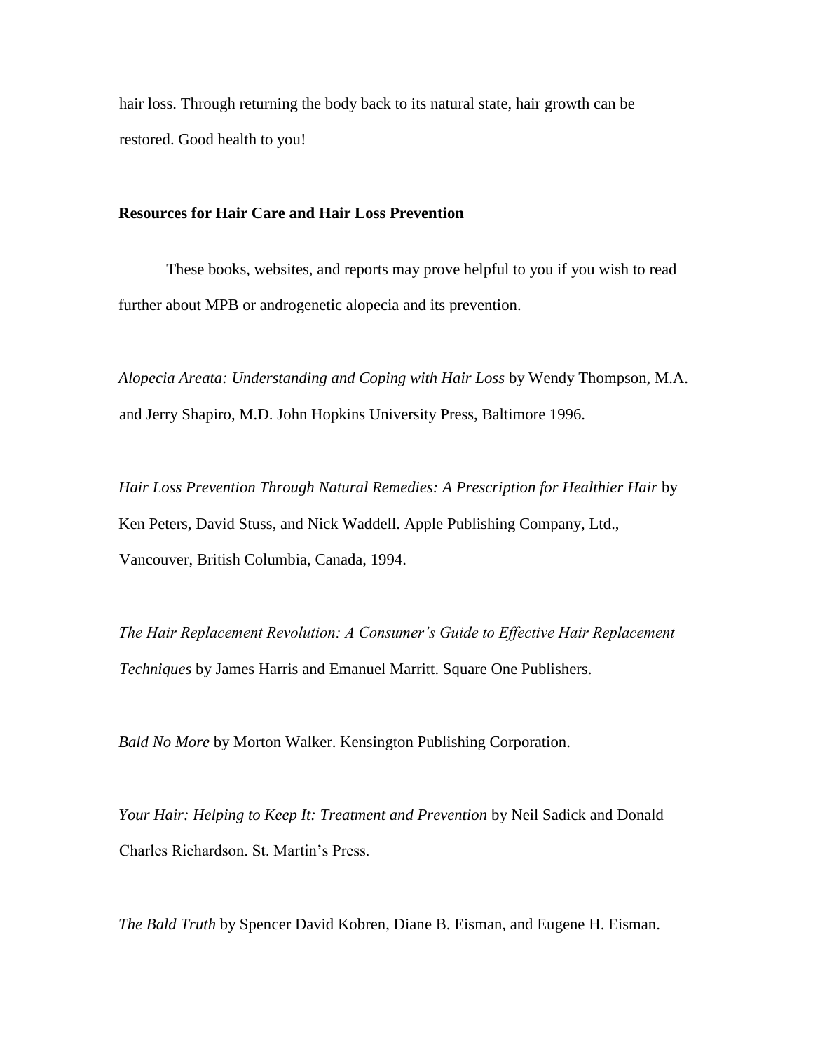hair loss. Through returning the body back to its natural state, hair growth can be restored. Good health to you!

**Resources for Hair Care and Hair Loss Prevention**

These books, websites, and reports may prove helpful to you if you wish to read further about MPB or androgenetic alopecia and its prevention.

*Alopecia Areata: Understanding and Coping with Hair Loss* by Wendy Thompson, M.A. and Jerry Shapiro, M.D. John Hopkins University Press, Baltimore 1996.

*Hair Loss Prevention Through Natural Remedies: A Prescription for Healthier Hair* by Ken Peters, David Stuss, and Nick Waddell. Apple Publishing Company, Ltd., Vancouver, British Columbia, Canada, 1994.

*The Hair Replacement Revolution: A Consumer's Guide to Effective Hair Replacement Techniques* by James Harris and Emanuel Marritt. Square One Publishers.

*Bald No More* by Morton Walker. Kensington Publishing Corporation.

*Your Hair: Helping to Keep It: Treatment and Prevention* by Neil Sadick and Donald Charles Richardson. St. Martin's Press.

*The Bald Truth* by Spencer David Kobren, Diane B. Eisman, and Eugene H. Eisman.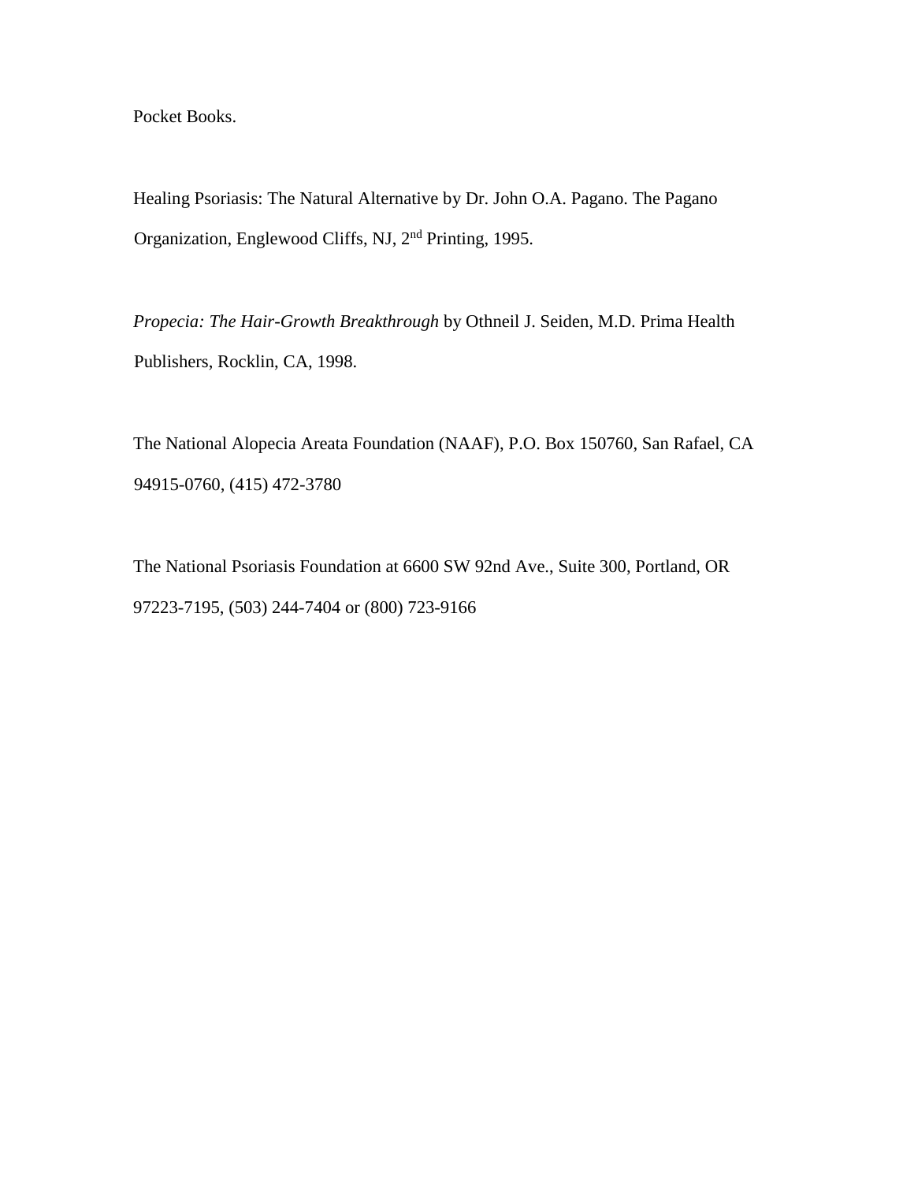Pocket Books.

Healing Psoriasis: The Natural Alternative by Dr. John O.A. Pagano. The Pagano Organization, Englewood Cliffs, NJ, 2nd Printing, 1995.

*Propecia: The Hair-Growth Breakthrough* by Othneil J. Seiden, M.D. Prima Health Publishers, Rocklin, CA, 1998.

The National Alopecia Areata Foundation (NAAF), P.O. Box 150760, San Rafael, CA 94915-0760, (415) 472-3780

The National Psoriasis Foundation at 6600 SW 92nd Ave., Suite 300, Portland, OR 97223-7195, (503) 244-7404 or (800) 723-9166